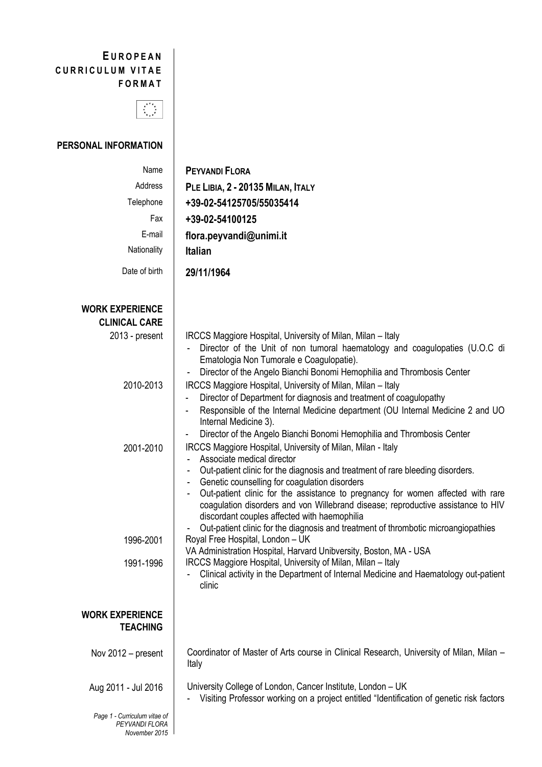# EUROPEAN CURRICULUM VITAE FORMAT

## PERSONAL INFORMATION

| | |
|---|---|
| Name | **PEYVANDI FLORA** |
| Address | **PLE LIBIA, 2 - 20135 MILAN, ITALY** |
| Telephone | **+39-02-54125705/55035414** |
| Fax | **+39-02-54100125** |
| E-mail | **flora.peyvandi@unimi.it** |
| Nationality | **Italian** |
| Date of birth | **29/11/1964** |

## WORK EXPERIENCE CLINICAL CARE

**2013 - present**

IRCCS Maggiore Hospital, University of Milan, Milan – Italy

- Director of the Unit of non tumoral haematology and coagulopaties (U.O.C di Ematologia Non Tumorale e Coagulopatie).
- Director of the Angelo Bianchi Bonomi Hemophilia and Thrombosis Center

**2010-2013**

IRCCS Maggiore Hospital, University of Milan, Milan – Italy

- Director of Department for diagnosis and treatment of coagulopathy
- Responsible of the Internal Medicine department (OU Internal Medicine 2 and UO Internal Medicine 3).
- Director of the Angelo Bianchi Bonomi Hemophilia and Thrombosis Center

**2001-2010**

IRCCS Maggiore Hospital, University of Milan, Milan - Italy

- Associate medical director
- Out-patient clinic for the diagnosis and treatment of rare bleeding disorders.
- Genetic counselling for coagulation disorders
- Out-patient clinic for the assistance to pregnancy for women affected with rare coagulation disorders and von Willebrand disease; reproductive assistance to HIV discordant couples affected with haemophilia
- Out-patient clinic for the diagnosis and treatment of thrombotic microangiopathies

**1996-2001**

Royal Free Hospital, London – UK

VA Administration Hospital, Harvard Unibversity, Boston, MA - USA

**1991-1996**

IRCCS Maggiore Hospital, University of Milan, Milan – Italy

- Clinical activity in the Department of Internal Medicine and Haematology out-patient clinic

## WORK EXPERIENCE TEACHING

**Nov 2012 – present**

Coordinator of Master of Arts course in Clinical Research, University of Milan, Milan – Italy

**Aug 2011 - Jul 2016**

University College of London, Cancer Institute, London – UK

- Visiting Professor working on a project entitled "Identification of genetic risk factors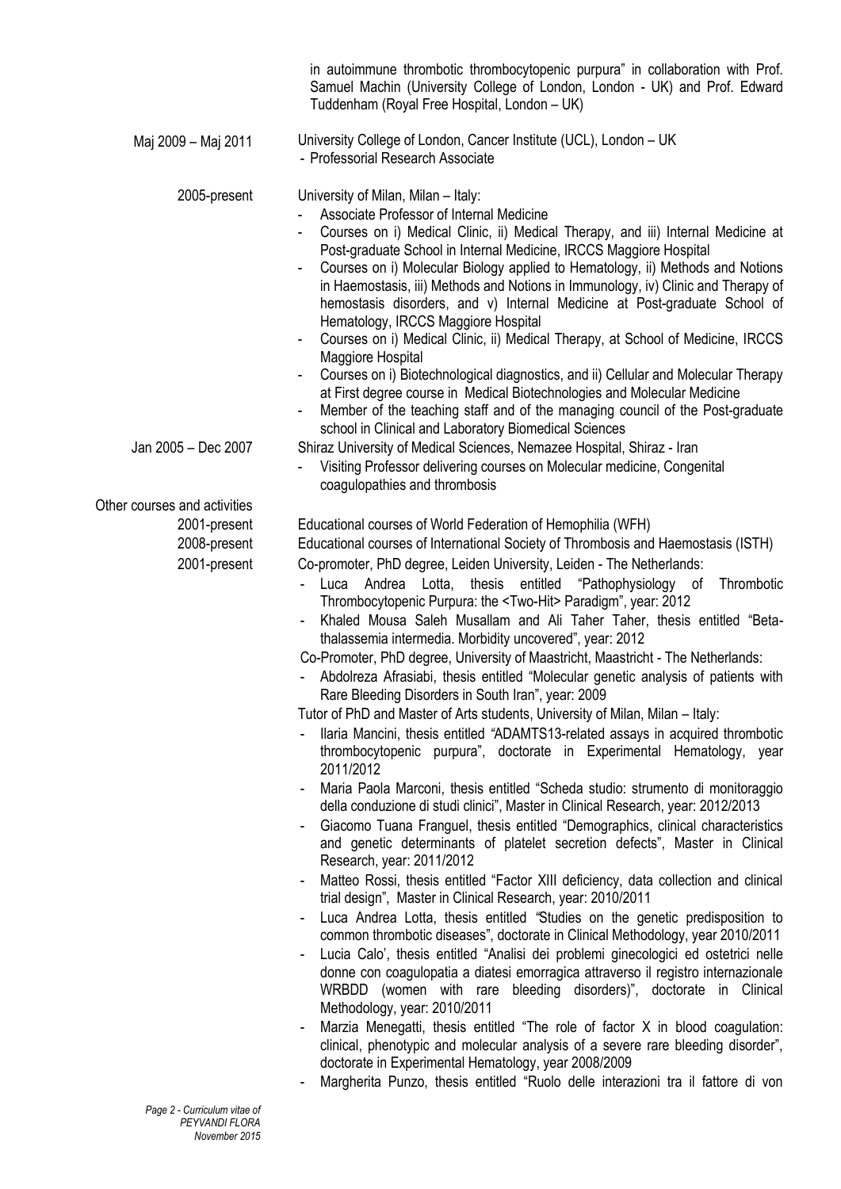in autoimmune thrombotic thrombocytopenic purpura" in collaboration with Prof. Samuel Machin (University College of London, London - UK) and Prof. Edward Tuddenham (Royal Free Hospital, London – UK)

Maj 2009 – Maj 2011 University College of London, Cancer Institute (UCL), London – UK
- Professorial Research Associate

2005-present University of Milan, Milan – Italy:
- Associate Professor of Internal Medicine
- Courses on i) Medical Clinic, ii) Medical Therapy, and iii) Internal Medicine at Post-graduate School in Internal Medicine, IRCCS Maggiore Hospital
- Courses on i) Molecular Biology applied to Hematology, ii) Methods and Notions in Haemostasis, iii) Methods and Notions in Immunology, iv) Clinic and Therapy of hemostasis disorders, and v) Internal Medicine at Post-graduate School of Hematology, IRCCS Maggiore Hospital
- Courses on i) Medical Clinic, ii) Medical Therapy, at School of Medicine, IRCCS Maggiore Hospital
- Courses on i) Biotechnological diagnostics, and ii) Cellular and Molecular Therapy at First degree course in Medical Biotechnologies and Molecular Medicine
- Member of the teaching staff and of the managing council of the Post-graduate school in Clinical and Laboratory Biomedical Sciences

Jan 2005 – Dec 2007 Shiraz University of Medical Sciences, Nemazee Hospital, Shiraz - Iran
- Visiting Professor delivering courses on Molecular medicine, Congenital coagulopathies and thrombosis

Other courses and activities

2001-present Educational courses of World Federation of Hemophilia (WFH)

2008-present Educational courses of International Society of Thrombosis and Haemostasis (ISTH)

2001-present Co-promoter, PhD degree, Leiden University, Leiden - The Netherlands:
- Luca Andrea Lotta, thesis entitled "Pathophysiology of Thrombotic Thrombocytopenic Purpura: the <Two-Hit> Paradigm", year: 2012
- Khaled Mousa Saleh Musallam and Ali Taher Taher, thesis entitled "Beta-thalassemia intermedia. Morbidity uncovered", year: 2012

Co-Promoter, PhD degree, University of Maastricht, Maastricht - The Netherlands:
- Abdolreza Afrasiabi, thesis entitled "Molecular genetic analysis of patients with Rare Bleeding Disorders in South Iran", year: 2009

Tutor of PhD and Master of Arts students, University of Milan, Milan – Italy:
- Ilaria Mancini, thesis entitled "ADAMTS13-related assays in acquired thrombotic thrombocytopenic purpura", doctorate in Experimental Hematology, year 2011/2012
- Maria Paola Marconi, thesis entitled "Scheda studio: strumento di monitoraggio della conduzione di studi clinici", Master in Clinical Research, year: 2012/2013
- Giacomo Tuana Franguel, thesis entitled "Demographics, clinical characteristics and genetic determinants of platelet secretion defects", Master in Clinical Research, year: 2011/2012
- Matteo Rossi, thesis entitled "Factor XIII deficiency, data collection and clinical trial design", Master in Clinical Research, year: 2010/2011
- Luca Andrea Lotta, thesis entitled "Studies on the genetic predisposition to common thrombotic diseases", doctorate in Clinical Methodology, year 2010/2011
- Lucia Calo', thesis entitled "Analisi dei problemi ginecologici ed ostetrici nelle donne con coagulopatia a diatesi emorragica attraverso il registro internazionale WRBDD (women with rare bleeding disorders)", doctorate in Clinical Methodology, year: 2010/2011
- Marzia Menegatti, thesis entitled "The role of factor X in blood coagulation: clinical, phenotypic and molecular analysis of a severe rare bleeding disorder", doctorate in Experimental Hematology, year 2008/2009
- Margherita Punzo, thesis entitled "Ruolo delle interazioni tra il fattore di von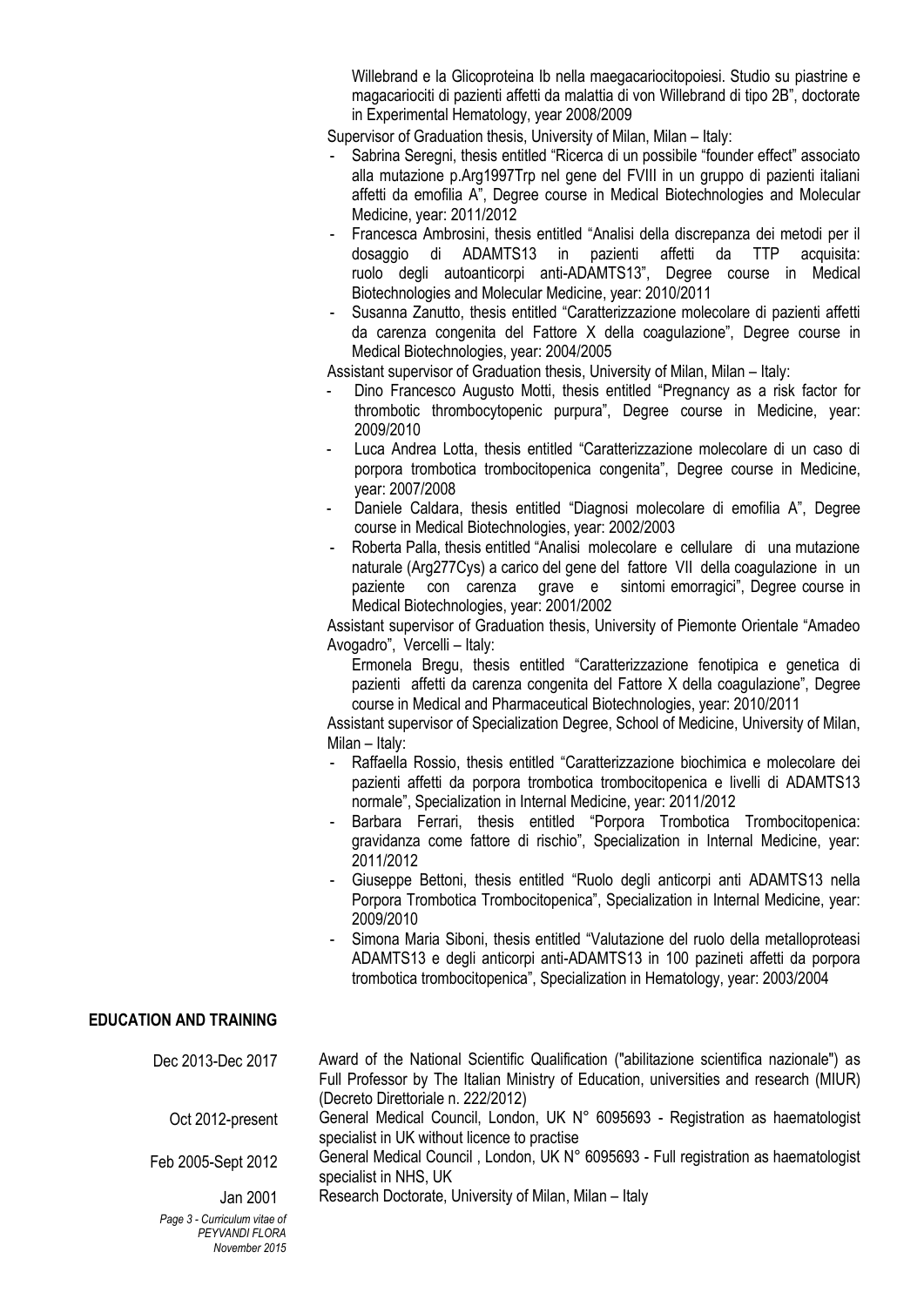Willebrand e la Glicoproteina Ib nella maegacariocitopoiesi. Studio su piastrine e magacariociti di pazienti affetti da malattia di von Willebrand di tipo 2B", doctorate in Experimental Hematology, year 2008/2009

Supervisor of Graduation thesis, University of Milan, Milan – Italy:

- Sabrina Seregni, thesis entitled "Ricerca di un possibile "founder effect" associato alla mutazione p.Arg1997Trp nel gene del FVIII in un gruppo di pazienti italiani affetti da emofilia A", Degree course in Medical Biotechnologies and Molecular Medicine, year: 2011/2012
- Francesca Ambrosini, thesis entitled "Analisi della discrepanza dei metodi per il dosaggio di ADAMTS13 in pazienti affetti da TTP acquisita: ruolo degli autoanticorpi anti-ADAMTS13", Degree course in Medical Biotechnologies and Molecular Medicine, year: 2010/2011
- Susanna Zanutto, thesis entitled "Caratterizzazione molecolare di pazienti affetti da carenza congenita del Fattore X della coagulazione", Degree course in Medical Biotechnologies, year: 2004/2005

Assistant supervisor of Graduation thesis, University of Milan, Milan – Italy:

- Dino Francesco Augusto Motti, thesis entitled "Pregnancy as a risk factor for thrombotic thrombocytopenic purpura", Degree course in Medicine, year: 2009/2010
- Luca Andrea Lotta, thesis entitled "Caratterizzazione molecolare di un caso di porpora trombotica trombocitopenica congenita", Degree course in Medicine, year: 2007/2008
- Daniele Caldara, thesis entitled "Diagnosi molecolare di emofilia A", Degree course in Medical Biotechnologies, year: 2002/2003
- Roberta Palla, thesis entitled "Analisi molecolare e cellulare di una mutazione naturale (Arg277Cys) a carico del gene del fattore VII della coagulazione in un paziente con carenza grave e sintomi emorragici", Degree course in Medical Biotechnologies, year: 2001/2002

Assistant supervisor of Graduation thesis, University of Piemonte Orientale "Amadeo Avogadro", Vercelli – Italy:

Ermonela Bregu, thesis entitled "Caratterizzazione fenotipica e genetica di pazienti affetti da carenza congenita del Fattore X della coagulazione", Degree course in Medical and Pharmaceutical Biotechnologies, year: 2010/2011

Assistant supervisor of Specialization Degree, School of Medicine, University of Milan, Milan – Italy:

- Raffaella Rossio, thesis entitled "Caratterizzazione biochimica e molecolare dei pazienti affetti da porpora trombotica trombocitopenica e livelli di ADAMTS13 normale", Specialization in Internal Medicine, year: 2011/2012
- Barbara Ferrari, thesis entitled "Porpora Trombotica Trombocitopenica: gravidanza come fattore di rischio", Specialization in Internal Medicine, year: 2011/2012
- Giuseppe Bettoni, thesis entitled "Ruolo degli anticorpi anti ADAMTS13 nella Porpora Trombotica Trombocitopenica", Specialization in Internal Medicine, year: 2009/2010
- Simona Maria Siboni, thesis entitled "Valutazione del ruolo della metalloproteasi ADAMTS13 e degli anticorpi anti-ADAMTS13 in 100 pazineti affetti da porpora trombotica trombocitopenica", Specialization in Hematology, year: 2003/2004

## EDUCATION AND TRAINING

| | |
|---|---|
| Dec 2013-Dec 2017 | Award of the National Scientific Qualification ("abilitazione scientifica nazionale") as Full Professor by The Italian Ministry of Education, universities and research (MIUR) (Decreto Direttoriale n. 222/2012) |
| Oct 2012-present | General Medical Council, London, UK N° 6095693 - Registration as haematologist specialist in UK without licence to practise |
| Feb 2005-Sept 2012 | General Medical Council , London, UK N° 6095693 - Full registration as haematologist specialist in NHS, UK |
| Jan 2001 | Research Doctorate, University of Milan, Milan – Italy |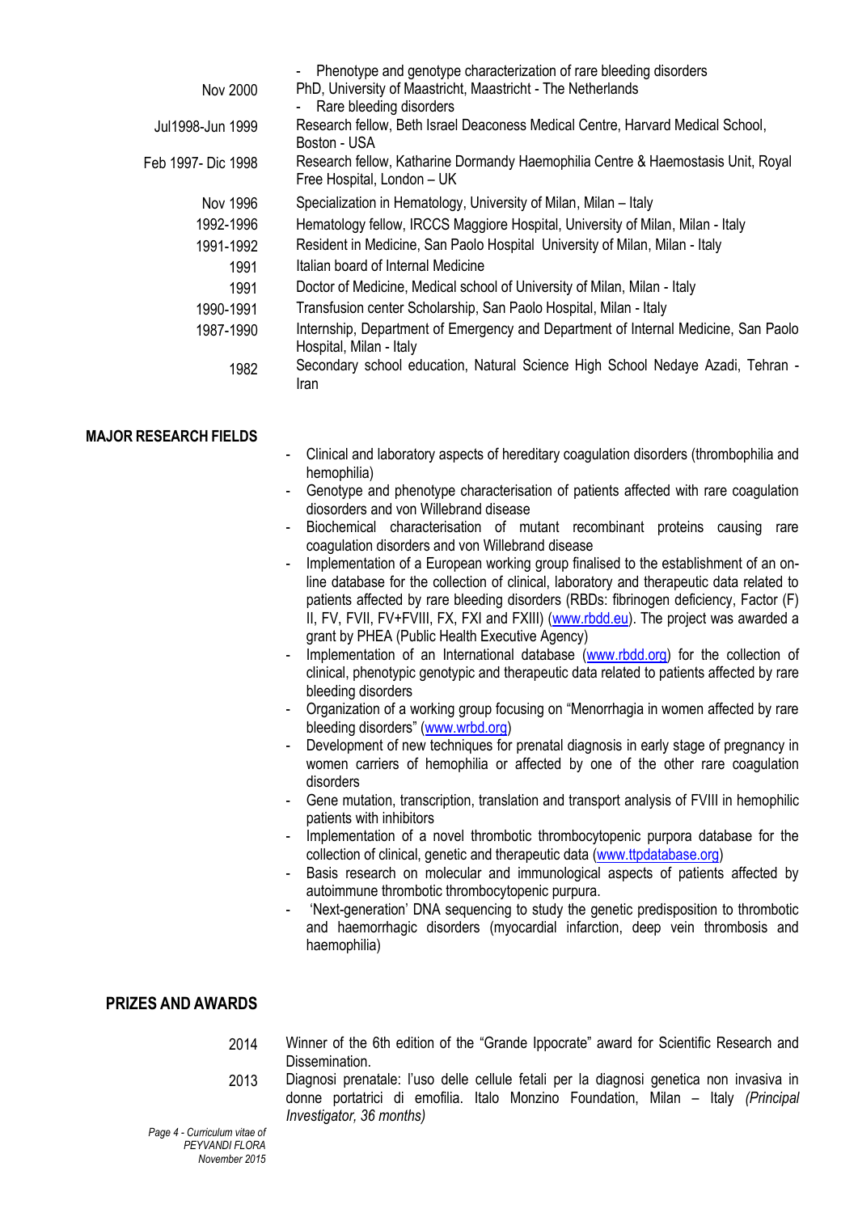| | |
|---|---|
| | - Phenotype and genotype characterization of rare bleeding disorders |
| Nov 2000 | PhD, University of Maastricht, Maastricht - The Netherlands<br>- Rare bleeding disorders |
| Jul1998-Jun 1999 | Research fellow, Beth Israel Deaconess Medical Centre, Harvard Medical School, Boston - USA |
| Feb 1997- Dic 1998 | Research fellow, Katharine Dormandy Haemophilia Centre & Haemostasis Unit, Royal Free Hospital, London – UK |
| Nov 1996 | Specialization in Hematology, University of Milan, Milan – Italy |
| 1992-1996 | Hematology fellow, IRCCS Maggiore Hospital, University of Milan, Milan - Italy |
| 1991-1992 | Resident in Medicine, San Paolo Hospital University of Milan, Milan - Italy |
| 1991 | Italian board of Internal Medicine |
| 1991 | Doctor of Medicine, Medical school of University of Milan, Milan - Italy |
| 1990-1991 | Transfusion center Scholarship, San Paolo Hospital, Milan - Italy |
| 1987-1990 | Internship, Department of Emergency and Department of Internal Medicine, San Paolo Hospital, Milan - Italy |
| 1982 | Secondary school education, Natural Science High School Nedaye Azadi, Tehran - Iran |

## MAJOR RESEARCH FIELDS

- Clinical and laboratory aspects of hereditary coagulation disorders (thrombophilia and hemophilia)
- Genotype and phenotype characterisation of patients affected with rare coagulation diosorders and von Willebrand disease
- Biochemical characterisation of mutant recombinant proteins causing rare coagulation disorders and von Willebrand disease
- Implementation of a European working group finalised to the establishment of an on-line database for the collection of clinical, laboratory and therapeutic data related to patients affected by rare bleeding disorders (RBDs: fibrinogen deficiency, Factor (F) II, FV, FV+FVIII, FX, FXI and FXIII) (www.rbdd.eu). The project was awarded a grant by PHEA (Public Health Executive Agency)
- Implementation of an International database (www.rbdd.org) for the collection of clinical, phenotypic genotypic and therapeutic data related to patients affected by rare bleeding disorders
- Organization of a working group focusing on "Menorrhagia in women affected by rare bleeding disorders" (www.wrbd.org)
- Development of new techniques for prenatal diagnosis in early stage of pregnancy in women carriers of hemophilia or affected by one of the other rare coagulation disorders
- Gene mutation, transcription, translation and transport analysis of FVIII in hemophilic patients with inhibitors
- Implementation of a novel thrombotic thrombocytopenic purpora database for the collection of clinical, genetic and therapeutic data (www.ttpdatabase.org)
- Basis research on molecular and immunological aspects of patients affected by autoimmune thrombotic thrombocytopenic purpura.
- 'Next-generation' DNA sequencing to study the genetic predisposition to thrombotic and haemorrhagic disorders (myocardial infarction, deep vein thrombosis and haemophilia)

## PRIZES AND AWARDS

| | |
|---|---|
| 2014 | Winner of the 6th edition of the "Grande Ippocrate" award for Scientific Research and Dissemination. |
| 2013 | Diagnosi prenatale: l'uso delle cellule fetali per la diagnosi genetica non invasiva in donne portatrici di emofilia. Italo Monzino Foundation, Milan – Italy *(Principal Investigator, 36 months)* |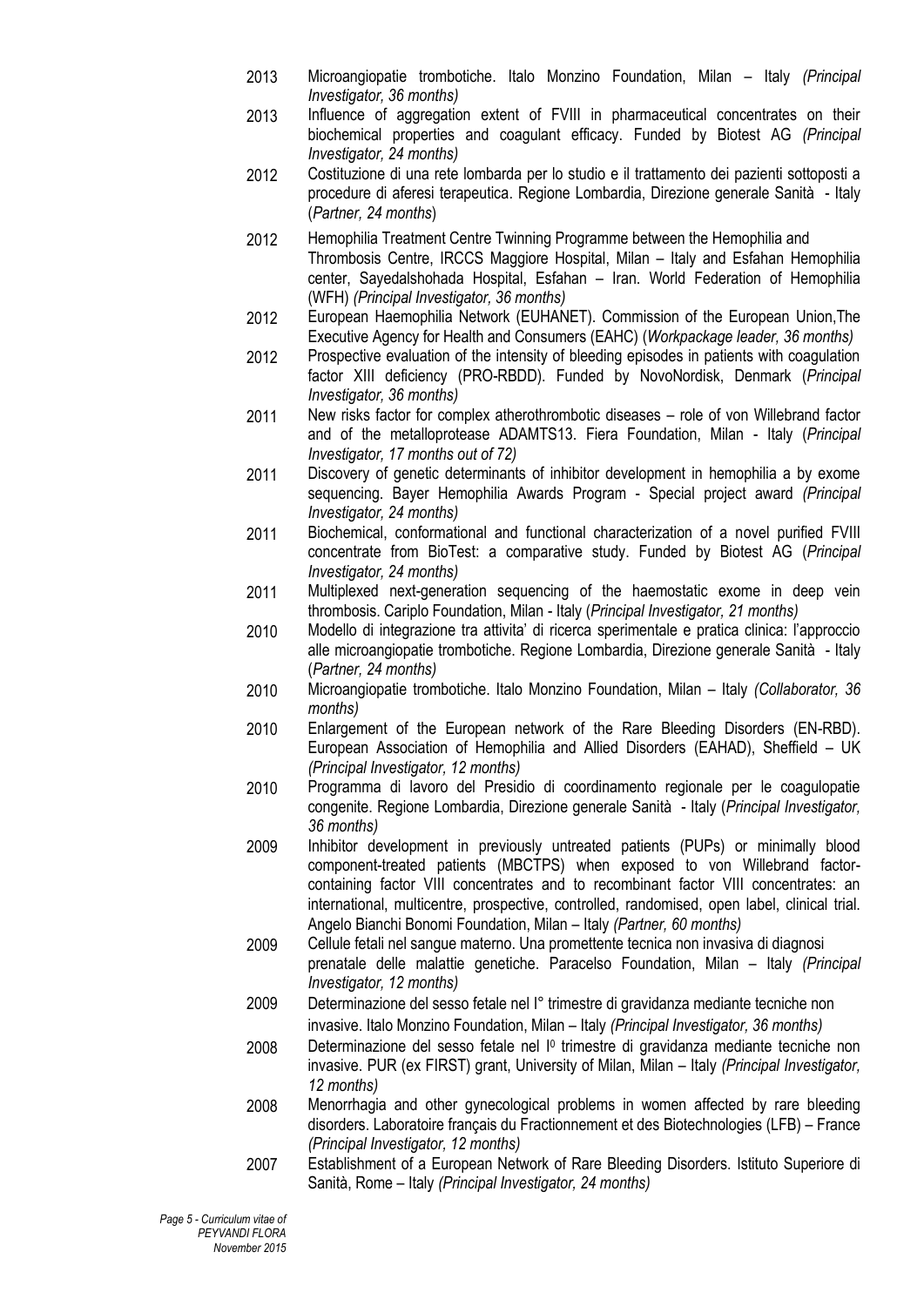2013 Microangiopatie trombotiche. Italo Monzino Foundation, Milan – Italy *(Principal Investigator, 36 months)*

2013 Influence of aggregation extent of FVIII in pharmaceutical concentrates on their biochemical properties and coagulant efficacy. Funded by Biotest AG *(Principal Investigator, 24 months)*

2012 Costituzione di una rete lombarda per lo studio e il trattamento dei pazienti sottoposti a procedure di aferesi terapeutica. Regione Lombardia, Direzione generale Sanità - Italy (*Partner, 24 months*)

2012 Hemophilia Treatment Centre Twinning Programme between the Hemophilia and Thrombosis Centre, IRCCS Maggiore Hospital, Milan – Italy and Esfahan Hemophilia center, Sayedalshohada Hospital, Esfahan – Iran. World Federation of Hemophilia (WFH) *(Principal Investigator, 36 months)*

2012 European Haemophilia Network (EUHANET). Commission of the European Union,The Executive Agency for Health and Consumers (EAHC) (*Workpackage leader, 36 months)*

2012 Prospective evaluation of the intensity of bleeding episodes in patients with coagulation factor XIII deficiency (PRO-RBDD). Funded by NovoNordisk, Denmark (*Principal Investigator, 36 months)*

2011 New risks factor for complex atherothrombotic diseases – role of von Willebrand factor and of the metalloprotease ADAMTS13. Fiera Foundation, Milan - Italy (*Principal Investigator, 17 months out of 72)*

2011 Discovery of genetic determinants of inhibitor development in hemophilia a by exome sequencing. Bayer Hemophilia Awards Program - Special project award *(Principal Investigator, 24 months)*

2011 Biochemical, conformational and functional characterization of a novel purified FVIII concentrate from BioTest: a comparative study. Funded by Biotest AG (*Principal Investigator, 24 months)*

2011 Multiplexed next-generation sequencing of the haemostatic exome in deep vein thrombosis. Cariplo Foundation, Milan - Italy (*Principal Investigator, 21 months)*

2010 Modello di integrazione tra attivita' di ricerca sperimentale e pratica clinica: l'approccio alle microangiopatie trombotiche. Regione Lombardia, Direzione generale Sanità - Italy (*Partner, 24 months)*

2010 Microangiopatie trombotiche. Italo Monzino Foundation, Milan – Italy *(Collaborator, 36 months)*

2010 Enlargement of the European network of the Rare Bleeding Disorders (EN-RBD). European Association of Hemophilia and Allied Disorders (EAHAD), Sheffield – UK *(Principal Investigator, 12 months)*

2010 Programma di lavoro del Presidio di coordinamento regionale per le coagulopatie congenite. Regione Lombardia, Direzione generale Sanità - Italy (*Principal Investigator, 36 months)*

2009 Inhibitor development in previously untreated patients (PUPs) or minimally blood component-treated patients (MBCTPS) when exposed to von Willebrand factor-containing factor VIII concentrates and to recombinant factor VIII concentrates: an international, multicentre, prospective, controlled, randomised, open label, clinical trial. Angelo Bianchi Bonomi Foundation, Milan – Italy *(Partner, 60 months)*

2009 Cellule fetali nel sangue materno. Una promettente tecnica non invasiva di diagnosi prenatale delle malattie genetiche. Paracelso Foundation, Milan – Italy *(Principal Investigator, 12 months)*

2009 Determinazione del sesso fetale nel I° trimestre di gravidanza mediante tecniche non invasive. Italo Monzino Foundation, Milan – Italy *(Principal Investigator, 36 months)*

2008 Determinazione del sesso fetale nel I° trimestre di gravidanza mediante tecniche non invasive. PUR (ex FIRST) grant, University of Milan, Milan – Italy *(Principal Investigator, 12 months)*

2008 Menorrhagia and other gynecological problems in women affected by rare bleeding disorders. Laboratoire français du Fractionnement et des Biotechnologies (LFB) – France *(Principal Investigator, 12 months)*

2007 Establishment of a European Network of Rare Bleeding Disorders. Istituto Superiore di Sanità, Rome – Italy *(Principal Investigator, 24 months)*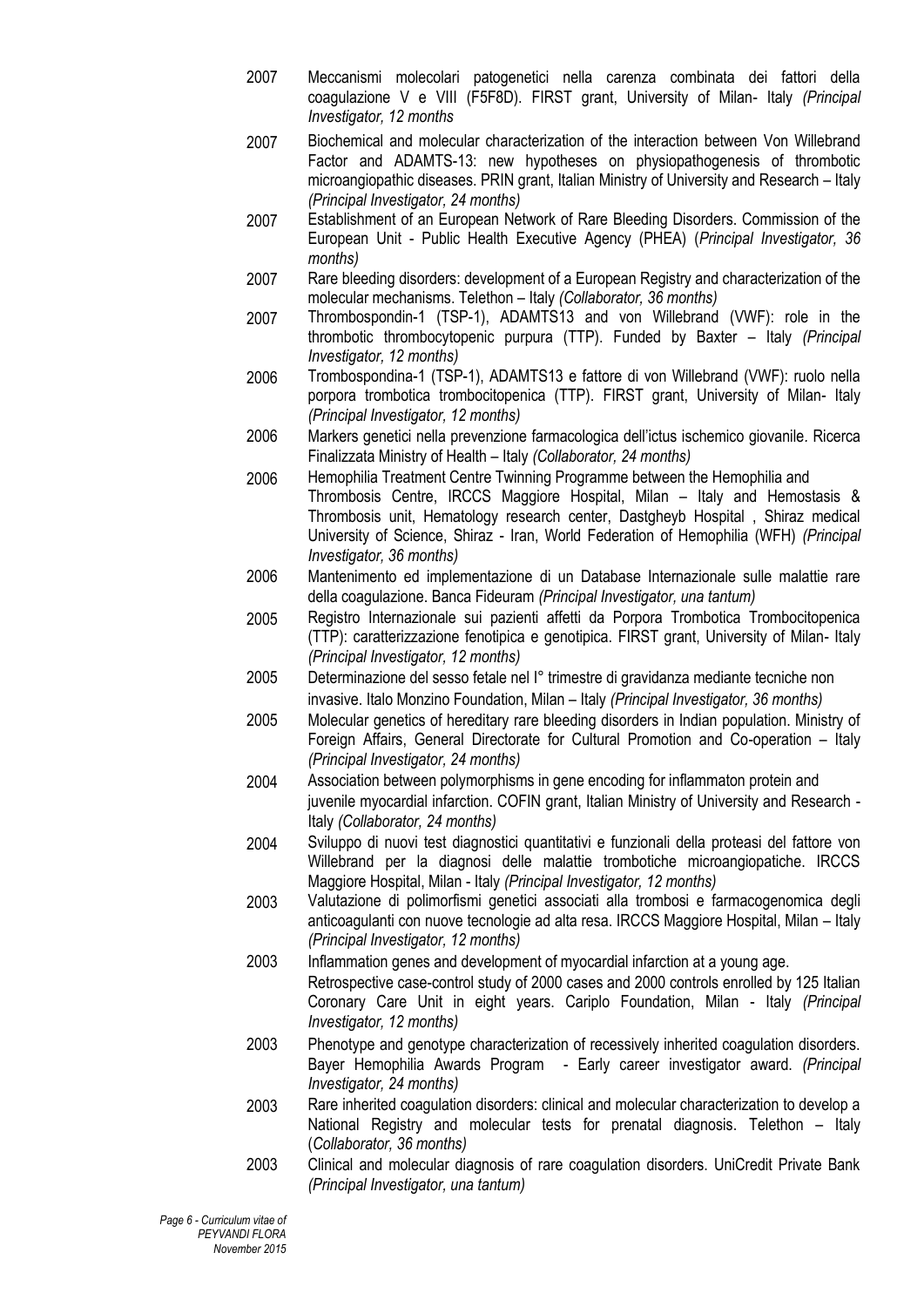2007 Meccanismi molecolari patogenetici nella carenza combinata dei fattori della coagulazione V e VIII (F5F8D). FIRST grant, University of Milan- Italy *(Principal Investigator, 12 months*

2007 Biochemical and molecular characterization of the interaction between Von Willebrand Factor and ADAMTS-13: new hypotheses on physiopathogenesis of thrombotic microangiopathic diseases. PRIN grant, Italian Ministry of University and Research – Italy *(Principal Investigator, 24 months)*

2007 Establishment of an European Network of Rare Bleeding Disorders. Commission of the European Unit - Public Health Executive Agency (PHEA) (*Principal Investigator, 36 months)*

2007 Rare bleeding disorders: development of a European Registry and characterization of the molecular mechanisms. Telethon – Italy *(Collaborator, 36 months)*

2007 Thrombospondin-1 (TSP-1), ADAMTS13 and von Willebrand (VWF): role in the thrombotic thrombocytopenic purpura (TTP). Funded by Baxter – Italy *(Principal Investigator, 12 months)*

2006 Trombospondina-1 (TSP-1), ADAMTS13 e fattore di von Willebrand (VWF): ruolo nella porpora trombotica trombocitopenica (TTP). FIRST grant, University of Milan- Italy *(Principal Investigator, 12 months)*

2006 Markers genetici nella prevenzione farmacologica dell'ictus ischemico giovanile. Ricerca Finalizzata Ministry of Health – Italy *(Collaborator, 24 months)*

2006 Hemophilia Treatment Centre Twinning Programme between the Hemophilia and Thrombosis Centre, IRCCS Maggiore Hospital, Milan – Italy and Hemostasis & Thrombosis unit, Hematology research center, Dastgheyb Hospital , Shiraz medical University of Science, Shiraz - Iran, World Federation of Hemophilia (WFH) *(Principal Investigator, 36 months)*

2006 Mantenimento ed implementazione di un Database Internazionale sulle malattie rare della coagulazione. Banca Fideuram *(Principal Investigator, una tantum)*

2005 Registro Internazionale sui pazienti affetti da Porpora Trombotica Trombocitopenica (TTP): caratterizzazione fenotipica e genotipica. FIRST grant, University of Milan- Italy *(Principal Investigator, 12 months)*

2005 Determinazione del sesso fetale nel I° trimestre di gravidanza mediante tecniche non invasive. Italo Monzino Foundation, Milan – Italy *(Principal Investigator, 36 months)*

2005 Molecular genetics of hereditary rare bleeding disorders in Indian population. Ministry of Foreign Affairs, General Directorate for Cultural Promotion and Co-operation – Italy *(Principal Investigator, 24 months)*

2004 Association between polymorphisms in gene encoding for inflammaton protein and juvenile myocardial infarction. COFIN grant, Italian Ministry of University and Research - Italy *(Collaborator, 24 months)*

2004 Sviluppo di nuovi test diagnostici quantitativi e funzionali della proteasi del fattore von Willebrand per la diagnosi delle malattie trombotiche microangiopatiche. IRCCS Maggiore Hospital, Milan - Italy *(Principal Investigator, 12 months)*

2003 Valutazione di polimorfismi genetici associati alla trombosi e farmacogenomica degli anticoagulanti con nuove tecnologie ad alta resa. IRCCS Maggiore Hospital, Milan – Italy *(Principal Investigator, 12 months)*

2003 Inflammation genes and development of myocardial infarction at a young age. Retrospective case-control study of 2000 cases and 2000 controls enrolled by 125 Italian Coronary Care Unit in eight years. Cariplo Foundation, Milan - Italy *(Principal Investigator, 12 months)*

2003 Phenotype and genotype characterization of recessively inherited coagulation disorders. Bayer Hemophilia Awards Program - Early career investigator award. *(Principal Investigator, 24 months)*

2003 Rare inherited coagulation disorders: clinical and molecular characterization to develop a National Registry and molecular tests for prenatal diagnosis. Telethon – Italy (*Collaborator, 36 months)*

2003 Clinical and molecular diagnosis of rare coagulation disorders. UniCredit Private Bank *(Principal Investigator, una tantum)*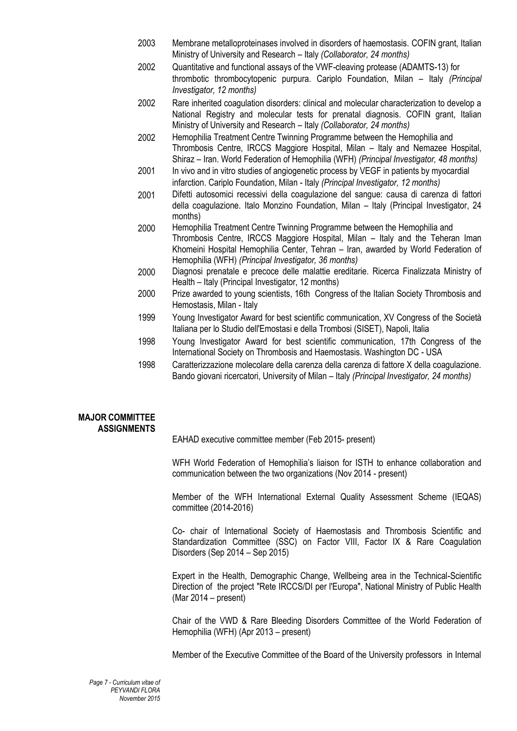2003 Membrane metalloproteinases involved in disorders of haemostasis. COFIN grant, Italian Ministry of University and Research – Italy *(Collaborator, 24 months)*

2002 Quantitative and functional assays of the VWF-cleaving protease (ADAMTS-13) for thrombotic thrombocytopenic purpura. Cariplo Foundation, Milan – Italy *(Principal Investigator, 12 months)*

2002 Rare inherited coagulation disorders: clinical and molecular characterization to develop a National Registry and molecular tests for prenatal diagnosis. COFIN grant, Italian Ministry of University and Research – Italy *(Collaborator, 24 months)*

2002 Hemophilia Treatment Centre Twinning Programme between the Hemophilia and Thrombosis Centre, IRCCS Maggiore Hospital, Milan – Italy and Nemazee Hospital, Shiraz – Iran. World Federation of Hemophilia (WFH) *(Principal Investigator, 48 months)*

2001 In vivo and in vitro studies of angiogenetic process by VEGF in patients by myocardial infarction. Cariplo Foundation, Milan - Italy *(Principal Investigator, 12 months)*

2001 Difetti autosomici recessivi della coagulazione del sangue: causa di carenza di fattori della coagulazione. Italo Monzino Foundation, Milan – Italy (Principal Investigator, 24 months)

2000 Hemophilia Treatment Centre Twinning Programme between the Hemophilia and Thrombosis Centre, IRCCS Maggiore Hospital, Milan – Italy and the Teheran Iman Khomeini Hospital Hemophilia Center, Tehran – Iran, awarded by World Federation of Hemophilia (WFH) *(Principal Investigator, 36 months)*

2000 Diagnosi prenatale e precoce delle malattie ereditarie. Ricerca Finalizzata Ministry of Health – Italy (Principal Investigator, 12 months)

2000 Prize awarded to young scientists, 16th Congress of the Italian Society Thrombosis and Hemostasis, Milan - Italy

1999 Young Investigator Award for best scientific communication, XV Congress of the Società Italiana per lo Studio dell'Emostasi e della Trombosi (SISET), Napoli, Italia

1998 Young Investigator Award for best scientific communication, 17th Congress of the International Society on Thrombosis and Haemostasis. Washington DC - USA

1998 Caratterizzazione molecolare della carenza della carenza di fattore X della coagulazione. Bando giovani ricercatori, University of Milan – Italy *(Principal Investigator, 24 months)*

**MAJOR COMMITTEE ASSIGNMENTS**

EAHAD executive committee member (Feb 2015- present)

WFH World Federation of Hemophilia's liaison for ISTH to enhance collaboration and communication between the two organizations (Nov 2014 - present)

Member of the WFH International External Quality Assessment Scheme (IEQAS) committee (2014-2016)

Co- chair of International Society of Haemostasis and Thrombosis Scientific and Standardization Committee (SSC) on Factor VIII, Factor IX & Rare Coagulation Disorders (Sep 2014 – Sep 2015)

Expert in the Health, Demographic Change, Wellbeing area in the Technical-Scientific Direction of the project "Rete IRCCS/DI per l'Europa", National Ministry of Public Health (Mar 2014 – present)

Chair of the VWD & Rare Bleeding Disorders Committee of the World Federation of Hemophilia (WFH) (Apr 2013 – present)

Member of the Executive Committee of the Board of the University professors in Internal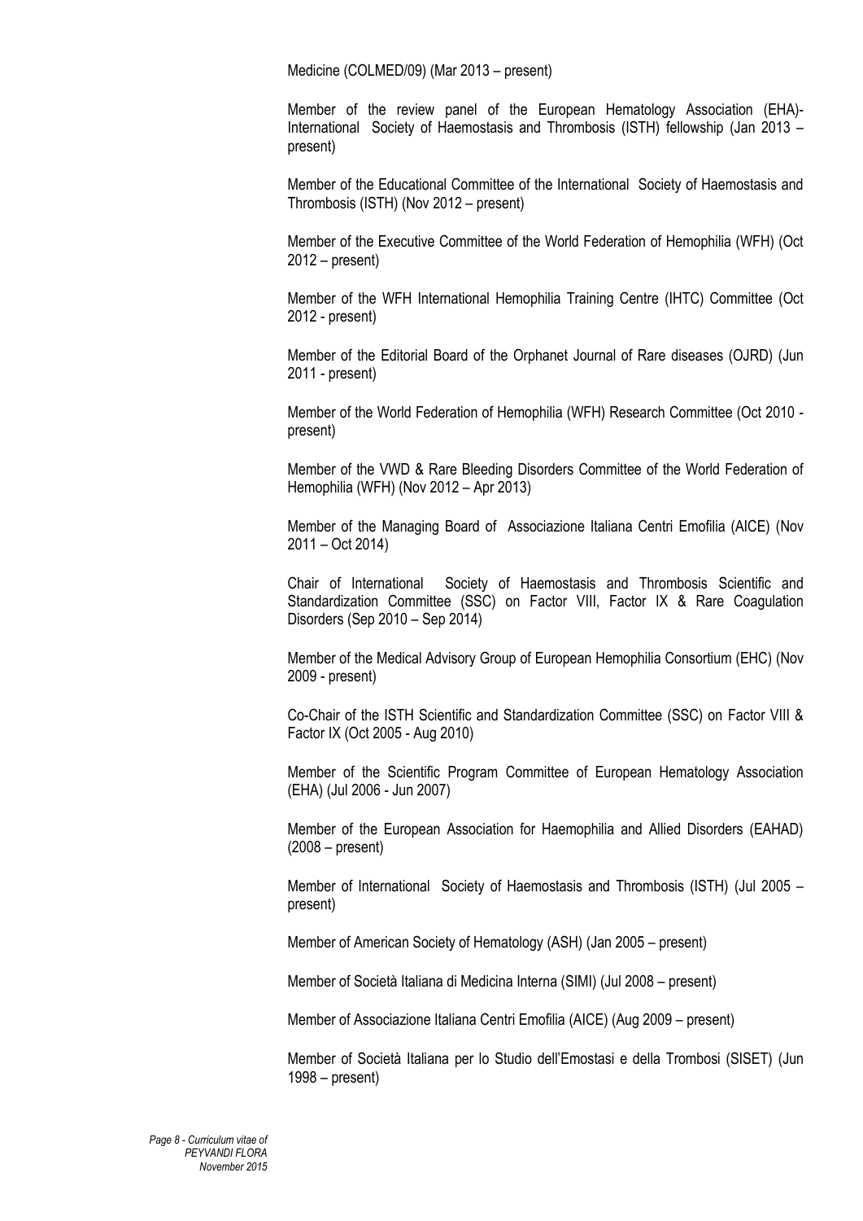Medicine (COLMED/09) (Mar 2013 – present)

Member of the review panel of the European Hematology Association (EHA)-International Society of Haemostasis and Thrombosis (ISTH) fellowship (Jan 2013 – present)

Member of the Educational Committee of the International Society of Haemostasis and Thrombosis (ISTH) (Nov 2012 – present)

Member of the Executive Committee of the World Federation of Hemophilia (WFH) (Oct 2012 – present)

Member of the WFH International Hemophilia Training Centre (IHTC) Committee (Oct 2012 - present)

Member of the Editorial Board of the Orphanet Journal of Rare diseases (OJRD) (Jun 2011 - present)

Member of the World Federation of Hemophilia (WFH) Research Committee (Oct 2010 - present)

Member of the VWD & Rare Bleeding Disorders Committee of the World Federation of Hemophilia (WFH) (Nov 2012 – Apr 2013)

Member of the Managing Board of Associazione Italiana Centri Emofilia (AICE) (Nov 2011 – Oct 2014)

Chair of International Society of Haemostasis and Thrombosis Scientific and Standardization Committee (SSC) on Factor VIII, Factor IX & Rare Coagulation Disorders (Sep 2010 – Sep 2014)

Member of the Medical Advisory Group of European Hemophilia Consortium (EHC) (Nov 2009 - present)

Co-Chair of the ISTH Scientific and Standardization Committee (SSC) on Factor VIII & Factor IX (Oct 2005 - Aug 2010)

Member of the Scientific Program Committee of European Hematology Association (EHA) (Jul 2006 - Jun 2007)

Member of the European Association for Haemophilia and Allied Disorders (EAHAD) (2008 – present)

Member of International Society of Haemostasis and Thrombosis (ISTH) (Jul 2005 – present)

Member of American Society of Hematology (ASH) (Jan 2005 – present)

Member of Società Italiana di Medicina Interna (SIMI) (Jul 2008 – present)

Member of Associazione Italiana Centri Emofilia (AICE) (Aug 2009 – present)

Member of Società Italiana per lo Studio dell'Emostasi e della Trombosi (SISET) (Jun 1998 – present)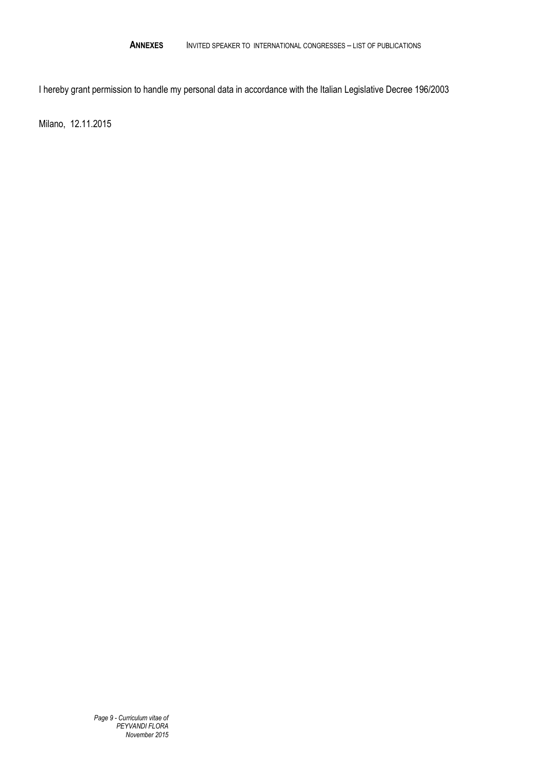I hereby grant permission to handle my personal data in accordance with the Italian Legislative Decree 196/2003

Milano, 12.11.2015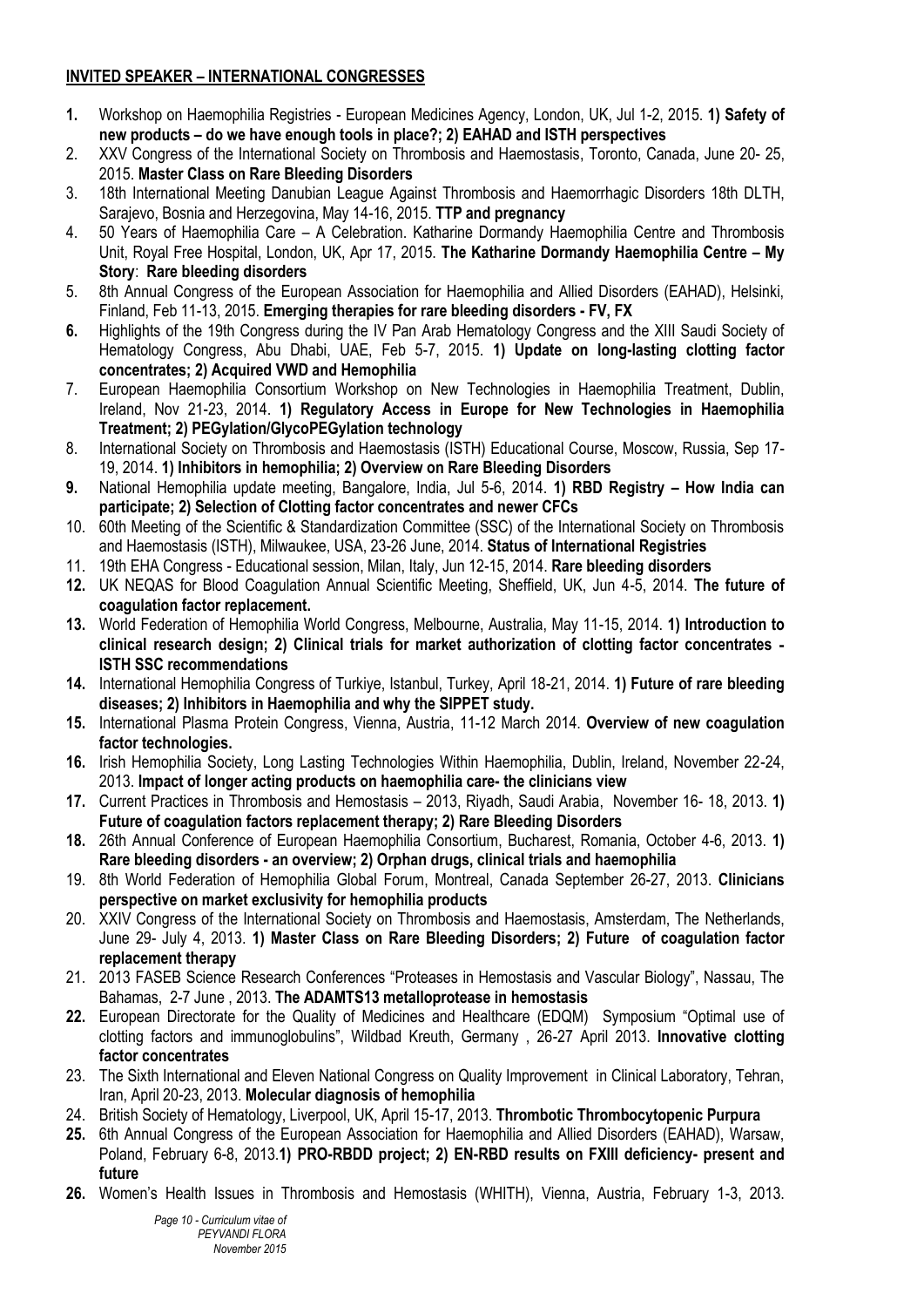## INVITED SPEAKER – INTERNATIONAL CONGRESSES

**1.** Workshop on Haemophilia Registries - European Medicines Agency, London, UK, Jul 1-2, 2015. **1) Safety of new products – do we have enough tools in place?; 2) EAHAD and ISTH perspectives**

2. XXV Congress of the International Society on Thrombosis and Haemostasis, Toronto, Canada, June 20- 25, 2015. **Master Class on Rare Bleeding Disorders**

3. 18th International Meeting Danubian League Against Thrombosis and Haemorrhagic Disorders 18th DLTH, Sarajevo, Bosnia and Herzegovina, May 14-16, 2015. **TTP and pregnancy**

4. 50 Years of Haemophilia Care – A Celebration. Katharine Dormandy Haemophilia Centre and Thrombosis Unit, Royal Free Hospital, London, UK, Apr 17, 2015. **The Katharine Dormandy Haemophilia Centre – My Story**: **Rare bleeding disorders**

5. 8th Annual Congress of the European Association for Haemophilia and Allied Disorders (EAHAD), Helsinki, Finland, Feb 11-13, 2015. **Emerging therapies for rare bleeding disorders - FV, FX**

**6.** Highlights of the 19th Congress during the IV Pan Arab Hematology Congress and the XIII Saudi Society of Hematology Congress, Abu Dhabi, UAE, Feb 5-7, 2015. **1) Update on long-lasting clotting factor concentrates; 2) Acquired VWD and Hemophilia**

7. European Haemophilia Consortium Workshop on New Technologies in Haemophilia Treatment, Dublin, Ireland, Nov 21-23, 2014. **1) Regulatory Access in Europe for New Technologies in Haemophilia Treatment; 2) PEGylation/GlycoPEGylation technology**

8. International Society on Thrombosis and Haemostasis (ISTH) Educational Course, Moscow, Russia, Sep 17-19, 2014. **1) Inhibitors in hemophilia; 2) Overview on Rare Bleeding Disorders**

**9.** National Hemophilia update meeting, Bangalore, India, Jul 5-6, 2014. **1) RBD Registry – How India can participate; 2) Selection of Clotting factor concentrates and newer CFCs**

10. 60th Meeting of the Scientific & Standardization Committee (SSC) of the International Society on Thrombosis and Haemostasis (ISTH), Milwaukee, USA, 23-26 June, 2014. **Status of International Registries**

11. 19th EHA Congress - Educational session, Milan, Italy, Jun 12-15, 2014. **Rare bleeding disorders**

**12.** UK NEQAS for Blood Coagulation Annual Scientific Meeting, Sheffield, UK, Jun 4-5, 2014. **The future of coagulation factor replacement.**

**13.** World Federation of Hemophilia World Congress, Melbourne, Australia, May 11-15, 2014. **1) Introduction to clinical research design; 2) Clinical trials for market authorization of clotting factor concentrates - ISTH SSC recommendations**

**14.** International Hemophilia Congress of Turkiye, Istanbul, Turkey, April 18-21, 2014. **1) Future of rare bleeding diseases; 2) Inhibitors in Haemophilia and why the SIPPET study.**

**15.** International Plasma Protein Congress, Vienna, Austria, 11-12 March 2014. **Overview of new coagulation factor technologies.**

**16.** Irish Hemophilia Society, Long Lasting Technologies Within Haemophilia, Dublin, Ireland, November 22-24, 2013. **Impact of longer acting products on haemophilia care- the clinicians view**

**17.** Current Practices in Thrombosis and Hemostasis – 2013, Riyadh, Saudi Arabia, November 16- 18, 2013. **1) Future of coagulation factors replacement therapy; 2) Rare Bleeding Disorders**

**18.** 26th Annual Conference of European Haemophilia Consortium, Bucharest, Romania, October 4-6, 2013. **1) Rare bleeding disorders - an overview; 2) Orphan drugs, clinical trials and haemophilia**

19. 8th World Federation of Hemophilia Global Forum, Montreal, Canada September 26-27, 2013. **Clinicians perspective on market exclusivity for hemophilia products**

20. XXIV Congress of the International Society on Thrombosis and Haemostasis, Amsterdam, The Netherlands, June 29- July 4, 2013. **1) Master Class on Rare Bleeding Disorders; 2) Future of coagulation factor replacement therapy**

21. 2013 FASEB Science Research Conferences "Proteases in Hemostasis and Vascular Biology", Nassau, The Bahamas, 2-7 June , 2013. **The ADAMTS13 metalloprotease in hemostasis**

**22.** European Directorate for the Quality of Medicines and Healthcare (EDQM) Symposium "Optimal use of clotting factors and immunoglobulins", Wildbad Kreuth, Germany , 26-27 April 2013. **Innovative clotting factor concentrates**

23. The Sixth International and Eleven National Congress on Quality Improvement in Clinical Laboratory, Tehran, Iran, April 20-23, 2013. **Molecular diagnosis of hemophilia**

24. British Society of Hematology, Liverpool, UK, April 15-17, 2013. **Thrombotic Thrombocytopenic Purpura**

**25.** 6th Annual Congress of the European Association for Haemophilia and Allied Disorders (EAHAD), Warsaw, Poland, February 6-8, 2013.**1) PRO-RBDD project; 2) EN-RBD results on FXIII deficiency- present and future**

**26.** Women's Health Issues in Thrombosis and Hemostasis (WHITH), Vienna, Austria, February 1-3, 2013.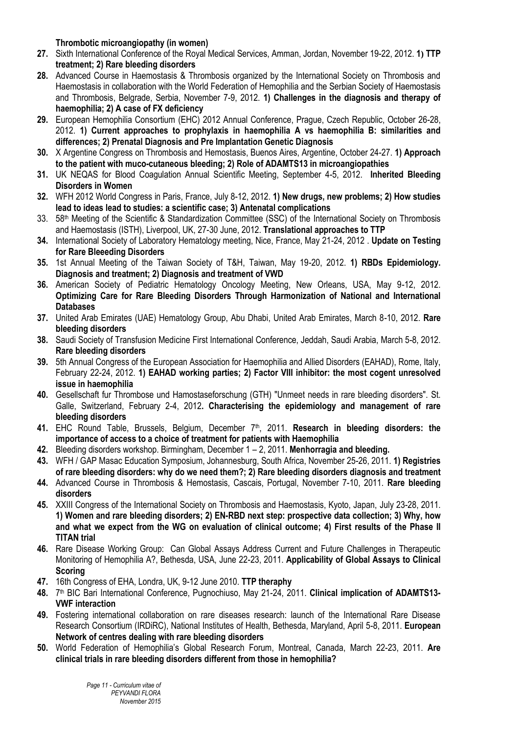**Thrombotic microangiopathy (in women)**

27. Sixth International Conference of the Royal Medical Services, Amman, Jordan, November 19-22, 2012. **1) TTP treatment; 2) Rare bleeding disorders**
28. Advanced Course in Haemostasis & Thrombosis organized by the International Society on Thrombosis and Haemostasis in collaboration with the World Federation of Hemophilia and the Serbian Society of Haemostasis and Thrombosis, Belgrade, Serbia, November 7-9, 2012. **1) Challenges in the diagnosis and therapy of haemophilia; 2) A case of FX deficiency**
29. European Hemophilia Consortium (EHC) 2012 Annual Conference, Prague, Czech Republic, October 26-28, 2012. **1) Current approaches to prophylaxis in haemophilia A vs haemophilia B: similarities and differences; 2) Prenatal Diagnosis and Pre Implantation Genetic Diagnosis**
30. X Argentine Congress on Thrombosis and Hemostasis, Buenos Aires, Argentine, October 24-27. **1) Approach to the patient with muco-cutaneous bleeding; 2) Role of ADAMTS13 in microangiopathies**
31. UK NEQAS for Blood Coagulation Annual Scientific Meeting, September 4-5, 2012. **Inherited Bleeding Disorders in Women**
32. WFH 2012 World Congress in Paris, France, July 8-12, 2012. **1) New drugs, new problems; 2) How studies lead to ideas lead to studies: a scientific case; 3) Antenatal complications**
33. 58th Meeting of the Scientific & Standardization Committee (SSC) of the International Society on Thrombosis and Haemostasis (ISTH), Liverpool, UK, 27-30 June, 2012. **Translational approaches to TTP**
34. International Society of Laboratory Hematology meeting, Nice, France, May 21-24, 2012 . **Update on Testing for Rare Bleeeding Disorders**
35. 1st Annual Meeting of the Taiwan Society of T&H, Taiwan, May 19-20, 2012. **1) RBDs Epidemiology. Diagnosis and treatment; 2) Diagnosis and treatment of VWD**
36. American Society of Pediatric Hematology Oncology Meeting, New Orleans, USA, May 9-12, 2012. **Optimizing Care for Rare Bleeding Disorders Through Harmonization of National and International Databases**
37. United Arab Emirates (UAE) Hematology Group, Abu Dhabi, United Arab Emirates, March 8-10, 2012. **Rare bleeding disorders**
38. Saudi Society of Transfusion Medicine First International Conference, Jeddah, Saudi Arabia, March 5-8, 2012. **Rare bleeding disorders**
39. 5th Annual Congress of the European Association for Haemophilia and Allied Disorders (EAHAD), Rome, Italy, February 22-24, 2012. **1) EAHAD working parties; 2) Factor VIII inhibitor: the most cogent unresolved issue in haemophilia**
40. Gesellschaft fur Thrombose und Hamostaseforschung (GTH) "Unmeet needs in rare bleeding disorders". St. Galle, Switzerland, February 2-4, 2012**. Characterising the epidemiology and management of rare bleeding disorders**
41. EHC Round Table, Brussels, Belgium, December 7th, 2011. **Research in bleeding disorders: the importance of access to a choice of treatment for patients with Haemophilia**
42. Bleeding disorders workshop. Birmingham, December 1 – 2, 2011. **Menhorragia and bleeding.**
43. WFH / GAP Masac Education Symposium, Johannesburg, South Africa, November 25-26, 2011. **1) Registries of rare bleeding disorders: why do we need them?; 2) Rare bleeding disorders diagnosis and treatment**
44. Advanced Course in Thrombosis & Hemostasis, Cascais, Portugal, November 7-10, 2011. **Rare bleeding disorders**
45. XXIII Congress of the International Society on Thrombosis and Haemostasis, Kyoto, Japan, July 23-28, 2011. **1) Women and rare bleeding disorders; 2) EN-RBD next step: prospective data collection; 3) Why, how and what we expect from the WG on evaluation of clinical outcome; 4) First results of the Phase II TITAN trial**
46. Rare Disease Working Group: Can Global Assays Address Current and Future Challenges in Therapeutic Monitoring of Hemophilia A?, Bethesda, USA, June 22-23, 2011. **Applicability of Global Assays to Clinical Scoring**
47. 16th Congress of EHA, Londra, UK, 9-12 June 2010. **TTP theraphy**
48. 7th BIC Bari International Conference, Pugnochiuso, May 21-24, 2011. **Clinical implication of ADAMTS13-VWF interaction**
49. Fostering international collaboration on rare diseases research: launch of the International Rare Disease Research Consortium (IRDiRC), National Institutes of Health, Bethesda, Maryland, April 5-8, 2011. **European Network of centres dealing with rare bleeding disorders**
50. World Federation of Hemophilia's Global Research Forum, Montreal, Canada, March 22-23, 2011. **Are clinical trials in rare bleeding disorders different from those in hemophilia?**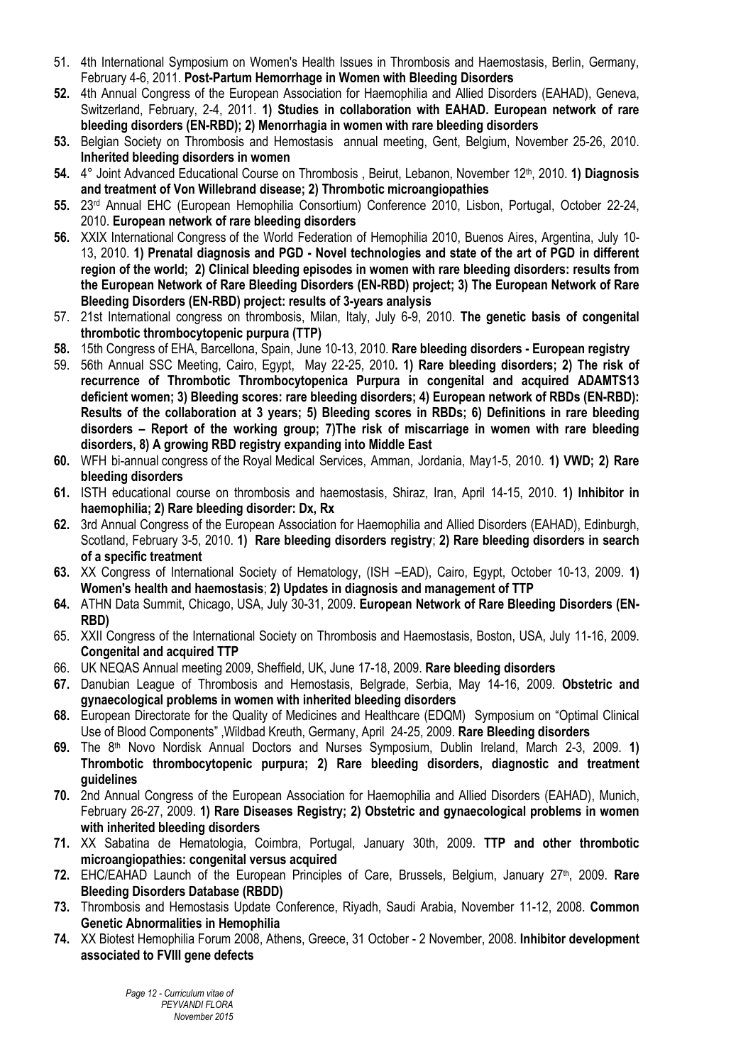51. 4th International Symposium on Women's Health Issues in Thrombosis and Haemostasis, Berlin, Germany, February 4-6, 2011. **Post-Partum Hemorrhage in Women with Bleeding Disorders**
52. 4th Annual Congress of the European Association for Haemophilia and Allied Disorders (EAHAD), Geneva, Switzerland, February, 2-4, 2011. **1) Studies in collaboration with EAHAD. European network of rare bleeding disorders (EN-RBD); 2) Menorrhagia in women with rare bleeding disorders**
53. Belgian Society on Thrombosis and Hemostasis annual meeting, Gent, Belgium, November 25-26, 2010. **Inherited bleeding disorders in women**
54. 4° Joint Advanced Educational Course on Thrombosis , Beirut, Lebanon, November 12th, 2010. **1) Diagnosis and treatment of Von Willebrand disease; 2) Thrombotic microangiopathies**
55. 23rd Annual EHC (European Hemophilia Consortium) Conference 2010, Lisbon, Portugal, October 22-24, 2010. **European network of rare bleeding disorders**
56. XXIX International Congress of the World Federation of Hemophilia 2010, Buenos Aires, Argentina, July 10-13, 2010. **1) Prenatal diagnosis and PGD - Novel technologies and state of the art of PGD in different region of the world; 2) Clinical bleeding episodes in women with rare bleeding disorders: results from the European Network of Rare Bleeding Disorders (EN-RBD) project; 3) The European Network of Rare Bleeding Disorders (EN-RBD) project: results of 3-years analysis**
57. 21st International congress on thrombosis, Milan, Italy, July 6-9, 2010. **The genetic basis of congenital thrombotic thrombocytopenic purpura (TTP)**
58. 15th Congress of EHA, Barcellona, Spain, June 10-13, 2010. **Rare bleeding disorders - European registry**
59. 56th Annual SSC Meeting, Cairo, Egypt, May 22-25, 2010**. 1) Rare bleeding disorders; 2) The risk of recurrence of Thrombotic Thrombocytopenica Purpura in congenital and acquired ADAMTS13 deficient women; 3) Bleeding scores: rare bleeding disorders; 4) European network of RBDs (EN-RBD): Results of the collaboration at 3 years; 5) Bleeding scores in RBDs; 6) Definitions in rare bleeding disorders – Report of the working group; 7)The risk of miscarriage in women with rare bleeding disorders, 8) A growing RBD registry expanding into Middle East**
60. WFH bi-annual congress of the Royal Medical Services, Amman, Jordania, May1-5, 2010. **1) VWD; 2) Rare bleeding disorders**
61. ISTH educational course on thrombosis and haemostasis, Shiraz, Iran, April 14-15, 2010. **1) Inhibitor in haemophilia; 2) Rare bleeding disorder: Dx, Rx**
62. 3rd Annual Congress of the European Association for Haemophilia and Allied Disorders (EAHAD), Edinburgh, Scotland, February 3-5, 2010. **1) Rare bleeding disorders registry**; **2) Rare bleeding disorders in search of a specific treatment**
63. XX Congress of International Society of Hematology, (ISH –EAD), Cairo, Egypt, October 10-13, 2009. **1) Women's health and haemostasis**; **2) Updates in diagnosis and management of TTP**
64. ATHN Data Summit, Chicago, USA, July 30-31, 2009. **European Network of Rare Bleeding Disorders (EN-RBD)**
65. XXII Congress of the International Society on Thrombosis and Haemostasis, Boston, USA, July 11-16, 2009. **Congenital and acquired TTP**
66. UK NEQAS Annual meeting 2009, Sheffield, UK, June 17-18, 2009. **Rare bleeding disorders**
67. Danubian League of Thrombosis and Hemostasis, Belgrade, Serbia, May 14-16, 2009. **Obstetric and gynaecological problems in women with inherited bleeding disorders**
68. European Directorate for the Quality of Medicines and Healthcare (EDQM) Symposium on "Optimal Clinical Use of Blood Components" ,Wildbad Kreuth, Germany, April 24-25, 2009. **Rare Bleeding disorders**
69. The 8th Novo Nordisk Annual Doctors and Nurses Symposium, Dublin Ireland, March 2-3, 2009. **1) Thrombotic thrombocytopenic purpura; 2) Rare bleeding disorders, diagnostic and treatment guidelines**
70. 2nd Annual Congress of the European Association for Haemophilia and Allied Disorders (EAHAD), Munich, February 26-27, 2009. **1) Rare Diseases Registry; 2) Obstetric and gynaecological problems in women with inherited bleeding disorders**
71. XX Sabatina de Hematologia, Coimbra, Portugal, January 30th, 2009. **TTP and other thrombotic microangiopathies: congenital versus acquired**
72. EHC/EAHAD Launch of the European Principles of Care, Brussels, Belgium, January 27th, 2009. **Rare Bleeding Disorders Database (RBDD)**
73. Thrombosis and Hemostasis Update Conference, Riyadh, Saudi Arabia, November 11-12, 2008. **Common Genetic Abnormalities in Hemophilia**
74. XX Biotest Hemophilia Forum 2008, Athens, Greece, 31 October - 2 November, 2008. **Inhibitor development associated to FVIII gene defects**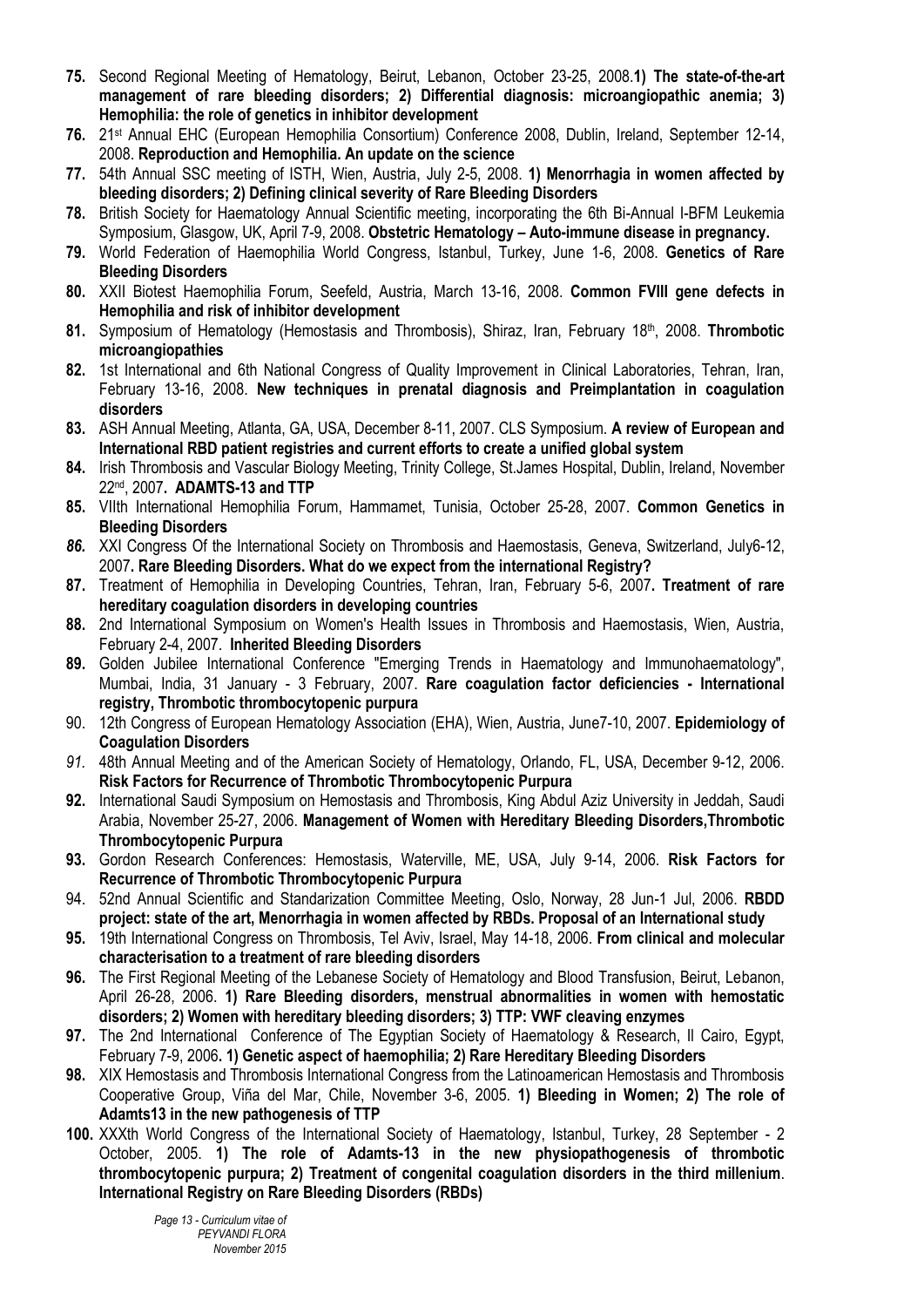**75.** Second Regional Meeting of Hematology, Beirut, Lebanon, October 23-25, 2008.**1) The state-of-the-art management of rare bleeding disorders; 2) Differential diagnosis: microangiopathic anemia; 3) Hemophilia: the role of genetics in inhibitor development**

**76.** 21st Annual EHC (European Hemophilia Consortium) Conference 2008, Dublin, Ireland, September 12-14, 2008. **Reproduction and Hemophilia. An update on the science**

**77.** 54th Annual SSC meeting of ISTH, Wien, Austria, July 2-5, 2008. **1) Menorrhagia in women affected by bleeding disorders; 2) Defining clinical severity of Rare Bleeding Disorders**

**78.** British Society for Haematology Annual Scientific meeting, incorporating the 6th Bi-Annual I-BFM Leukemia Symposium, Glasgow, UK, April 7-9, 2008. **Obstetric Hematology – Auto-immune disease in pregnancy.**

**79.** World Federation of Haemophilia World Congress, Istanbul, Turkey, June 1-6, 2008. **Genetics of Rare Bleeding Disorders**

**80.** XXII Biotest Haemophilia Forum, Seefeld, Austria, March 13-16, 2008. **Common FVIII gene defects in Hemophilia and risk of inhibitor development**

**81.** Symposium of Hematology (Hemostasis and Thrombosis), Shiraz, Iran, February 18th, 2008. **Thrombotic microangiopathies**

**82.** 1st International and 6th National Congress of Quality Improvement in Clinical Laboratories, Tehran, Iran, February 13-16, 2008. **New techniques in prenatal diagnosis and Preimplantation in coagulation disorders**

**83.** ASH Annual Meeting, Atlanta, GA, USA, December 8-11, 2007. CLS Symposium. **A review of European and International RBD patient registries and current efforts to create a unified global system**

**84.** Irish Thrombosis and Vascular Biology Meeting, Trinity College, St.James Hospital, Dublin, Ireland, November 22nd, 2007**. ADAMTS-13 and TTP**

**85.** VIIth International Hemophilia Forum, Hammamet, Tunisia, October 25-28, 2007. **Common Genetics in Bleeding Disorders**

***86.*** XXI Congress Of the International Society on Thrombosis and Haemostasis, Geneva, Switzerland, July6-12, 2007**. Rare Bleeding Disorders. What do we expect from the international Registry?**

**87.** Treatment of Hemophilia in Developing Countries, Tehran, Iran, February 5-6, 2007**. Treatment of rare hereditary coagulation disorders in developing countries**

**88.** 2nd International Symposium on Women's Health Issues in Thrombosis and Haemostasis, Wien, Austria, February 2-4, 2007. **Inherited Bleeding Disorders**

**89.** Golden Jubilee International Conference "Emerging Trends in Haematology and Immunohaematology", Mumbai, India, 31 January - 3 February, 2007. **Rare coagulation factor deficiencies - International registry, Thrombotic thrombocytopenic purpura**

90. 12th Congress of European Hematology Association (EHA), Wien, Austria, June7-10, 2007. **Epidemiology of Coagulation Disorders**

*91.* 48th Annual Meeting and of the American Society of Hematology, Orlando, FL, USA, December 9-12, 2006. **Risk Factors for Recurrence of Thrombotic Thrombocytopenic Purpura**

**92.** International Saudi Symposium on Hemostasis and Thrombosis, King Abdul Aziz University in Jeddah, Saudi Arabia, November 25-27, 2006. **Management of Women with Hereditary Bleeding Disorders,Thrombotic Thrombocytopenic Purpura**

**93.** Gordon Research Conferences: Hemostasis, Waterville, ME, USA, July 9-14, 2006. **Risk Factors for Recurrence of Thrombotic Thrombocytopenic Purpura**

94. 52nd Annual Scientific and Standarization Committee Meeting, Oslo, Norway, 28 Jun-1 Jul, 2006. **RBDD project: state of the art, Menorrhagia in women affected by RBDs. Proposal of an International study**

**95.** 19th International Congress on Thrombosis, Tel Aviv, Israel, May 14-18, 2006. **From clinical and molecular characterisation to a treatment of rare bleeding disorders**

**96.** The First Regional Meeting of the Lebanese Society of Hematology and Blood Transfusion, Beirut, Lebanon, April 26-28, 2006. **1) Rare Bleeding disorders, menstrual abnormalities in women with hemostatic disorders; 2) Women with hereditary bleeding disorders; 3) TTP: VWF cleaving enzymes**

**97.** The 2nd International Conference of The Egyptian Society of Haematology & Research, Il Cairo, Egypt, February 7-9, 2006**. 1) Genetic aspect of haemophilia; 2) Rare Hereditary Bleeding Disorders**

**98.** XIX Hemostasis and Thrombosis International Congress from the Latinoamerican Hemostasis and Thrombosis Cooperative Group, Viña del Mar, Chile, November 3-6, 2005. **1) Bleeding in Women; 2) The role of Adamts13 in the new pathogenesis of TTP**

**100.** XXXth World Congress of the International Society of Haematology, Istanbul, Turkey, 28 September - 2 October, 2005. **1) The role of Adamts-13 in the new physiopathogenesis of thrombotic thrombocytopenic purpura; 2) Treatment of congenital coagulation disorders in the third millenium**. **International Registry on Rare Bleeding Disorders (RBDs)**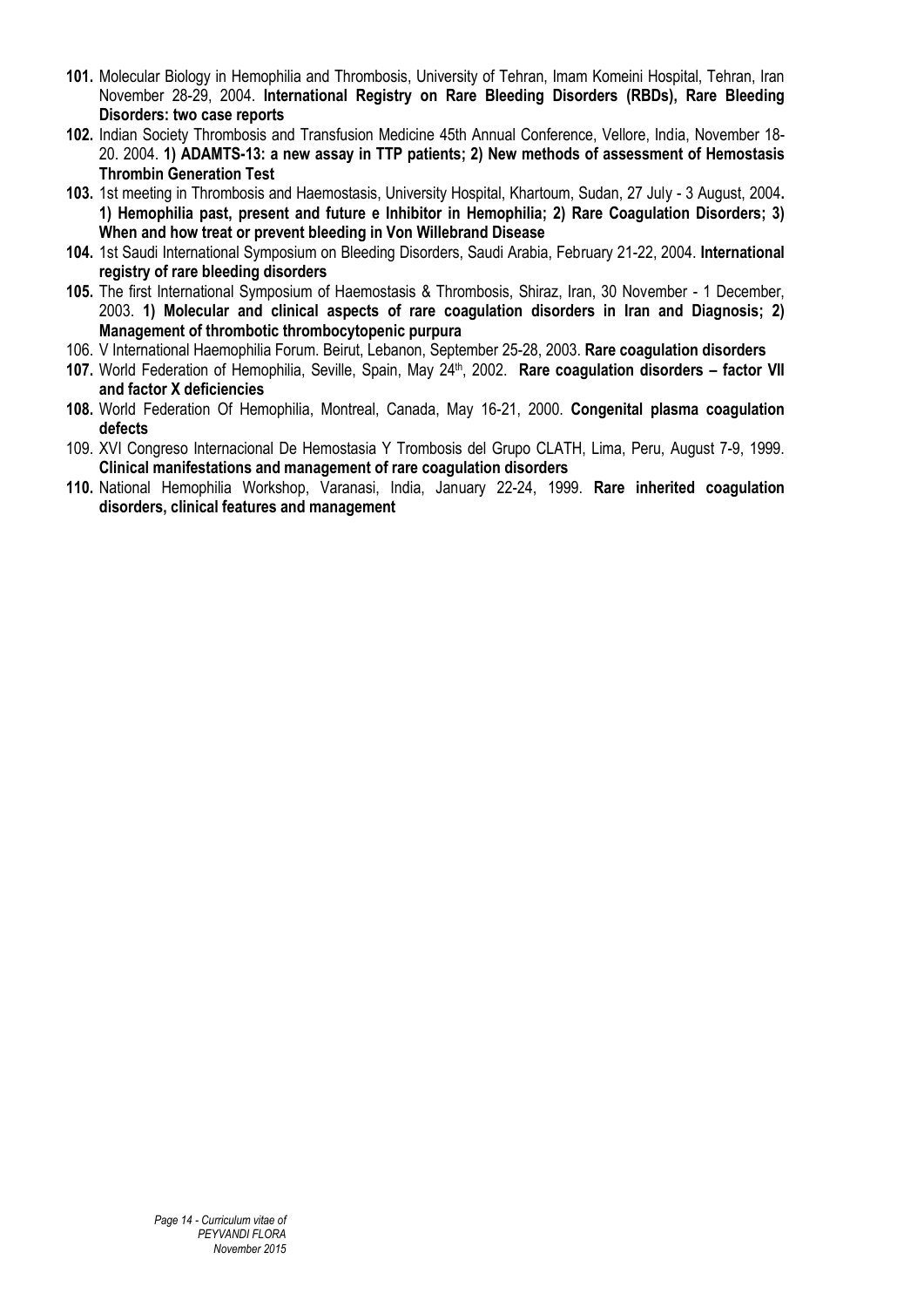**101.** Molecular Biology in Hemophilia and Thrombosis, University of Tehran, Imam Komeini Hospital, Tehran, Iran November 28-29, 2004. **International Registry on Rare Bleeding Disorders (RBDs), Rare Bleeding Disorders: two case reports**

**102.** Indian Society Thrombosis and Transfusion Medicine 45th Annual Conference, Vellore, India, November 18-20. 2004. **1) ADAMTS-13: a new assay in TTP patients; 2) New methods of assessment of Hemostasis Thrombin Generation Test**

**103.** 1st meeting in Thrombosis and Haemostasis, University Hospital, Khartoum, Sudan, 27 July - 3 August, 2004**. 1) Hemophilia past, present and future e Inhibitor in Hemophilia; 2) Rare Coagulation Disorders; 3) When and how treat or prevent bleeding in Von Willebrand Disease**

**104.** 1st Saudi International Symposium on Bleeding Disorders, Saudi Arabia, February 21-22, 2004. **International registry of rare bleeding disorders**

**105.** The first International Symposium of Haemostasis & Thrombosis, Shiraz, Iran, 30 November - 1 December, 2003. **1) Molecular and clinical aspects of rare coagulation disorders in Iran and Diagnosis; 2) Management of thrombotic thrombocytopenic purpura**

106. V International Haemophilia Forum. Beirut, Lebanon, September 25-28, 2003. **Rare coagulation disorders**

**107.** World Federation of Hemophilia, Seville, Spain, May 24th, 2002. **Rare coagulation disorders – factor VII and factor X deficiencies**

**108.** World Federation Of Hemophilia, Montreal, Canada, May 16-21, 2000. **Congenital plasma coagulation defects**

109. XVI Congreso Internacional De Hemostasia Y Trombosis del Grupo CLATH, Lima, Peru, August 7-9, 1999. **Clinical manifestations and management of rare coagulation disorders**

**110.** National Hemophilia Workshop, Varanasi, India, January 22-24, 1999. **Rare inherited coagulation disorders, clinical features and management**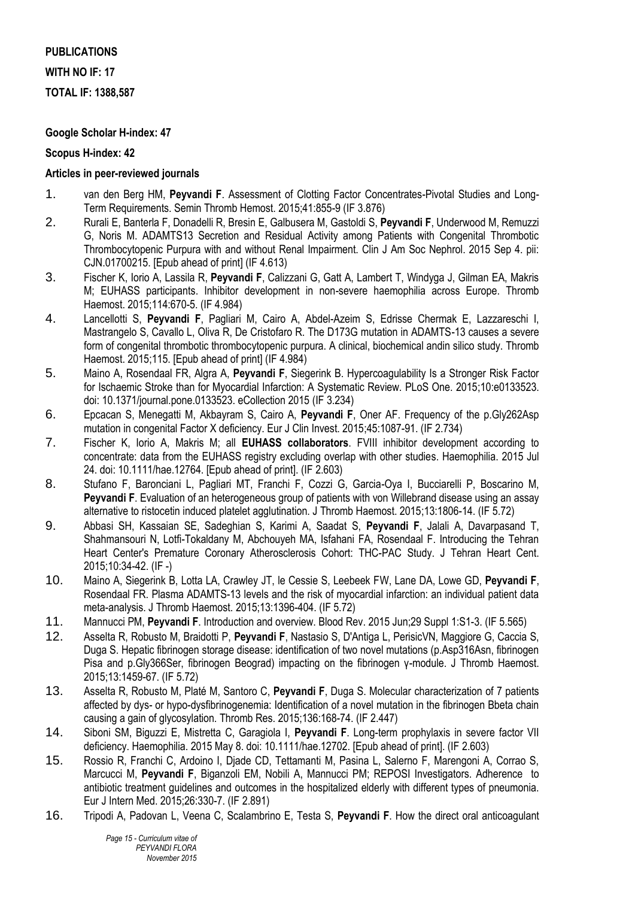**PUBLICATIONS**

**WITH NO IF: 17**

**TOTAL IF: 1388,587**

**Google Scholar H-index: 47**

**Scopus H-index: 42**

**Articles in peer-reviewed journals**

1. van den Berg HM, **Peyvandi F**. Assessment of Clotting Factor Concentrates-Pivotal Studies and Long-Term Requirements. Semin Thromb Hemost. 2015;41:855-9 (IF 3.876)
2. Rurali E, Banterla F, Donadelli R, Bresin E, Galbusera M, Gastoldi S, **Peyvandi F**, Underwood M, Remuzzi G, Noris M. ADAMTS13 Secretion and Residual Activity among Patients with Congenital Thrombotic Thrombocytopenic Purpura with and without Renal Impairment. Clin J Am Soc Nephrol. 2015 Sep 4. pii: CJN.01700215. [Epub ahead of print] (IF 4.613)
3. Fischer K, Iorio A, Lassila R, **Peyvandi F**, Calizzani G, Gatt A, Lambert T, Windyga J, Gilman EA, Makris M; EUHASS participants. Inhibitor development in non-severe haemophilia across Europe. Thromb Haemost. 2015;114:670-5. (IF 4.984)
4. Lancellotti S, **Peyvandi F**, Pagliari M, Cairo A, Abdel-Azeim S, Edrisse Chermak E, Lazzareschi I, Mastrangelo S, Cavallo L, Oliva R, De Cristofaro R. The D173G mutation in ADAMTS-13 causes a severe form of congenital thrombotic thrombocytopenic purpura. A clinical, biochemical andin silico study. Thromb Haemost. 2015;115. [Epub ahead of print] (IF 4.984)
5. Maino A, Rosendaal FR, Algra A, **Peyvandi F**, Siegerink B. Hypercoagulability Is a Stronger Risk Factor for Ischaemic Stroke than for Myocardial Infarction: A Systematic Review. PLoS One. 2015;10:e0133523. doi: 10.1371/journal.pone.0133523. eCollection 2015 (IF 3.234)
6. Epcacan S, Menegatti M, Akbayram S, Cairo A, **Peyvandi F**, Oner AF. Frequency of the p.Gly262Asp mutation in congenital Factor X deficiency. Eur J Clin Invest. 2015;45:1087-91. (IF 2.734)
7. Fischer K, Iorio A, Makris M; all **EUHASS collaborators**. FVIII inhibitor development according to concentrate: data from the EUHASS registry excluding overlap with other studies. Haemophilia. 2015 Jul 24. doi: 10.1111/hae.12764. [Epub ahead of print]. (IF 2.603)
8. Stufano F, Baronciani L, Pagliari MT, Franchi F, Cozzi G, Garcia-Oya I, Bucciarelli P, Boscarino M, **Peyvandi F**. Evaluation of an heterogeneous group of patients with von Willebrand disease using an assay alternative to ristocetin induced platelet agglutination. J Thromb Haemost. 2015;13:1806-14. (IF 5.72)
9. Abbasi SH, Kassaian SE, Sadeghian S, Karimi A, Saadat S, **Peyvandi F**, Jalali A, Davarpasand T, Shahmansouri N, Lotfi-Tokaldany M, Abchouyeh MA, Isfahani FA, Rosendaal F. Introducing the Tehran Heart Center's Premature Coronary Atherosclerosis Cohort: THC-PAC Study. J Tehran Heart Cent. 2015;10:34-42. (IF -)
10. Maino A, Siegerink B, Lotta LA, Crawley JT, le Cessie S, Leebeek FW, Lane DA, Lowe GD, **Peyvandi F**, Rosendaal FR. Plasma ADAMTS-13 levels and the risk of myocardial infarction: an individual patient data meta-analysis. J Thromb Haemost. 2015;13:1396-404. (IF 5.72)
11. Mannucci PM, **Peyvandi F**. Introduction and overview. Blood Rev. 2015 Jun;29 Suppl 1:S1-3. (IF 5.565)
12. Asselta R, Robusto M, Braidotti P, **Peyvandi F**, Nastasio S, D'Antiga L, PerisicVN, Maggiore G, Caccia S, Duga S. Hepatic fibrinogen storage disease: identification of two novel mutations (p.Asp316Asn, fibrinogen Pisa and p.Gly366Ser, fibrinogen Beograd) impacting on the fibrinogen γ-module. J Thromb Haemost. 2015;13:1459-67. (IF 5.72)
13. Asselta R, Robusto M, Platé M, Santoro C, **Peyvandi F**, Duga S. Molecular characterization of 7 patients affected by dys- or hypo-dysfibrinogenemia: Identification of a novel mutation in the fibrinogen Bbeta chain causing a gain of glycosylation. Thromb Res. 2015;136:168-74. (IF 2.447)
14. Siboni SM, Biguzzi E, Mistretta C, Garagiola I, **Peyvandi F**. Long-term prophylaxis in severe factor VII deficiency. Haemophilia. 2015 May 8. doi: 10.1111/hae.12702. [Epub ahead of print]. (IF 2.603)
15. Rossio R, Franchi C, Ardoino I, Djade CD, Tettamanti M, Pasina L, Salerno F, Marengoni A, Corrao S, Marcucci M, **Peyvandi F**, Biganzoli EM, Nobili A, Mannucci PM; REPOSI Investigators. Adherence to antibiotic treatment guidelines and outcomes in the hospitalized elderly with different types of pneumonia. Eur J Intern Med. 2015;26:330-7. (IF 2.891)
16. Tripodi A, Padovan L, Veena C, Scalambrino E, Testa S, **Peyvandi F**. How the direct oral anticoagulant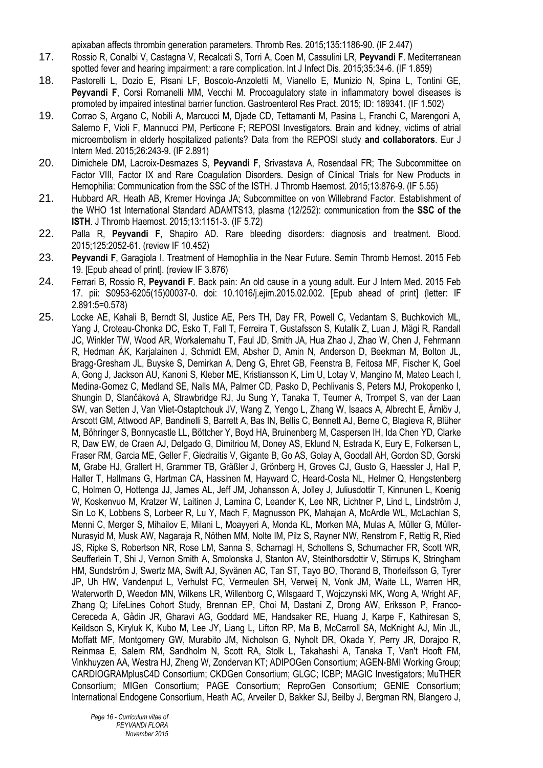apixaban affects thrombin generation parameters. Thromb Res. 2015;135:1186-90. (IF 2.447)

17. Rossio R, Conalbi V, Castagna V, Recalcati S, Torri A, Coen M, Cassulini LR, **Peyvandi F**. Mediterranean spotted fever and hearing impairment: a rare complication. Int J Infect Dis. 2015;35:34-6. (IF 1.859)

18. Pastorelli L, Dozio E, Pisani LF, Boscolo-Anzoletti M, Vianello E, Munizio N, Spina L, Tontini GE, **Peyvandi F**, Corsi Romanelli MM, Vecchi M. Procoagulatory state in inflammatory bowel diseases is promoted by impaired intestinal barrier function. Gastroenterol Res Pract. 2015; ID: 189341. (IF 1.502)

19. Corrao S, Argano C, Nobili A, Marcucci M, Djade CD, Tettamanti M, Pasina L, Franchi C, Marengoni A, Salerno F, Violi F, Mannucci PM, Perticone F; REPOSI Investigators. Brain and kidney, victims of atrial microembolism in elderly hospitalized patients? Data from the REPOSI study **and collaborators**. Eur J Intern Med. 2015;26:243-9. (IF 2.891)

20. Dimichele DM, Lacroix-Desmazes S, **Peyvandi F**, Srivastava A, Rosendaal FR; The Subcommittee on Factor VIII, Factor IX and Rare Coagulation Disorders. Design of Clinical Trials for New Products in Hemophilia: Communication from the SSC of the ISTH. J Thromb Haemost. 2015;13:876-9. (IF 5.55)

21. Hubbard AR, Heath AB, Kremer Hovinga JA; Subcommittee on von Willebrand Factor. Establishment of the WHO 1st International Standard ADAMTS13, plasma (12/252): communication from the **SSC of the ISTH**. J Thromb Haemost. 2015;13:1151-3. (IF 5.72)

22. Palla R, **Peyvandi F**, Shapiro AD. Rare bleeding disorders: diagnosis and treatment. Blood. 2015;125:2052-61. (review IF 10.452)

23. **Peyvandi F**, Garagiola I. Treatment of Hemophilia in the Near Future. Semin Thromb Hemost. 2015 Feb 19. [Epub ahead of print]. (review IF 3.876)

24. Ferrari B, Rossio R, **Peyvandi F**. Back pain: An old cause in a young adult. Eur J Intern Med. 2015 Feb 17. pii: S0953-6205(15)00037-0. doi: 10.1016/j.ejim.2015.02.002. [Epub ahead of print] (letter: IF 2.891:5=0.578)

25. Locke AE, Kahali B, Berndt SI, Justice AE, Pers TH, Day FR, Powell C, Vedantam S, Buchkovich ML, Yang J, Croteau-Chonka DC, Esko T, Fall T, Ferreira T, Gustafsson S, Kutalik Z, Luan J, Mägi R, Randall JC, Winkler TW, Wood AR, Workalemahu T, Faul JD, Smith JA, Hua Zhao J, Zhao W, Chen J, Fehrmann R, Hedman ÅK, Karjalainen J, Schmidt EM, Absher D, Amin N, Anderson D, Beekman M, Bolton JL, Bragg-Gresham JL, Buyske S, Demirkan A, Deng G, Ehret GB, Feenstra B, Feitosa MF, Fischer K, Goel A, Gong J, Jackson AU, Kanoni S, Kleber ME, Kristiansson K, Lim U, Lotay V, Mangino M, Mateo Leach I, Medina-Gomez C, Medland SE, Nalls MA, Palmer CD, Pasko D, Pechlivanis S, Peters MJ, Prokopenko I, Shungin D, Stančáková A, Strawbridge RJ, Ju Sung Y, Tanaka T, Teumer A, Trompet S, van der Laan SW, van Setten J, Van Vliet-Ostaptchouk JV, Wang Z, Yengo L, Zhang W, Isaacs A, Albrecht E, Ärnlöv J, Arscott GM, Attwood AP, Bandinelli S, Barrett A, Bas IN, Bellis C, Bennett AJ, Berne C, Blagieva R, Blüher M, Böhringer S, Bonnycastle LL, Böttcher Y, Boyd HA, Bruinenberg M, Caspersen IH, Ida Chen YD, Clarke R, Daw EW, de Craen AJ, Delgado G, Dimitriou M, Doney AS, Eklund N, Estrada K, Eury E, Folkersen L, Fraser RM, Garcia ME, Geller F, Giedraitis V, Gigante B, Go AS, Golay A, Goodall AH, Gordon SD, Gorski M, Grabe HJ, Grallert H, Grammer TB, Gräßler J, Grönberg H, Groves CJ, Gusto G, Haessler J, Hall P, Haller T, Hallmans G, Hartman CA, Hassinen M, Hayward C, Heard-Costa NL, Helmer Q, Hengstenberg C, Holmen O, Hottenga JJ, James AL, Jeff JM, Johansson Å, Jolley J, Juliusdottir T, Kinnunen L, Koenig W, Koskenvuo M, Kratzer W, Laitinen J, Lamina C, Leander K, Lee NR, Lichtner P, Lind L, Lindström J, Sin Lo K, Lobbens S, Lorbeer R, Lu Y, Mach F, Magnusson PK, Mahajan A, McArdle WL, McLachlan S, Menni C, Merger S, Mihailov E, Milani L, Moayyeri A, Monda KL, Morken MA, Mulas A, Müller G, Müller-Nurasyid M, Musk AW, Nagaraja R, Nöthen MM, Nolte IM, Pilz S, Rayner NW, Renstrom F, Rettig R, Ried JS, Ripke S, Robertson NR, Rose LM, Sanna S, Scharnagl H, Scholtens S, Schumacher FR, Scott WR, Seufferlein T, Shi J, Vernon Smith A, Smolonska J, Stanton AV, Steinthorsdottir V, Stirrups K, Stringham HM, Sundström J, Swertz MA, Swift AJ, Syvänen AC, Tan ST, Tayo BO, Thorand B, Thorleifsson G, Tyrer JP, Uh HW, Vandenput L, Verhulst FC, Vermeulen SH, Verweij N, Vonk JM, Waite LL, Warren HR, Waterworth D, Weedon MN, Wilkens LR, Willenborg C, Wilsgaard T, Wojczynski MK, Wong A, Wright AF, Zhang Q; LifeLines Cohort Study, Brennan EP, Choi M, Dastani Z, Drong AW, Eriksson P, Franco-Cereceda A, Gådin JR, Gharavi AG, Goddard ME, Handsaker RE, Huang J, Karpe F, Kathiresan S, Keildson S, Kiryluk K, Kubo M, Lee JY, Liang L, Lifton RP, Ma B, McCarroll SA, McKnight AJ, Min JL, Moffatt MF, Montgomery GW, Murabito JM, Nicholson G, Nyholt DR, Okada Y, Perry JR, Dorajoo R, Reinmaa E, Salem RM, Sandholm N, Scott RA, Stolk L, Takahashi A, Tanaka T, Van't Hooft FM, Vinkhuyzen AA, Westra HJ, Zheng W, Zondervan KT; ADIPOGen Consortium; AGEN-BMI Working Group; CARDIOGRAMplusC4D Consortium; CKDGen Consortium; GLGC; ICBP; MAGIC Investigators; MuTHER Consortium; MIGen Consortium; PAGE Consortium; ReproGen Consortium; GENIE Consortium; International Endogene Consortium, Heath AC, Arveiler D, Bakker SJ, Beilby J, Bergman RN, Blangero J,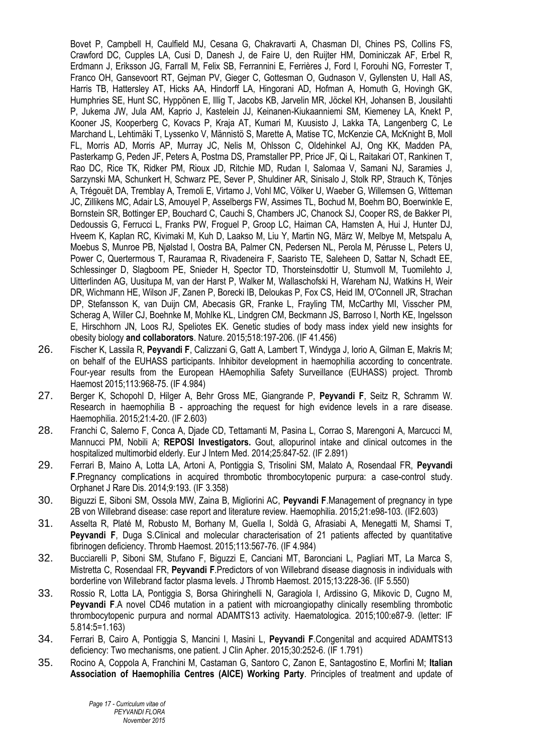Bovet P, Campbell H, Caulfield MJ, Cesana G, Chakravarti A, Chasman DI, Chines PS, Collins FS, Crawford DC, Cupples LA, Cusi D, Danesh J, de Faire U, den Ruijter HM, Dominiczak AF, Erbel R, Erdmann J, Eriksson JG, Farrall M, Felix SB, Ferrannini E, Ferrières J, Ford I, Forouhi NG, Forrester T, Franco OH, Gansevoort RT, Gejman PV, Gieger C, Gottesman O, Gudnason V, Gyllensten U, Hall AS, Harris TB, Hattersley AT, Hicks AA, Hindorff LA, Hingorani AD, Hofman A, Homuth G, Hovingh GK, Humphries SE, Hunt SC, Hyppönen E, Illig T, Jacobs KB, Jarvelin MR, Jöckel KH, Johansen B, Jousilahti P, Jukema JW, Jula AM, Kaprio J, Kastelein JJ, Keinanen-Kiukaanniemi SM, Kiemeney LA, Knekt P, Kooner JS, Kooperberg C, Kovacs P, Kraja AT, Kumari M, Kuusisto J, Lakka TA, Langenberg C, Le Marchand L, Lehtimäki T, Lyssenko V, Männistö S, Marette A, Matise TC, McKenzie CA, McKnight B, Moll FL, Morris AD, Morris AP, Murray JC, Nelis M, Ohlsson C, Oldehinkel AJ, Ong KK, Madden PA, Pasterkamp G, Peden JF, Peters A, Postma DS, Pramstaller PP, Price JF, Qi L, Raitakari OT, Rankinen T, Rao DC, Rice TK, Ridker PM, Rioux JD, Ritchie MD, Rudan I, Salomaa V, Samani NJ, Saramies J, Sarzynski MA, Schunkert H, Schwarz PE, Sever P, Shuldiner AR, Sinisalo J, Stolk RP, Strauch K, Tönjes A, Trégouët DA, Tremblay A, Tremoli E, Virtamo J, Vohl MC, Völker U, Waeber G, Willemsen G, Witteman JC, Zillikens MC, Adair LS, Amouyel P, Asselbergs FW, Assimes TL, Bochud M, Boehm BO, Boerwinkle E, Bornstein SR, Bottinger EP, Bouchard C, Cauchi S, Chambers JC, Chanock SJ, Cooper RS, de Bakker PI, Dedoussis G, Ferrucci L, Franks PW, Froguel P, Groop LC, Haiman CA, Hamsten A, Hui J, Hunter DJ, Hveem K, Kaplan RC, Kivimaki M, Kuh D, Laakso M, Liu Y, Martin NG, März W, Melbye M, Metspalu A, Moebus S, Munroe PB, Njølstad I, Oostra BA, Palmer CN, Pedersen NL, Perola M, Pérusse L, Peters U, Power C, Quertermous T, Rauramaa R, Rivadeneira F, Saaristo TE, Saleheen D, Sattar N, Schadt EE, Schlessinger D, Slagboom PE, Snieder H, Spector TD, Thorsteinsdottir U, Stumvoll M, Tuomilehto J, Uitterlinden AG, Uusitupa M, van der Harst P, Walker M, Wallaschofski H, Wareham NJ, Watkins H, Weir DR, Wichmann HE, Wilson JF, Zanen P, Borecki IB, Deloukas P, Fox CS, Heid IM, O'Connell JR, Strachan DP, Stefansson K, van Duijn CM, Abecasis GR, Franke L, Frayling TM, McCarthy MI, Visscher PM, Scherag A, Willer CJ, Boehnke M, Mohlke KL, Lindgren CM, Beckmann JS, Barroso I, North KE, Ingelsson E, Hirschhorn JN, Loos RJ, Speliotes EK. Genetic studies of body mass index yield new insights for obesity biology **and collaborators**. Nature. 2015;518:197-206. (IF 41.456)

26. Fischer K, Lassila R, **Peyvandi F**, Calizzani G, Gatt A, Lambert T, Windyga J, Iorio A, Gilman E, Makris M; on behalf of the EUHASS participants. Inhibitor development in haemophilia according to concentrate. Four-year results from the European HAemophilia Safety Surveillance (EUHASS) project. Thromb Haemost 2015;113:968-75. (IF 4.984)

27. Berger K, Schopohl D, Hilger A, Behr Gross ME, Giangrande P, **Peyvandi F**, Seitz R, Schramm W. Research in haemophilia B - approaching the request for high evidence levels in a rare disease. Haemophilia. 2015;21:4-20. (IF 2.603)

28. Franchi C, Salerno F, Conca A, Djade CD, Tettamanti M, Pasina L, Corrao S, Marengoni A, Marcucci M, Mannucci PM, Nobili A; **REPOSI Investigators.** Gout, allopurinol intake and clinical outcomes in the hospitalized multimorbid elderly. Eur J Intern Med. 2014;25:847-52. (IF 2.891)

29. Ferrari B, Maino A, Lotta LA, Artoni A, Pontiggia S, Trisolini SM, Malato A, Rosendaal FR, **Peyvandi F**.Pregnancy complications in acquired thrombotic thrombocytopenic purpura: a case-control study. Orphanet J Rare Dis. 2014;9:193. (IF 3.358)

30. Biguzzi E, Siboni SM, Ossola MW, Zaina B, Migliorini AC, **Peyvandi F**.Management of pregnancy in type 2B von Willebrand disease: case report and literature review. Haemophilia. 2015;21:e98-103. (IF2.603)

31. Asselta R, Platé M, Robusto M, Borhany M, Guella I, Soldà G, Afrasiabi A, Menegatti M, Shamsi T, **Peyvandi F**, Duga S.Clinical and molecular characterisation of 21 patients affected by quantitative fibrinogen deficiency. Thromb Haemost. 2015;113:567-76. (IF 4.984)

32. Bucciarelli P, Siboni SM, Stufano F, Biguzzi E, Canciani MT, Baronciani L, Pagliari MT, La Marca S, Mistretta C, Rosendaal FR, **Peyvandi F**.Predictors of von Willebrand disease diagnosis in individuals with borderline von Willebrand factor plasma levels. J Thromb Haemost. 2015;13:228-36. (IF 5.550)

33. Rossio R, Lotta LA, Pontiggia S, Borsa Ghiringhelli N, Garagiola I, Ardissino G, Mikovic D, Cugno M, **Peyvandi F**.A novel CD46 mutation in a patient with microangiopathy clinically resembling thrombotic thrombocytopenic purpura and normal ADAMTS13 activity. Haematologica. 2015;100:e87-9. (letter: IF 5.814:5=1.163)

34. Ferrari B, Cairo A, Pontiggia S, Mancini I, Masini L, **Peyvandi F**.Congenital and acquired ADAMTS13 deficiency: Two mechanisms, one patient. J Clin Apher. 2015;30:252-6. (IF 1.791)

35. Rocino A, Coppola A, Franchini M, Castaman G, Santoro C, Zanon E, Santagostino E, Morfini M; **Italian Association of Haemophilia Centres (AICE) Working Party**. Principles of treatment and update of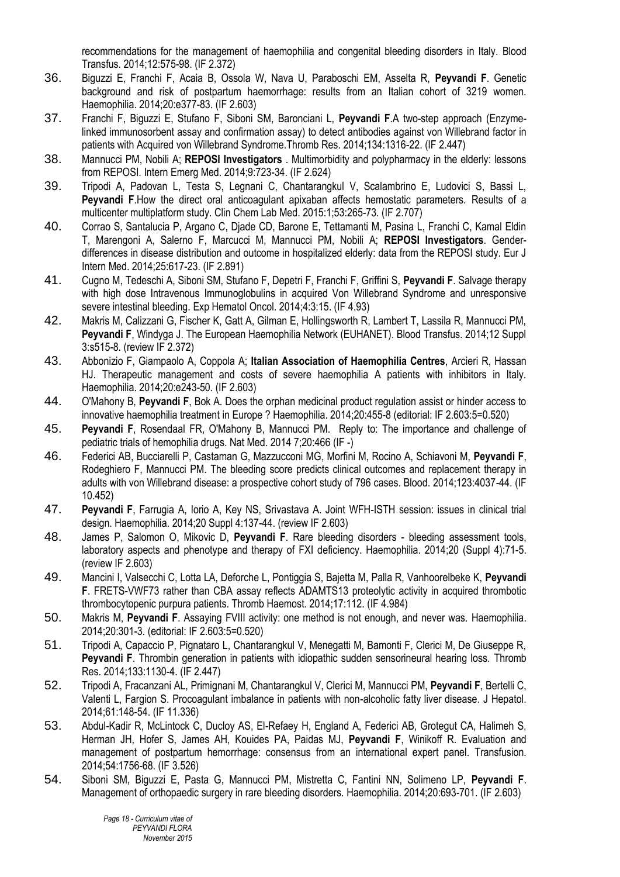recommendations for the management of haemophilia and congenital bleeding disorders in Italy. Blood Transfus. 2014;12:575-98. (IF 2.372)

36. Biguzzi E, Franchi F, Acaia B, Ossola W, Nava U, Paraboschi EM, Asselta R, **Peyvandi F**. Genetic background and risk of postpartum haemorrhage: results from an Italian cohort of 3219 women. Haemophilia. 2014;20:e377-83. (IF 2.603)

37. Franchi F, Biguzzi E, Stufano F, Siboni SM, Baronciani L, **Peyvandi F**.A two-step approach (Enzyme-linked immunosorbent assay and confirmation assay) to detect antibodies against von Willebrand factor in patients with Acquired von Willebrand Syndrome.Thromb Res. 2014;134:1316-22. (IF 2.447)

38. Mannucci PM, Nobili A; **REPOSI Investigators** . Multimorbidity and polypharmacy in the elderly: lessons from REPOSI. Intern Emerg Med. 2014;9:723-34. (IF 2.624)

39. Tripodi A, Padovan L, Testa S, Legnani C, Chantarangkul V, Scalambrino E, Ludovici S, Bassi L, **Peyvandi F**.How the direct oral anticoagulant apixaban affects hemostatic parameters. Results of a multicenter multiplatform study. Clin Chem Lab Med. 2015:1;53:265-73. (IF 2.707)

40. Corrao S, Santalucia P, Argano C, Djade CD, Barone E, Tettamanti M, Pasina L, Franchi C, Kamal Eldin T, Marengoni A, Salerno F, Marcucci M, Mannucci PM, Nobili A; **REPOSI Investigators**. Gender-differences in disease distribution and outcome in hospitalized elderly: data from the REPOSI study. Eur J Intern Med. 2014;25:617-23. (IF 2.891)

41. Cugno M, Tedeschi A, Siboni SM, Stufano F, Depetri F, Franchi F, Griffini S, **Peyvandi F**. Salvage therapy with high dose Intravenous Immunoglobulins in acquired Von Willebrand Syndrome and unresponsive severe intestinal bleeding. Exp Hematol Oncol. 2014;4:3:15. (IF 4.93)

42. Makris M, Calizzani G, Fischer K, Gatt A, Gilman E, Hollingsworth R, Lambert T, Lassila R, Mannucci PM, **Peyvandi F**, Windyga J. The European Haemophilia Network (EUHANET). Blood Transfus. 2014;12 Suppl 3:s515-8. (review IF 2.372)

43. Abbonizio F, Giampaolo A, Coppola A; **Italian Association of Haemophilia Centres**, Arcieri R, Hassan HJ. Therapeutic management and costs of severe haemophilia A patients with inhibitors in Italy. Haemophilia. 2014;20:e243-50. (IF 2.603)

44. O'Mahony B, **Peyvandi F**, Bok A. Does the orphan medicinal product regulation assist or hinder access to innovative haemophilia treatment in Europe ? Haemophilia. 2014;20:455-8 (editorial: IF 2.603:5=0.520)

45. **Peyvandi F**, Rosendaal FR, O'Mahony B, Mannucci PM. Reply to: The importance and challenge of pediatric trials of hemophilia drugs. Nat Med. 2014 7;20:466 (IF -)

46. Federici AB, Bucciarelli P, Castaman G, Mazzucconi MG, Morfini M, Rocino A, Schiavoni M, **Peyvandi F**, Rodeghiero F, Mannucci PM. The bleeding score predicts clinical outcomes and replacement therapy in adults with von Willebrand disease: a prospective cohort study of 796 cases. Blood. 2014;123:4037-44. (IF 10.452)

47. **Peyvandi F**, Farrugia A, Iorio A, Key NS, Srivastava A. Joint WFH-ISTH session: issues in clinical trial design. Haemophilia. 2014;20 Suppl 4:137-44. (review IF 2.603)

48. James P, Salomon O, Mikovic D, **Peyvandi F**. Rare bleeding disorders - bleeding assessment tools, laboratory aspects and phenotype and therapy of FXI deficiency. Haemophilia. 2014;20 (Suppl 4):71-5. (review IF 2.603)

49. Mancini I, Valsecchi C, Lotta LA, Deforche L, Pontiggia S, Bajetta M, Palla R, Vanhoorelbeke K, **Peyvandi F**. FRETS-VWF73 rather than CBA assay reflects ADAMTS13 proteolytic activity in acquired thrombotic thrombocytopenic purpura patients. Thromb Haemost. 2014;17:112. (IF 4.984)

50. Makris M, **Peyvandi F**. Assaying FVIII activity: one method is not enough, and never was. Haemophilia. 2014;20:301-3. (editorial: IF 2.603:5=0.520)

51. Tripodi A, Capaccio P, Pignataro L, Chantarangkul V, Menegatti M, Bamonti F, Clerici M, De Giuseppe R, **Peyvandi F**. Thrombin generation in patients with idiopathic sudden sensorineural hearing loss. Thromb Res. 2014;133:1130-4. (IF 2.447)

52. Tripodi A, Fracanzani AL, Primignani M, Chantarangkul V, Clerici M, Mannucci PM, **Peyvandi F**, Bertelli C, Valenti L, Fargion S. Procoagulant imbalance in patients with non-alcoholic fatty liver disease. J Hepatol. 2014;61:148-54. (IF 11.336)

53. Abdul-Kadir R, McLintock C, Ducloy AS, El-Refaey H, England A, Federici AB, Grotegut CA, Halimeh S, Herman JH, Hofer S, James AH, Kouides PA, Paidas MJ, **Peyvandi F**, Winikoff R. Evaluation and management of postpartum hemorrhage: consensus from an international expert panel. Transfusion. 2014;54:1756-68. (IF 3.526)

54. Siboni SM, Biguzzi E, Pasta G, Mannucci PM, Mistretta C, Fantini NN, Solimeno LP, **Peyvandi F**. Management of orthopaedic surgery in rare bleeding disorders. Haemophilia. 2014;20:693-701. (IF 2.603)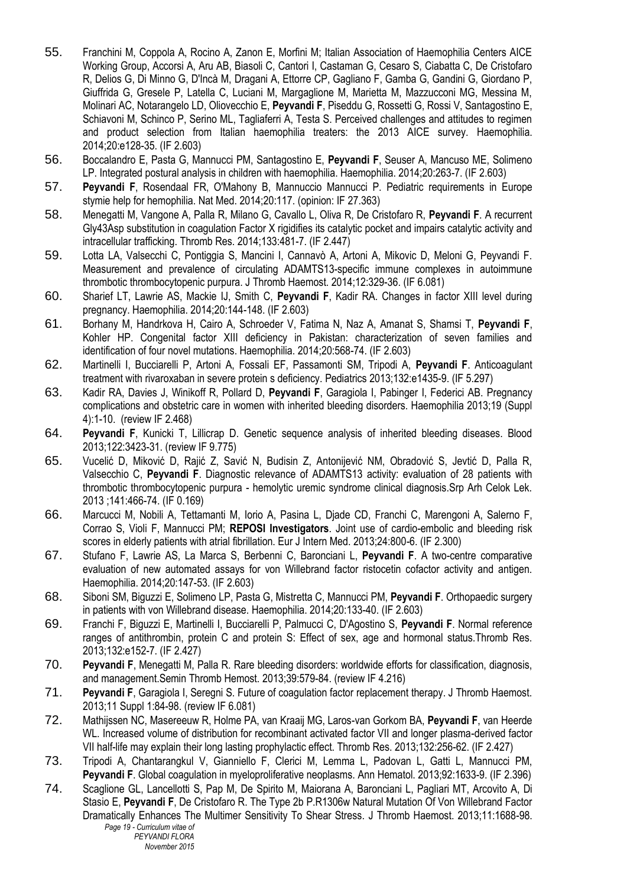55. Franchini M, Coppola A, Rocino A, Zanon E, Morfini M; Italian Association of Haemophilia Centers AICE Working Group, Accorsi A, Aru AB, Biasoli C, Cantori I, Castaman G, Cesaro S, Ciabatta C, De Cristofaro R, Delios G, Di Minno G, D'Incà M, Dragani A, Ettorre CP, Gagliano F, Gamba G, Gandini G, Giordano P, Giuffrida G, Gresele P, Latella C, Luciani M, Margaglione M, Marietta M, Mazzucconi MG, Messina M, Molinari AC, Notarangelo LD, Oliovecchio E, **Peyvandi F**, Piseddu G, Rossetti G, Rossi V, Santagostino E, Schiavoni M, Schinco P, Serino ML, Tagliaferri A, Testa S. Perceived challenges and attitudes to regimen and product selection from Italian haemophilia treaters: the 2013 AICE survey. Haemophilia. 2014;20:e128-35. (IF 2.603)
56. Boccalandro E, Pasta G, Mannucci PM, Santagostino E, **Peyvandi F**, Seuser A, Mancuso ME, Solimeno LP. Integrated postural analysis in children with haemophilia. Haemophilia. 2014;20:263-7. (IF 2.603)
57. **Peyvandi F**, Rosendaal FR, O'Mahony B, Mannuccio Mannucci P. Pediatric requirements in Europe stymie help for hemophilia. Nat Med. 2014;20:117. (opinion: IF 27.363)
58. Menegatti M, Vangone A, Palla R, Milano G, Cavallo L, Oliva R, De Cristofaro R, **Peyvandi F**. A recurrent Gly43Asp substitution in coagulation Factor X rigidifies its catalytic pocket and impairs catalytic activity and intracellular trafficking. Thromb Res. 2014;133:481-7. (IF 2.447)
59. Lotta LA, Valsecchi C, Pontiggia S, Mancini I, Cannavò A, Artoni A, Mikovic D, Meloni G, Peyvandi F. Measurement and prevalence of circulating ADAMTS13-specific immune complexes in autoimmune thrombotic thrombocytopenic purpura. J Thromb Haemost. 2014;12:329-36. (IF 6.081)
60. Sharief LT, Lawrie AS, Mackie IJ, Smith C, **Peyvandi F**, Kadir RA. Changes in factor XIII level during pregnancy. Haemophilia. 2014;20:144-148. (IF 2.603)
61. Borhany M, Handrkova H, Cairo A, Schroeder V, Fatima N, Naz A, Amanat S, Shamsi T, **Peyvandi F**, Kohler HP. Congenital factor XIII deficiency in Pakistan: characterization of seven families and identification of four novel mutations. Haemophilia. 2014;20:568-74. (IF 2.603)
62. Martinelli I, Bucciarelli P, Artoni A, Fossali EF, Passamonti SM, Tripodi A, **Peyvandi F**. Anticoagulant treatment with rivaroxaban in severe protein s deficiency. Pediatrics 2013;132:e1435-9. (IF 5.297)
63. Kadir RA, Davies J, Winikoff R, Pollard D, **Peyvandi F**, Garagiola I, Pabinger I, Federici AB. Pregnancy complications and obstetric care in women with inherited bleeding disorders. Haemophilia 2013;19 (Suppl 4):1-10. (review IF 2.468)
64. **Peyvandi F**, Kunicki T, Lillicrap D. Genetic sequence analysis of inherited bleeding diseases. Blood 2013;122:3423-31. (review IF 9.775)
65. Vucelić D, Miković D, Rajić Z, Savić N, Budisin Z, Antonijević NM, Obradović S, Jevtić D, Palla R, Valsecchio C, **Peyvandi F**. Diagnostic relevance of ADAMTS13 activity: evaluation of 28 patients with thrombotic thrombocytopenic purpura - hemolytic uremic syndrome clinical diagnosis.Srp Arh Celok Lek. 2013 ;141:466-74. (IF 0.169)
66. Marcucci M, Nobili A, Tettamanti M, Iorio A, Pasina L, Djade CD, Franchi C, Marengoni A, Salerno F, Corrao S, Violi F, Mannucci PM; **REPOSI Investigators**. Joint use of cardio-embolic and bleeding risk scores in elderly patients with atrial fibrillation. Eur J Intern Med. 2013;24:800-6. (IF 2.300)
67. Stufano F, Lawrie AS, La Marca S, Berbenni C, Baronciani L, **Peyvandi F**. A two-centre comparative evaluation of new automated assays for von Willebrand factor ristocetin cofactor activity and antigen. Haemophilia. 2014;20:147-53. (IF 2.603)
68. Siboni SM, Biguzzi E, Solimeno LP, Pasta G, Mistretta C, Mannucci PM, **Peyvandi F**. Orthopaedic surgery in patients with von Willebrand disease. Haemophilia. 2014;20:133-40. (IF 2.603)
69. Franchi F, Biguzzi E, Martinelli I, Bucciarelli P, Palmucci C, D'Agostino S, **Peyvandi F**. Normal reference ranges of antithrombin, protein C and protein S: Effect of sex, age and hormonal status.Thromb Res. 2013;132:e152-7. (IF 2.427)
70. **Peyvandi F**, Menegatti M, Palla R. Rare bleeding disorders: worldwide efforts for classification, diagnosis, and management.Semin Thromb Hemost. 2013;39:579-84. (review IF 4.216)
71. **Peyvandi F**, Garagiola I, Seregni S. Future of coagulation factor replacement therapy. J Thromb Haemost. 2013;11 Suppl 1:84-98. (review IF 6.081)
72. Mathijssen NC, Masereeuw R, Holme PA, van Kraaij MG, Laros-van Gorkom BA, **Peyvandi F**, van Heerde WL. Increased volume of distribution for recombinant activated factor VII and longer plasma-derived factor VII half-life may explain their long lasting prophylactic effect. Thromb Res. 2013;132:256-62. (IF 2.427)
73. Tripodi A, Chantarangkul V, Gianniello F, Clerici M, Lemma L, Padovan L, Gatti L, Mannucci PM, **Peyvandi F**. Global coagulation in myeloproliferative neoplasms. Ann Hematol. 2013;92:1633-9. (IF 2.396)
74. Scaglione GL, Lancellotti S, Pap M, De Spirito M, Maiorana A, Baronciani L, Pagliari MT, Arcovito A, Di Stasio E, **Peyvandi F**, De Cristofaro R. The Type 2b P.R1306w Natural Mutation Of Von Willebrand Factor Dramatically Enhances The Multimer Sensitivity To Shear Stress. J Thromb Haemost. 2013;11:1688-98.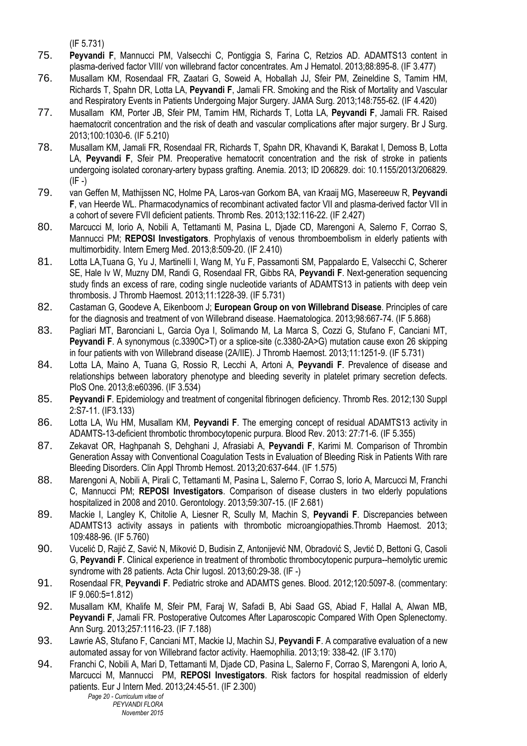(IF 5.731)

75. **Peyvandi F**, Mannucci PM, Valsecchi C, Pontiggia S, Farina C, Retzios AD. ADAMTS13 content in plasma-derived factor VIII/ von willebrand factor concentrates. Am J Hematol. 2013;88:895-8. (IF 3.477)
76. Musallam KM, Rosendaal FR, Zaatari G, Soweid A, Hoballah JJ, Sfeir PM, Zeineldine S, Tamim HM, Richards T, Spahn DR, Lotta LA, **Peyvandi F**, Jamali FR. Smoking and the Risk of Mortality and Vascular and Respiratory Events in Patients Undergoing Major Surgery. JAMA Surg. 2013;148:755-62. (IF 4.420)
77. Musallam KM, Porter JB, Sfeir PM, Tamim HM, Richards T, Lotta LA, **Peyvandi F**, Jamali FR. Raised haematocrit concentration and the risk of death and vascular complications after major surgery. Br J Surg. 2013;100:1030-6. (IF 5.210)
78. Musallam KM, Jamali FR, Rosendaal FR, Richards T, Spahn DR, Khavandi K, Barakat I, Demoss B, Lotta LA, **Peyvandi F**, Sfeir PM. Preoperative hematocrit concentration and the risk of stroke in patients undergoing isolated coronary-artery bypass grafting. Anemia. 2013; ID 206829. doi: 10.1155/2013/206829. (IF -)
79. van Geffen M, Mathijssen NC, Holme PA, Laros-van Gorkom BA, van Kraaij MG, Masereeuw R, **Peyvandi F**, van Heerde WL. Pharmacodynamics of recombinant activated factor VII and plasma-derived factor VII in a cohort of severe FVII deficient patients. Thromb Res. 2013;132:116-22. (IF 2.427)
80. Marcucci M, Iorio A, Nobili A, Tettamanti M, Pasina L, Djade CD, Marengoni A, Salerno F, Corrao S, Mannucci PM; **REPOSI Investigators**. Prophylaxis of venous thromboembolism in elderly patients with multimorbidity. Intern Emerg Med. 2013;8:509-20. (IF 2.410)
81. Lotta LA,Tuana G, Yu J, Martinelli I, Wang M, Yu F, Passamonti SM, Pappalardo E, Valsecchi C, Scherer SE, Hale Iv W, Muzny DM, Randi G, Rosendaal FR, Gibbs RA, **Peyvandi F**. Next-generation sequencing study finds an excess of rare, coding single nucleotide variants of ADAMTS13 in patients with deep vein thrombosis. J Thromb Haemost. 2013;11:1228-39. (IF 5.731)
82. Castaman G, Goodeve A, Eikenboom J; **European Group on von Willebrand Disease**. Principles of care for the diagnosis and treatment of von Willebrand disease. Haematologica. 2013;98:667-74. (IF 5.868)
83. Pagliari MT, Baronciani L, Garcia Oya I, Solimando M, La Marca S, Cozzi G, Stufano F, Canciani MT, **Peyvandi F**. A synonymous (c.3390C>T) or a splice-site (c.3380-2A>G) mutation cause exon 26 skipping in four patients with von Willebrand disease (2A/IIE). J Thromb Haemost. 2013;11:1251-9. (IF 5.731)
84. Lotta LA, Maino A, Tuana G, Rossio R, Lecchi A, Artoni A, **Peyvandi F**. Prevalence of disease and relationships between laboratory phenotype and bleeding severity in platelet primary secretion defects. PloS One. 2013;8:e60396. (IF 3.534)
85. **Peyvandi F**. Epidemiology and treatment of congenital fibrinogen deficiency. Thromb Res. 2012;130 Suppl 2:S7-11. (IF3.133)
86. Lotta LA, Wu HM, Musallam KM, **Peyvandi F**. The emerging concept of residual ADAMTS13 activity in ADAMTS-13-deficient thrombotic thrombocytopenic purpura. Blood Rev. 2013: 27:71-6. (IF 5.355)
87. Zekavat OR, Haghpanah S, Dehghani J, Afrasiabi A, **Peyvandi F**, Karimi M. Comparison of Thrombin Generation Assay with Conventional Coagulation Tests in Evaluation of Bleeding Risk in Patients With rare Bleeding Disorders. Clin Appl Thromb Hemost. 2013;20:637-644. (IF 1.575)
88. Marengoni A, Nobili A, Pirali C, Tettamanti M, Pasina L, Salerno F, Corrao S, Iorio A, Marcucci M, Franchi C, Mannucci PM; **REPOSI Investigators**. Comparison of disease clusters in two elderly populations hospitalized in 2008 and 2010. Gerontology. 2013;59:307-15. (IF 2.681)
89. Mackie I, Langley K, Chitolie A, Liesner R, Scully M, Machin S, **Peyvandi F**. Discrepancies between ADAMTS13 activity assays in patients with thrombotic microangiopathies.Thromb Haemost. 2013; 109:488-96. (IF 5.760)
90. Vucelić D, Rajić Z, Savić N, Miković D, Budisin Z, Antonijević NM, Obradović S, Jevtić D, Bettoni G, Casoli G, **Peyvandi F**. Clinical experience in treatment of thrombotic thrombocytopenic purpura--hemolytic uremic syndrome with 28 patients. Acta Chir Iugosl. 2013;60:29-38. (IF -)
91. Rosendaal FR, **Peyvandi F**. Pediatric stroke and ADAMTS genes. Blood. 2012;120:5097-8. (commentary: IF 9.060:5=1.812)
92. Musallam KM, Khalife M, Sfeir PM, Faraj W, Safadi B, Abi Saad GS, Abiad F, Hallal A, Alwan MB, **Peyvandi F**, Jamali FR. Postoperative Outcomes After Laparoscopic Compared With Open Splenectomy. Ann Surg. 2013;257:1116-23. (IF 7.188)
93. Lawrie AS, Stufano F, Canciani MT, Mackie IJ, Machin SJ, **Peyvandi F**. A comparative evaluation of a new automated assay for von Willebrand factor activity. Haemophilia. 2013;19: 338-42. (IF 3.170)
94. Franchi C, Nobili A, Mari D, Tettamanti M, Djade CD, Pasina L, Salerno F, Corrao S, Marengoni A, Iorio A, Marcucci M, Mannucci PM, **REPOSI Investigators**. Risk factors for hospital readmission of elderly patients. Eur J Intern Med. 2013;24:45-51. (IF 2.300)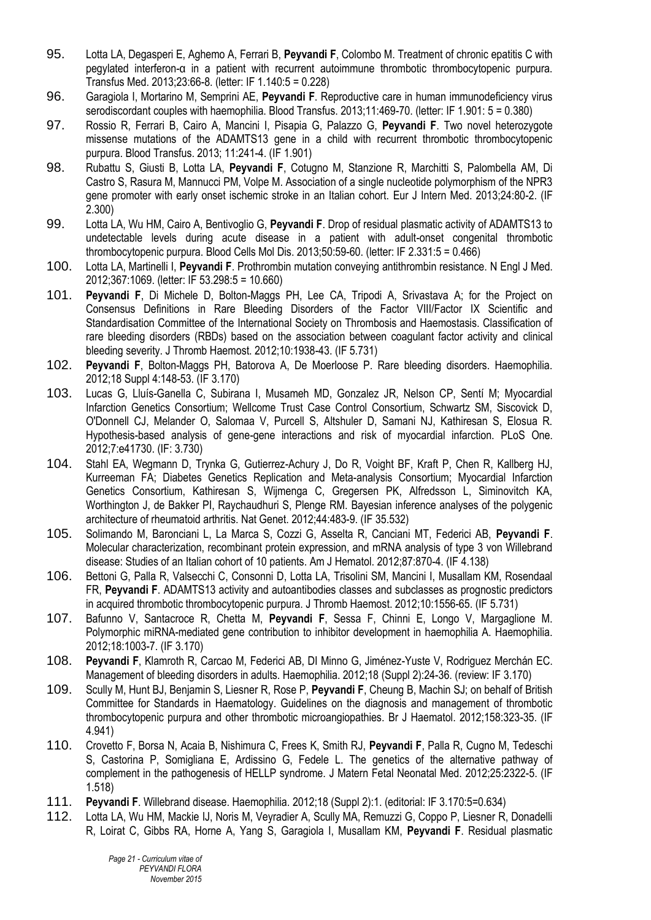95. Lotta LA, Degasperi E, Aghemo A, Ferrari B, **Peyvandi F**, Colombo M. Treatment of chronic epatitis C with pegylated interferon-α in a patient with recurrent autoimmune thrombotic thrombocytopenic purpura. Transfus Med. 2013;23:66-8. (letter: IF 1.140:5 = 0.228)
96. Garagiola I, Mortarino M, Semprini AE, **Peyvandi F**. Reproductive care in human immunodeficiency virus serodiscordant couples with haemophilia. Blood Transfus. 2013;11:469-70. (letter: IF 1.901: 5 = 0.380)
97. Rossio R, Ferrari B, Cairo A, Mancini I, Pisapia G, Palazzo G, **Peyvandi F**. Two novel heterozygote missense mutations of the ADAMTS13 gene in a child with recurrent thrombotic thrombocytopenic purpura. Blood Transfus. 2013; 11:241-4. (IF 1.901)
98. Rubattu S, Giusti B, Lotta LA, **Peyvandi F**, Cotugno M, Stanzione R, Marchitti S, Palombella AM, Di Castro S, Rasura M, Mannucci PM, Volpe M. Association of a single nucleotide polymorphism of the NPR3 gene promoter with early onset ischemic stroke in an Italian cohort. Eur J Intern Med. 2013;24:80-2. (IF 2.300)
99. Lotta LA, Wu HM, Cairo A, Bentivoglio G, **Peyvandi F**. Drop of residual plasmatic activity of ADAMTS13 to undetectable levels during acute disease in a patient with adult-onset congenital thrombotic thrombocytopenic purpura. Blood Cells Mol Dis. 2013;50:59-60. (letter: IF 2.331:5 = 0.466)
100. Lotta LA, Martinelli I, **Peyvandi F**. Prothrombin mutation conveying antithrombin resistance. N Engl J Med. 2012;367:1069. (letter: IF 53.298:5 = 10.660)
101. **Peyvandi F**, Di Michele D, Bolton-Maggs PH, Lee CA, Tripodi A, Srivastava A; for the Project on Consensus Definitions in Rare Bleeding Disorders of the Factor VIII/Factor IX Scientific and Standardisation Committee of the International Society on Thrombosis and Haemostasis. Classification of rare bleeding disorders (RBDs) based on the association between coagulant factor activity and clinical bleeding severity. J Thromb Haemost. 2012;10:1938-43. (IF 5.731)
102. **Peyvandi F**, Bolton-Maggs PH, Batorova A, De Moerloose P. Rare bleeding disorders. Haemophilia. 2012;18 Suppl 4:148-53. (IF 3.170)
103. Lucas G, Lluís-Ganella C, Subirana I, Musameh MD, Gonzalez JR, Nelson CP, Sentí M; Myocardial Infarction Genetics Consortium; Wellcome Trust Case Control Consortium, Schwartz SM, Siscovick D, O'Donnell CJ, Melander O, Salomaa V, Purcell S, Altshuler D, Samani NJ, Kathiresan S, Elosua R. Hypothesis-based analysis of gene-gene interactions and risk of myocardial infarction. PLoS One. 2012;7:e41730. (IF: 3.730)
104. Stahl EA, Wegmann D, Trynka G, Gutierrez-Achury J, Do R, Voight BF, Kraft P, Chen R, Kallberg HJ, Kurreeman FA; Diabetes Genetics Replication and Meta-analysis Consortium; Myocardial Infarction Genetics Consortium, Kathiresan S, Wijmenga C, Gregersen PK, Alfredsson L, Siminovitch KA, Worthington J, de Bakker PI, Raychaudhuri S, Plenge RM. Bayesian inference analyses of the polygenic architecture of rheumatoid arthritis. Nat Genet. 2012;44:483-9. (IF 35.532)
105. Solimando M, Baronciani L, La Marca S, Cozzi G, Asselta R, Canciani MT, Federici AB, **Peyvandi F**. Molecular characterization, recombinant protein expression, and mRNA analysis of type 3 von Willebrand disease: Studies of an Italian cohort of 10 patients. Am J Hematol. 2012;87:870-4. (IF 4.138)
106. Bettoni G, Palla R, Valsecchi C, Consonni D, Lotta LA, Trisolini SM, Mancini I, Musallam KM, Rosendaal FR, **Peyvandi F**. ADAMTS13 activity and autoantibodies classes and subclasses as prognostic predictors in acquired thrombotic thrombocytopenic purpura. J Thromb Haemost. 2012;10:1556-65. (IF 5.731)
107. Bafunno V, Santacroce R, Chetta M, **Peyvandi F**, Sessa F, Chinni E, Longo V, Margaglione M. Polymorphic miRNA-mediated gene contribution to inhibitor development in haemophilia A. Haemophilia. 2012;18:1003-7. (IF 3.170)
108. **Peyvandi F**, Klamroth R, Carcao M, Federici AB, DI Minno G, Jiménez-Yuste V, Rodriguez Merchán EC. Management of bleeding disorders in adults. Haemophilia. 2012;18 (Suppl 2):24-36. (review: IF 3.170)
109. Scully M, Hunt BJ, Benjamin S, Liesner R, Rose P, **Peyvandi F**, Cheung B, Machin SJ; on behalf of British Committee for Standards in Haematology. Guidelines on the diagnosis and management of thrombotic thrombocytopenic purpura and other thrombotic microangiopathies. Br J Haematol. 2012;158:323-35. (IF 4.941)
110. Crovetto F, Borsa N, Acaia B, Nishimura C, Frees K, Smith RJ, **Peyvandi F**, Palla R, Cugno M, Tedeschi S, Castorina P, Somigliana E, Ardissino G, Fedele L. The genetics of the alternative pathway of complement in the pathogenesis of HELLP syndrome. J Matern Fetal Neonatal Med. 2012;25:2322-5. (IF 1.518)
111. **Peyvandi F**. Willebrand disease. Haemophilia. 2012;18 (Suppl 2):1. (editorial: IF 3.170:5=0.634)
112. Lotta LA, Wu HM, Mackie IJ, Noris M, Veyradier A, Scully MA, Remuzzi G, Coppo P, Liesner R, Donadelli R, Loirat C, Gibbs RA, Horne A, Yang S, Garagiola I, Musallam KM, **Peyvandi F**. Residual plasmatic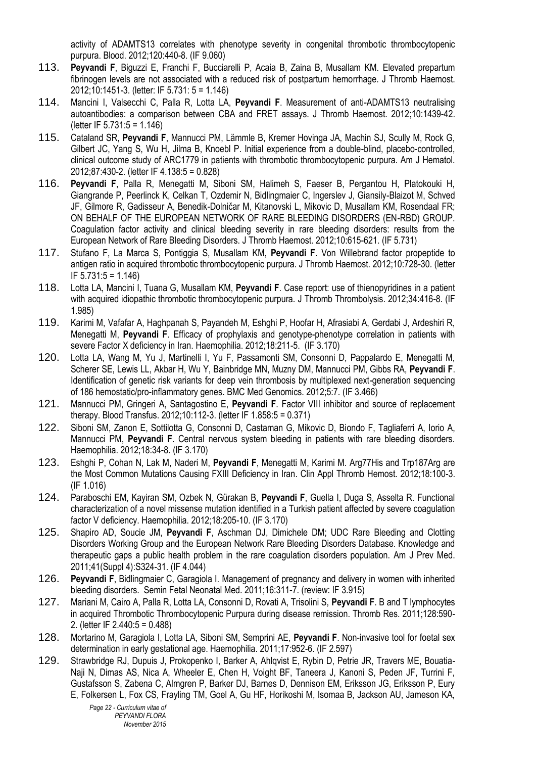activity of ADAMTS13 correlates with phenotype severity in congenital thrombotic thrombocytopenic purpura. Blood. 2012;120:440-8. (IF 9.060)

113. **Peyvandi F**, Biguzzi E, Franchi F, Bucciarelli P, Acaia B, Zaina B, Musallam KM. Elevated prepartum fibrinogen levels are not associated with a reduced risk of postpartum hemorrhage. J Thromb Haemost. 2012;10:1451-3. (letter: IF 5.731: 5 = 1.146)
114. Mancini I, Valsecchi C, Palla R, Lotta LA, **Peyvandi F**. Measurement of anti-ADAMTS13 neutralising autoantibodies: a comparison between CBA and FRET assays. J Thromb Haemost. 2012;10:1439-42. (letter IF 5.731:5 = 1.146)
115. Cataland SR, **Peyvandi F**, Mannucci PM, Lämmle B, Kremer Hovinga JA, Machin SJ, Scully M, Rock G, Gilbert JC, Yang S, Wu H, Jilma B, Knoebl P. Initial experience from a double-blind, placebo-controlled, clinical outcome study of ARC1779 in patients with thrombotic thrombocytopenic purpura. Am J Hematol. 2012;87:430-2. (letter IF 4.138:5 = 0.828)
116. **Peyvandi F**, Palla R, Menegatti M, Siboni SM, Halimeh S, Faeser B, Pergantou H, Platokouki H, Giangrande P, Peerlinck K, Celkan T, Ozdemir N, Bidlingmaier C, Ingerslev J, Giansily-Blaizot M, Schved JF, Gilmore R, Gadisseur A, Benedik-Dolničar M, Kitanovski L, Mikovic D, Musallam KM, Rosendaal FR; ON BEHALF OF THE EUROPEAN NETWORK OF RARE BLEEDING DISORDERS (EN-RBD) GROUP. Coagulation factor activity and clinical bleeding severity in rare bleeding disorders: results from the European Network of Rare Bleeding Disorders. J Thromb Haemost. 2012;10:615-621. (IF 5.731)
117. Stufano F, La Marca S, Pontiggia S, Musallam KM, **Peyvandi F**. Von Willebrand factor propeptide to antigen ratio in acquired thrombotic thrombocytopenic purpura. J Thromb Haemost. 2012;10:728-30. (letter IF 5.731:5 = 1.146)
118. Lotta LA, Mancini I, Tuana G, Musallam KM, **Peyvandi F**. Case report: use of thienopyridines in a patient with acquired idiopathic thrombotic thrombocytopenic purpura. J Thromb Thrombolysis. 2012;34:416-8. (IF 1.985)
119. Karimi M, Vafafar A, Haghpanah S, Payandeh M, Eshghi P, Hoofar H, Afrasiabi A, Gerdabi J, Ardeshiri R, Menegatti M, **Peyvandi F**. Efficacy of prophylaxis and genotype-phenotype correlation in patients with severe Factor X deficiency in Iran. Haemophilia. 2012;18:211-5. (IF 3.170)
120. Lotta LA, Wang M, Yu J, Martinelli I, Yu F, Passamonti SM, Consonni D, Pappalardo E, Menegatti M, Scherer SE, Lewis LL, Akbar H, Wu Y, Bainbridge MN, Muzny DM, Mannucci PM, Gibbs RA, **Peyvandi F**. Identification of genetic risk variants for deep vein thrombosis by multiplexed next-generation sequencing of 186 hemostatic/pro-inflammatory genes. BMC Med Genomics. 2012;5:7. (IF 3.466)
121. Mannucci PM, Gringeri A, Santagostino E, **Peyvandi F**. Factor VIII inhibitor and source of replacement therapy. Blood Transfus. 2012;10:112-3. (letter IF 1.858:5 = 0.371)
122. Siboni SM, Zanon E, Sottilotta G, Consonni D, Castaman G, Mikovic D, Biondo F, Tagliaferri A, Iorio A, Mannucci PM, **Peyvandi F**. Central nervous system bleeding in patients with rare bleeding disorders. Haemophilia. 2012;18:34-8. (IF 3.170)
123. Eshghi P, Cohan N, Lak M, Naderi M, **Peyvandi F**, Menegatti M, Karimi M. Arg77His and Trp187Arg are the Most Common Mutations Causing FXIII Deficiency in Iran. Clin Appl Thromb Hemost. 2012;18:100-3. (IF 1.016)
124. Paraboschi EM, Kayiran SM, Ozbek N, Gürakan B, **Peyvandi F**, Guella I, Duga S, Asselta R. Functional characterization of a novel missense mutation identified in a Turkish patient affected by severe coagulation factor V deficiency. Haemophilia. 2012;18:205-10. (IF 3.170)
125. Shapiro AD, Soucie JM, **Peyvandi F**, Aschman DJ, Dimichele DM; UDC Rare Bleeding and Clotting Disorders Working Group and the European Network Rare Bleeding Disorders Database. Knowledge and therapeutic gaps a public health problem in the rare coagulation disorders population. Am J Prev Med. 2011;41(Suppl 4):S324-31. (IF 4.044)
126. **Peyvandi F**, Bidlingmaier C, Garagiola I. Management of pregnancy and delivery in women with inherited bleeding disorders. Semin Fetal Neonatal Med. 2011;16:311-7. (review: IF 3.915)
127. Mariani M, Cairo A, Palla R, Lotta LA, Consonni D, Rovati A, Trisolini S, **Peyvandi F**. B and T lymphocytes in acquired Thrombotic Thrombocytopenic Purpura during disease remission. Thromb Res. 2011;128:590-2. (letter IF 2.440:5 = 0.488)
128. Mortarino M, Garagiola I, Lotta LA, Siboni SM, Semprini AE, **Peyvandi F**. Non-invasive tool for foetal sex determination in early gestational age. Haemophilia. 2011;17:952-6. (IF 2.597)
129. Strawbridge RJ, Dupuis J, Prokopenko I, Barker A, Ahlqvist E, Rybin D, Petrie JR, Travers ME, Bouatia-Naji N, Dimas AS, Nica A, Wheeler E, Chen H, Voight BF, Taneera J, Kanoni S, Peden JF, Turrini F, Gustafsson S, Zabena C, Almgren P, Barker DJ, Barnes D, Dennison EM, Eriksson JG, Eriksson P, Eury E, Folkersen L, Fox CS, Frayling TM, Goel A, Gu HF, Horikoshi M, Isomaa B, Jackson AU, Jameson KA,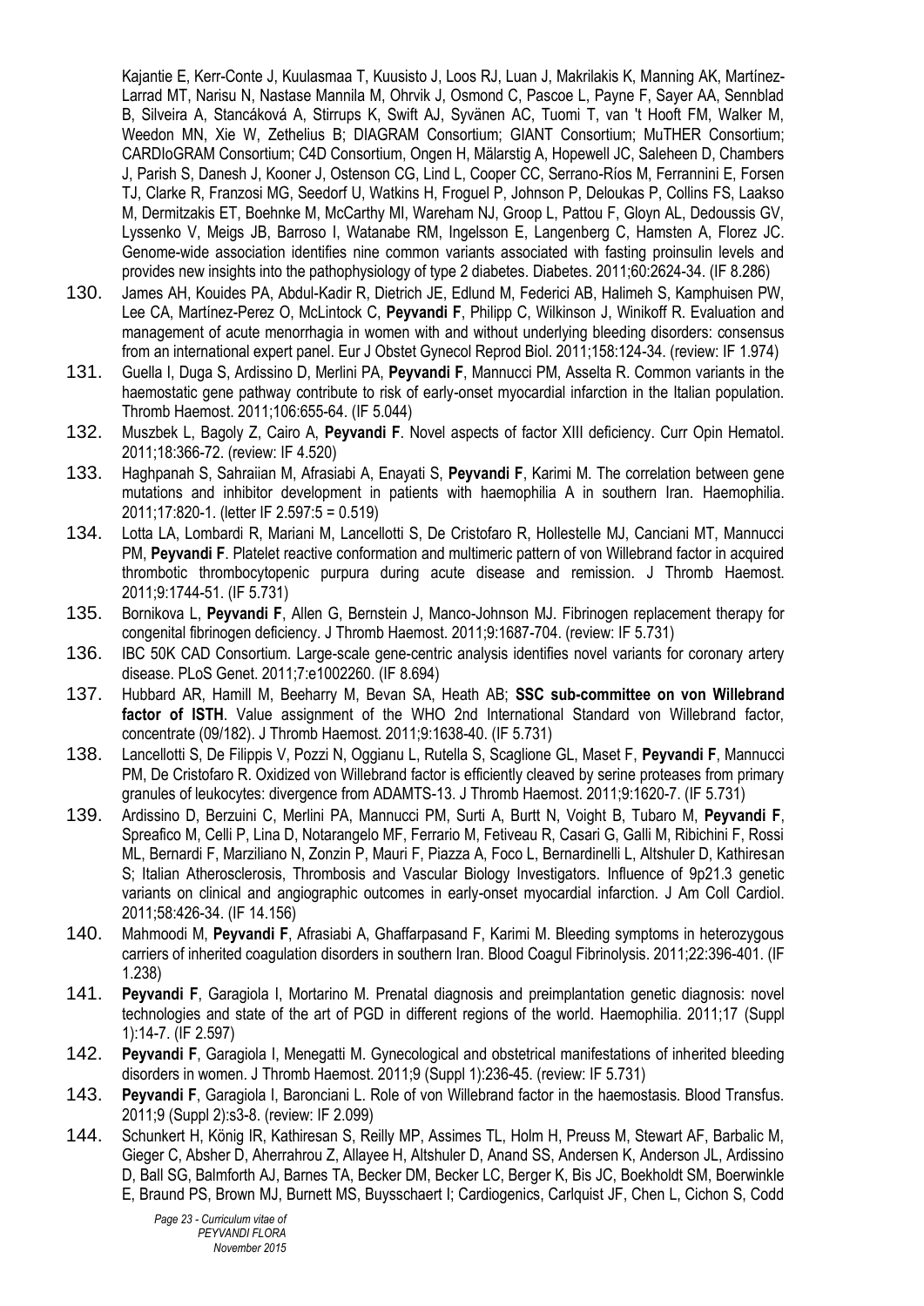Kajantie E, Kerr-Conte J, Kuulasmaa T, Kuusisto J, Loos RJ, Luan J, Makrilakis K, Manning AK, Martínez-Larrad MT, Narisu N, Nastase Mannila M, Ohrvik J, Osmond C, Pascoe L, Payne F, Sayer AA, Sennblad B, Silveira A, Stancáková A, Stirrups K, Swift AJ, Syvänen AC, Tuomi T, van 't Hooft FM, Walker M, Weedon MN, Xie W, Zethelius B; DIAGRAM Consortium; GIANT Consortium; MuTHER Consortium; CARDIoGRAM Consortium; C4D Consortium, Ongen H, Mälarstig A, Hopewell JC, Saleheen D, Chambers J, Parish S, Danesh J, Kooner J, Ostenson CG, Lind L, Cooper CC, Serrano-Ríos M, Ferrannini E, Forsen TJ, Clarke R, Franzosi MG, Seedorf U, Watkins H, Froguel P, Johnson P, Deloukas P, Collins FS, Laakso M, Dermitzakis ET, Boehnke M, McCarthy MI, Wareham NJ, Groop L, Pattou F, Gloyn AL, Dedoussis GV, Lyssenko V, Meigs JB, Barroso I, Watanabe RM, Ingelsson E, Langenberg C, Hamsten A, Florez JC. Genome-wide association identifies nine common variants associated with fasting proinsulin levels and provides new insights into the pathophysiology of type 2 diabetes. Diabetes. 2011;60:2624-34. (IF 8.286)

130. James AH, Kouides PA, Abdul-Kadir R, Dietrich JE, Edlund M, Federici AB, Halimeh S, Kamphuisen PW, Lee CA, Martínez-Perez O, McLintock C, **Peyvandi F**, Philipp C, Wilkinson J, Winikoff R. Evaluation and management of acute menorrhagia in women with and without underlying bleeding disorders: consensus from an international expert panel. Eur J Obstet Gynecol Reprod Biol. 2011;158:124-34. (review: IF 1.974)

131. Guella I, Duga S, Ardissino D, Merlini PA, **Peyvandi F**, Mannucci PM, Asselta R. Common variants in the haemostatic gene pathway contribute to risk of early-onset myocardial infarction in the Italian population. Thromb Haemost. 2011;106:655-64. (IF 5.044)

132. Muszbek L, Bagoly Z, Cairo A, **Peyvandi F**. Novel aspects of factor XIII deficiency. Curr Opin Hematol. 2011;18:366-72. (review: IF 4.520)

133. Haghpanah S, Sahraiian M, Afrasiabi A, Enayati S, **Peyvandi F**, Karimi M. The correlation between gene mutations and inhibitor development in patients with haemophilia A in southern Iran. Haemophilia. 2011;17:820-1. (letter IF 2.597:5 = 0.519)

134. Lotta LA, Lombardi R, Mariani M, Lancellotti S, De Cristofaro R, Hollestelle MJ, Canciani MT, Mannucci PM, **Peyvandi F**. Platelet reactive conformation and multimeric pattern of von Willebrand factor in acquired thrombotic thrombocytopenic purpura during acute disease and remission. J Thromb Haemost. 2011;9:1744-51. (IF 5.731)

135. Bornikova L, **Peyvandi F**, Allen G, Bernstein J, Manco-Johnson MJ. Fibrinogen replacement therapy for congenital fibrinogen deficiency. J Thromb Haemost. 2011;9:1687-704. (review: IF 5.731)

136. IBC 50K CAD Consortium. Large-scale gene-centric analysis identifies novel variants for coronary artery disease. PLoS Genet. 2011;7:e1002260. (IF 8.694)

137. Hubbard AR, Hamill M, Beeharry M, Bevan SA, Heath AB; **SSC sub-committee on von Willebrand factor of ISTH**. Value assignment of the WHO 2nd International Standard von Willebrand factor, concentrate (09/182). J Thromb Haemost. 2011;9:1638-40. (IF 5.731)

138. Lancellotti S, De Filippis V, Pozzi N, Oggianu L, Rutella S, Scaglione GL, Maset F, **Peyvandi F**, Mannucci PM, De Cristofaro R. Oxidized von Willebrand factor is efficiently cleaved by serine proteases from primary granules of leukocytes: divergence from ADAMTS-13. J Thromb Haemost. 2011;9:1620-7. (IF 5.731)

139. Ardissino D, Berzuini C, Merlini PA, Mannucci PM, Surti A, Burtt N, Voight B, Tubaro M, **Peyvandi F**, Spreafico M, Celli P, Lina D, Notarangelo MF, Ferrario M, Fetiveau R, Casari G, Galli M, Ribichini F, Rossi ML, Bernardi F, Marziliano N, Zonzin P, Mauri F, Piazza A, Foco L, Bernardinelli L, Altshuler D, Kathiresan S; Italian Atherosclerosis, Thrombosis and Vascular Biology Investigators. Influence of 9p21.3 genetic variants on clinical and angiographic outcomes in early-onset myocardial infarction. J Am Coll Cardiol. 2011;58:426-34. (IF 14.156)

140. Mahmoodi M, **Peyvandi F**, Afrasiabi A, Ghaffarpasand F, Karimi M. Bleeding symptoms in heterozygous carriers of inherited coagulation disorders in southern Iran. Blood Coagul Fibrinolysis. 2011;22:396-401. (IF 1.238)

141. **Peyvandi F**, Garagiola I, Mortarino M. Prenatal diagnosis and preimplantation genetic diagnosis: novel technologies and state of the art of PGD in different regions of the world. Haemophilia. 2011;17 (Suppl 1):14-7. (IF 2.597)

142. **Peyvandi F**, Garagiola I, Menegatti M. Gynecological and obstetrical manifestations of inherited bleeding disorders in women. J Thromb Haemost. 2011;9 (Suppl 1):236-45. (review: IF 5.731)

143. **Peyvandi F**, Garagiola I, Baronciani L. Role of von Willebrand factor in the haemostasis. Blood Transfus. 2011;9 (Suppl 2):s3-8. (review: IF 2.099)

144. Schunkert H, König IR, Kathiresan S, Reilly MP, Assimes TL, Holm H, Preuss M, Stewart AF, Barbalic M, Gieger C, Absher D, Aherrahrou Z, Allayee H, Altshuler D, Anand SS, Andersen K, Anderson JL, Ardissino D, Ball SG, Balmforth AJ, Barnes TA, Becker DM, Becker LC, Berger K, Bis JC, Boekholdt SM, Boerwinkle E, Braund PS, Brown MJ, Burnett MS, Buysschaert I; Cardiogenics, Carlquist JF, Chen L, Cichon S, Codd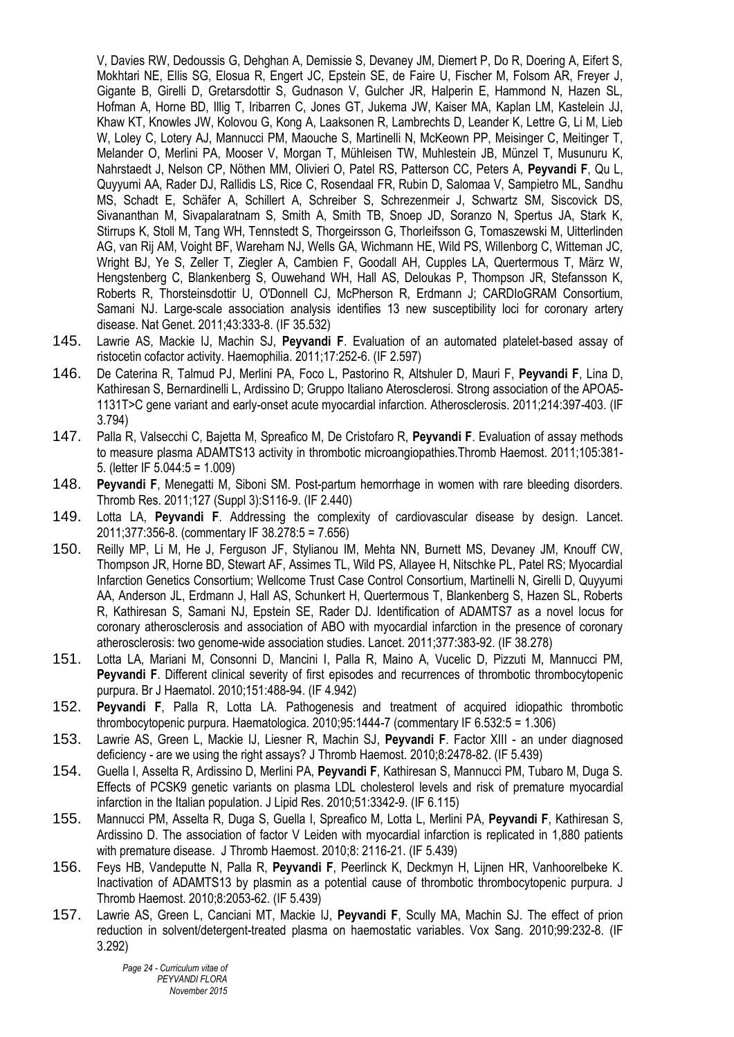V, Davies RW, Dedoussis G, Dehghan A, Demissie S, Devaney JM, Diemert P, Do R, Doering A, Eifert S, Mokhtari NE, Ellis SG, Elosua R, Engert JC, Epstein SE, de Faire U, Fischer M, Folsom AR, Freyer J, Gigante B, Girelli D, Gretarsdottir S, Gudnason V, Gulcher JR, Halperin E, Hammond N, Hazen SL, Hofman A, Horne BD, Illig T, Iribarren C, Jones GT, Jukema JW, Kaiser MA, Kaplan LM, Kastelein JJ, Khaw KT, Knowles JW, Kolovou G, Kong A, Laaksonen R, Lambrechts D, Leander K, Lettre G, Li M, Lieb W, Loley C, Lotery AJ, Mannucci PM, Maouche S, Martinelli N, McKeown PP, Meisinger C, Meitinger T, Melander O, Merlini PA, Mooser V, Morgan T, Mühleisen TW, Muhlestein JB, Münzel T, Musunuru K, Nahrstaedt J, Nelson CP, Nöthen MM, Olivieri O, Patel RS, Patterson CC, Peters A, **Peyvandi F**, Qu L, Quyyumi AA, Rader DJ, Rallidis LS, Rice C, Rosendaal FR, Rubin D, Salomaa V, Sampietro ML, Sandhu MS, Schadt E, Schäfer A, Schillert A, Schreiber S, Schrezenmeir J, Schwartz SM, Siscovick DS, Sivananthan M, Sivapalaratnam S, Smith A, Smith TB, Snoep JD, Soranzo N, Spertus JA, Stark K, Stirrups K, Stoll M, Tang WH, Tennstedt S, Thorgeirsson G, Thorleifsson G, Tomaszewski M, Uitterlinden AG, van Rij AM, Voight BF, Wareham NJ, Wells GA, Wichmann HE, Wild PS, Willenborg C, Witteman JC, Wright BJ, Ye S, Zeller T, Ziegler A, Cambien F, Goodall AH, Cupples LA, Quertermous T, März W, Hengstenberg C, Blankenberg S, Ouwehand WH, Hall AS, Deloukas P, Thompson JR, Stefansson K, Roberts R, Thorsteinsdottir U, O'Donnell CJ, McPherson R, Erdmann J; CARDIoGRAM Consortium, Samani NJ. Large-scale association analysis identifies 13 new susceptibility loci for coronary artery disease. Nat Genet. 2011;43:333-8. (IF 35.532)

145. Lawrie AS, Mackie IJ, Machin SJ, **Peyvandi F**. Evaluation of an automated platelet-based assay of ristocetin cofactor activity. Haemophilia. 2011;17:252-6. (IF 2.597)
146. De Caterina R, Talmud PJ, Merlini PA, Foco L, Pastorino R, Altshuler D, Mauri F, **Peyvandi F**, Lina D, Kathiresan S, Bernardinelli L, Ardissino D; Gruppo Italiano Aterosclerosi. Strong association of the APOA5-1131T>C gene variant and early-onset acute myocardial infarction. Atherosclerosis. 2011;214:397-403. (IF 3.794)
147. Palla R, Valsecchi C, Bajetta M, Spreafico M, De Cristofaro R, **Peyvandi F**. Evaluation of assay methods to measure plasma ADAMTS13 activity in thrombotic microangiopathies.Thromb Haemost. 2011;105:381-5. (letter IF 5.044:5 = 1.009)
148. **Peyvandi F**, Menegatti M, Siboni SM. Post-partum hemorrhage in women with rare bleeding disorders. Thromb Res. 2011;127 (Suppl 3):S116-9. (IF 2.440)
149. Lotta LA, **Peyvandi F**. Addressing the complexity of cardiovascular disease by design. Lancet. 2011;377:356-8. (commentary IF 38.278:5 = 7.656)
150. Reilly MP, Li M, He J, Ferguson JF, Stylianou IM, Mehta NN, Burnett MS, Devaney JM, Knouff CW, Thompson JR, Horne BD, Stewart AF, Assimes TL, Wild PS, Allayee H, Nitschke PL, Patel RS; Myocardial Infarction Genetics Consortium; Wellcome Trust Case Control Consortium, Martinelli N, Girelli D, Quyyumi AA, Anderson JL, Erdmann J, Hall AS, Schunkert H, Quertermous T, Blankenberg S, Hazen SL, Roberts R, Kathiresan S, Samani NJ, Epstein SE, Rader DJ. Identification of ADAMTS7 as a novel locus for coronary atherosclerosis and association of ABO with myocardial infarction in the presence of coronary atherosclerosis: two genome-wide association studies. Lancet. 2011;377:383-92. (IF 38.278)
151. Lotta LA, Mariani M, Consonni D, Mancini I, Palla R, Maino A, Vucelic D, Pizzuti M, Mannucci PM, **Peyvandi F**. Different clinical severity of first episodes and recurrences of thrombotic thrombocytopenic purpura. Br J Haematol. 2010;151:488-94. (IF 4.942)
152. **Peyvandi F**, Palla R, Lotta LA. Pathogenesis and treatment of acquired idiopathic thrombotic thrombocytopenic purpura. Haematologica. 2010;95:1444-7 (commentary IF 6.532:5 = 1.306)
153. Lawrie AS, Green L, Mackie IJ, Liesner R, Machin SJ, **Peyvandi F**. Factor XIII - an under diagnosed deficiency - are we using the right assays? J Thromb Haemost. 2010;8:2478-82. (IF 5.439)
154. Guella I, Asselta R, Ardissino D, Merlini PA, **Peyvandi F**, Kathiresan S, Mannucci PM, Tubaro M, Duga S. Effects of PCSK9 genetic variants on plasma LDL cholesterol levels and risk of premature myocardial infarction in the Italian population. J Lipid Res. 2010;51:3342-9. (IF 6.115)
155. Mannucci PM, Asselta R, Duga S, Guella I, Spreafico M, Lotta L, Merlini PA, **Peyvandi F**, Kathiresan S, Ardissino D. The association of factor V Leiden with myocardial infarction is replicated in 1,880 patients with premature disease. J Thromb Haemost. 2010;8: 2116-21. (IF 5.439)
156. Feys HB, Vandeputte N, Palla R, **Peyvandi F**, Peerlinck K, Deckmyn H, Lijnen HR, Vanhoorelbeke K. Inactivation of ADAMTS13 by plasmin as a potential cause of thrombotic thrombocytopenic purpura. J Thromb Haemost. 2010;8:2053-62. (IF 5.439)
157. Lawrie AS, Green L, Canciani MT, Mackie IJ, **Peyvandi F**, Scully MA, Machin SJ. The effect of prion reduction in solvent/detergent-treated plasma on haemostatic variables. Vox Sang. 2010;99:232-8. (IF 3.292)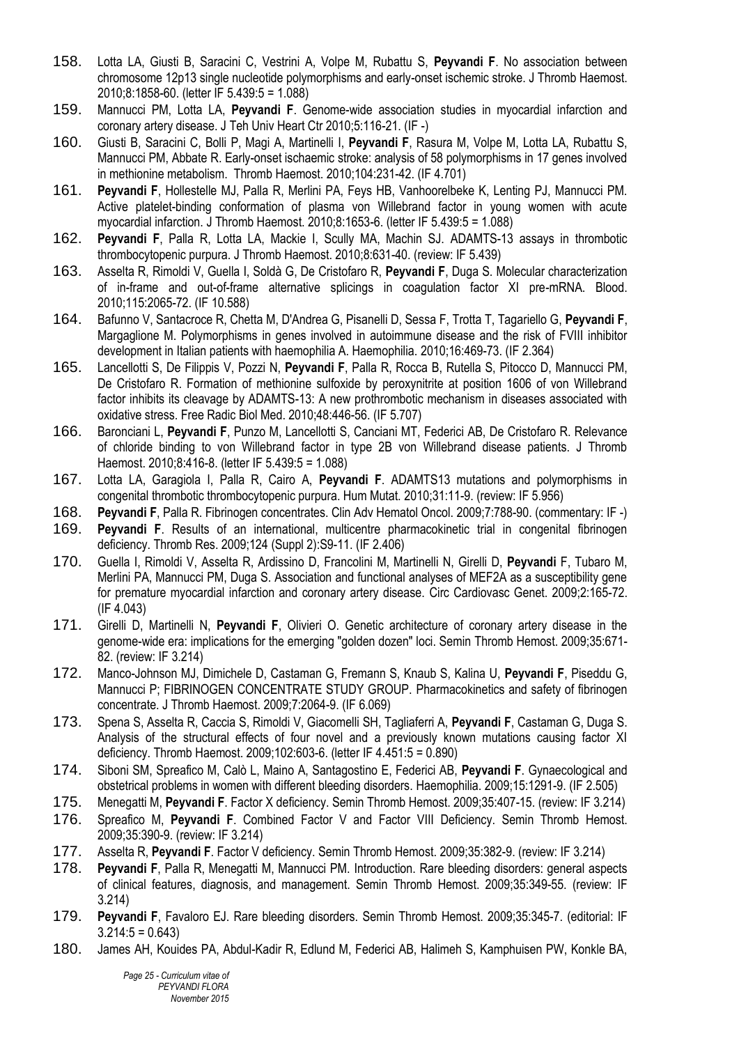158. Lotta LA, Giusti B, Saracini C, Vestrini A, Volpe M, Rubattu S, **Peyvandi F**. No association between chromosome 12p13 single nucleotide polymorphisms and early-onset ischemic stroke. J Thromb Haemost. 2010;8:1858-60. (letter IF 5.439:5 = 1.088)
159. Mannucci PM, Lotta LA, **Peyvandi F**. Genome-wide association studies in myocardial infarction and coronary artery disease. J Teh Univ Heart Ctr 2010;5:116-21. (IF -)
160. Giusti B, Saracini C, Bolli P, Magi A, Martinelli I, **Peyvandi F**, Rasura M, Volpe M, Lotta LA, Rubattu S, Mannucci PM, Abbate R. Early-onset ischaemic stroke: analysis of 58 polymorphisms in 17 genes involved in methionine metabolism. Thromb Haemost. 2010;104:231-42. (IF 4.701)
161. **Peyvandi F**, Hollestelle MJ, Palla R, Merlini PA, Feys HB, Vanhoorelbeke K, Lenting PJ, Mannucci PM. Active platelet-binding conformation of plasma von Willebrand factor in young women with acute myocardial infarction. J Thromb Haemost. 2010;8:1653-6. (letter IF 5.439:5 = 1.088)
162. **Peyvandi F**, Palla R, Lotta LA, Mackie I, Scully MA, Machin SJ. ADAMTS-13 assays in thrombotic thrombocytopenic purpura. J Thromb Haemost. 2010;8:631-40. (review: IF 5.439)
163. Asselta R, Rimoldi V, Guella I, Soldà G, De Cristofaro R, **Peyvandi F**, Duga S. Molecular characterization of in-frame and out-of-frame alternative splicings in coagulation factor XI pre-mRNA. Blood. 2010;115:2065-72. (IF 10.588)
164. Bafunno V, Santacroce R, Chetta M, D'Andrea G, Pisanelli D, Sessa F, Trotta T, Tagariello G, **Peyvandi F**, Margaglione M. Polymorphisms in genes involved in autoimmune disease and the risk of FVIII inhibitor development in Italian patients with haemophilia A. Haemophilia. 2010;16:469-73. (IF 2.364)
165. Lancellotti S, De Filippis V, Pozzi N, **Peyvandi F**, Palla R, Rocca B, Rutella S, Pitocco D, Mannucci PM, De Cristofaro R. Formation of methionine sulfoxide by peroxynitrite at position 1606 of von Willebrand factor inhibits its cleavage by ADAMTS-13: A new prothrombotic mechanism in diseases associated with oxidative stress. Free Radic Biol Med. 2010;48:446-56. (IF 5.707)
166. Baronciani L, **Peyvandi F**, Punzo M, Lancellotti S, Canciani MT, Federici AB, De Cristofaro R. Relevance of chloride binding to von Willebrand factor in type 2B von Willebrand disease patients. J Thromb Haemost. 2010;8:416-8. (letter IF 5.439:5 = 1.088)
167. Lotta LA, Garagiola I, Palla R, Cairo A, **Peyvandi F**. ADAMTS13 mutations and polymorphisms in congenital thrombotic thrombocytopenic purpura. Hum Mutat. 2010;31:11-9. (review: IF 5.956)
168. **Peyvandi F**, Palla R. Fibrinogen concentrates. Clin Adv Hematol Oncol. 2009;7:788-90. (commentary: IF -)
169. **Peyvandi F**. Results of an international, multicentre pharmacokinetic trial in congenital fibrinogen deficiency. Thromb Res. 2009;124 (Suppl 2):S9-11. (IF 2.406)
170. Guella I, Rimoldi V, Asselta R, Ardissino D, Francolini M, Martinelli N, Girelli D, **Peyvandi** F, Tubaro M, Merlini PA, Mannucci PM, Duga S. Association and functional analyses of MEF2A as a susceptibility gene for premature myocardial infarction and coronary artery disease. Circ Cardiovasc Genet. 2009;2:165-72. (IF 4.043)
171. Girelli D, Martinelli N, **Peyvandi F**, Olivieri O. Genetic architecture of coronary artery disease in the genome-wide era: implications for the emerging "golden dozen" loci. Semin Thromb Hemost. 2009;35:671-82. (review: IF 3.214)
172. Manco-Johnson MJ, Dimichele D, Castaman G, Fremann S, Knaub S, Kalina U, **Peyvandi F**, Piseddu G, Mannucci P; FIBRINOGEN CONCENTRATE STUDY GROUP. Pharmacokinetics and safety of fibrinogen concentrate. J Thromb Haemost. 2009;7:2064-9. (IF 6.069)
173. Spena S, Asselta R, Caccia S, Rimoldi V, Giacomelli SH, Tagliaferri A, **Peyvandi F**, Castaman G, Duga S. Analysis of the structural effects of four novel and a previously known mutations causing factor XI deficiency. Thromb Haemost. 2009;102:603-6. (letter IF 4.451:5 = 0.890)
174. Siboni SM, Spreafico M, Calò L, Maino A, Santagostino E, Federici AB, **Peyvandi F**. Gynaecological and obstetrical problems in women with different bleeding disorders. Haemophilia. 2009;15:1291-9. (IF 2.505)
175. Menegatti M, **Peyvandi F**. Factor X deficiency. Semin Thromb Hemost. 2009;35:407-15. (review: IF 3.214)
176. Spreafico M, **Peyvandi F**. Combined Factor V and Factor VIII Deficiency. Semin Thromb Hemost. 2009;35:390-9. (review: IF 3.214)
177. Asselta R, **Peyvandi F**. Factor V deficiency. Semin Thromb Hemost. 2009;35:382-9. (review: IF 3.214)
178. **Peyvandi F**, Palla R, Menegatti M, Mannucci PM. Introduction. Rare bleeding disorders: general aspects of clinical features, diagnosis, and management. Semin Thromb Hemost. 2009;35:349-55. (review: IF 3.214)
179. **Peyvandi F**, Favaloro EJ. Rare bleeding disorders. Semin Thromb Hemost. 2009;35:345-7. (editorial: IF 3.214:5 = 0.643)
180. James AH, Kouides PA, Abdul-Kadir R, Edlund M, Federici AB, Halimeh S, Kamphuisen PW, Konkle BA,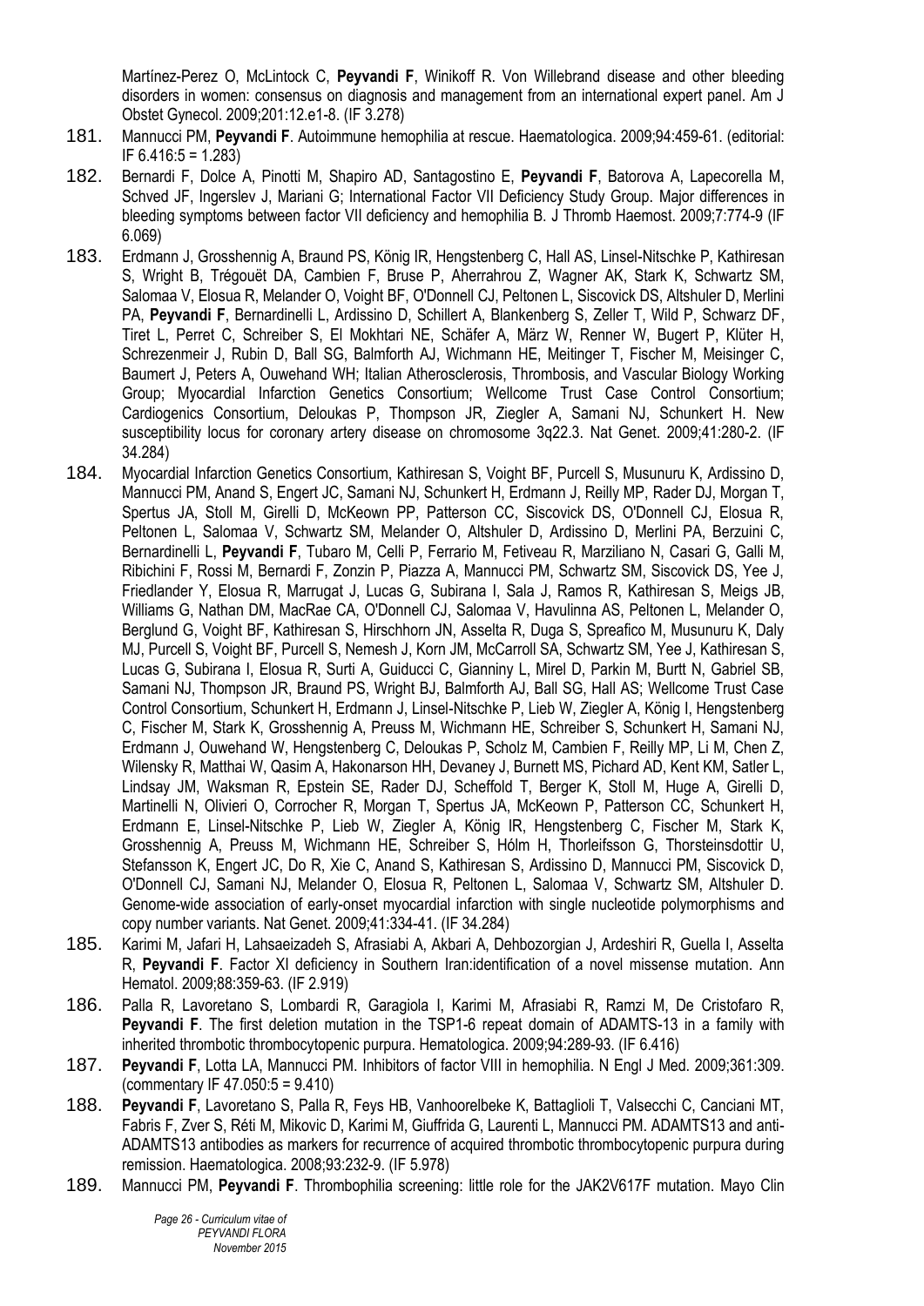Martínez-Perez O, McLintock C, **Peyvandi F**, Winikoff R. Von Willebrand disease and other bleeding disorders in women: consensus on diagnosis and management from an international expert panel. Am J Obstet Gynecol. 2009;201:12.e1-8. (IF 3.278)

181. Mannucci PM, **Peyvandi F**. Autoimmune hemophilia at rescue. Haematologica. 2009;94:459-61. (editorial: IF 6.416:5 = 1.283)

182. Bernardi F, Dolce A, Pinotti M, Shapiro AD, Santagostino E, **Peyvandi F**, Batorova A, Lapecorella M, Schved JF, Ingerslev J, Mariani G; International Factor VII Deficiency Study Group. Major differences in bleeding symptoms between factor VII deficiency and hemophilia B. J Thromb Haemost. 2009;7:774-9 (IF 6.069)

183. Erdmann J, Grosshennig A, Braund PS, König IR, Hengstenberg C, Hall AS, Linsel-Nitschke P, Kathiresan S, Wright B, Trégouët DA, Cambien F, Bruse P, Aherrahrou Z, Wagner AK, Stark K, Schwartz SM, Salomaa V, Elosua R, Melander O, Voight BF, O'Donnell CJ, Peltonen L, Siscovick DS, Altshuler D, Merlini PA, **Peyvandi F**, Bernardinelli L, Ardissino D, Schillert A, Blankenberg S, Zeller T, Wild P, Schwarz DF, Tiret L, Perret C, Schreiber S, El Mokhtari NE, Schäfer A, März W, Renner W, Bugert P, Klüter H, Schrezenmeir J, Rubin D, Ball SG, Balmforth AJ, Wichmann HE, Meitinger T, Fischer M, Meisinger C, Baumert J, Peters A, Ouwehand WH; Italian Atherosclerosis, Thrombosis, and Vascular Biology Working Group; Myocardial Infarction Genetics Consortium; Wellcome Trust Case Control Consortium; Cardiogenics Consortium, Deloukas P, Thompson JR, Ziegler A, Samani NJ, Schunkert H. New susceptibility locus for coronary artery disease on chromosome 3q22.3. Nat Genet. 2009;41:280-2. (IF 34.284)

184. Myocardial Infarction Genetics Consortium, Kathiresan S, Voight BF, Purcell S, Musunuru K, Ardissino D, Mannucci PM, Anand S, Engert JC, Samani NJ, Schunkert H, Erdmann J, Reilly MP, Rader DJ, Morgan T, Spertus JA, Stoll M, Girelli D, McKeown PP, Patterson CC, Siscovick DS, O'Donnell CJ, Elosua R, Peltonen L, Salomaa V, Schwartz SM, Melander O, Altshuler D, Ardissino D, Merlini PA, Berzuini C, Bernardinelli L, **Peyvandi F**, Tubaro M, Celli P, Ferrario M, Fetiveau R, Marziliano N, Casari G, Galli M, Ribichini F, Rossi M, Bernardi F, Zonzin P, Piazza A, Mannucci PM, Schwartz SM, Siscovick DS, Yee J, Friedlander Y, Elosua R, Marrugat J, Lucas G, Subirana I, Sala J, Ramos R, Kathiresan S, Meigs JB, Williams G, Nathan DM, MacRae CA, O'Donnell CJ, Salomaa V, Havulinna AS, Peltonen L, Melander O, Berglund G, Voight BF, Kathiresan S, Hirschhorn JN, Asselta R, Duga S, Spreafico M, Musunuru K, Daly MJ, Purcell S, Voight BF, Purcell S, Nemesh J, Korn JM, McCarroll SA, Schwartz SM, Yee J, Kathiresan S, Lucas G, Subirana I, Elosua R, Surti A, Guiducci C, Gianniny L, Mirel D, Parkin M, Burtt N, Gabriel SB, Samani NJ, Thompson JR, Braund PS, Wright BJ, Balmforth AJ, Ball SG, Hall AS; Wellcome Trust Case Control Consortium, Schunkert H, Erdmann J, Linsel-Nitschke P, Lieb W, Ziegler A, König I, Hengstenberg C, Fischer M, Stark K, Grosshennig A, Preuss M, Wichmann HE, Schreiber S, Schunkert H, Samani NJ, Erdmann J, Ouwehand W, Hengstenberg C, Deloukas P, Scholz M, Cambien F, Reilly MP, Li M, Chen Z, Wilensky R, Matthai W, Qasim A, Hakonarson HH, Devaney J, Burnett MS, Pichard AD, Kent KM, Satler L, Lindsay JM, Waksman R, Epstein SE, Rader DJ, Scheffold T, Berger K, Stoll M, Huge A, Girelli D, Martinelli N, Olivieri O, Corrocher R, Morgan T, Spertus JA, McKeown P, Patterson CC, Schunkert H, Erdmann E, Linsel-Nitschke P, Lieb W, Ziegler A, König IR, Hengstenberg C, Fischer M, Stark K, Grosshennig A, Preuss M, Wichmann HE, Schreiber S, Hólm H, Thorleifsson G, Thorsteinsdottir U, Stefansson K, Engert JC, Do R, Xie C, Anand S, Kathiresan S, Ardissino D, Mannucci PM, Siscovick D, O'Donnell CJ, Samani NJ, Melander O, Elosua R, Peltonen L, Salomaa V, Schwartz SM, Altshuler D. Genome-wide association of early-onset myocardial infarction with single nucleotide polymorphisms and copy number variants. Nat Genet. 2009;41:334-41. (IF 34.284)

185. Karimi M, Jafari H, Lahsaeizadeh S, Afrasiabi A, Akbari A, Dehbozorgian J, Ardeshiri R, Guella I, Asselta R, **Peyvandi F**. Factor XI deficiency in Southern Iran:identification of a novel missense mutation. Ann Hematol. 2009;88:359-63. (IF 2.919)

186. Palla R, Lavoretano S, Lombardi R, Garagiola I, Karimi M, Afrasiabi R, Ramzi M, De Cristofaro R, **Peyvandi F**. The first deletion mutation in the TSP1-6 repeat domain of ADAMTS-13 in a family with inherited thrombotic thrombocytopenic purpura. Hematologica. 2009;94:289-93. (IF 6.416)

187. **Peyvandi F**, Lotta LA, Mannucci PM. Inhibitors of factor VIII in hemophilia. N Engl J Med. 2009;361:309. (commentary IF 47.050:5 = 9.410)

188. **Peyvandi F**, Lavoretano S, Palla R, Feys HB, Vanhoorelbeke K, Battaglioli T, Valsecchi C, Canciani MT, Fabris F, Zver S, Réti M, Mikovic D, Karimi M, Giuffrida G, Laurenti L, Mannucci PM. ADAMTS13 and anti-ADAMTS13 antibodies as markers for recurrence of acquired thrombotic thrombocytopenic purpura during remission. Haematologica. 2008;93:232-9. (IF 5.978)

189. Mannucci PM, **Peyvandi F**. Thrombophilia screening: little role for the JAK2V617F mutation. Mayo Clin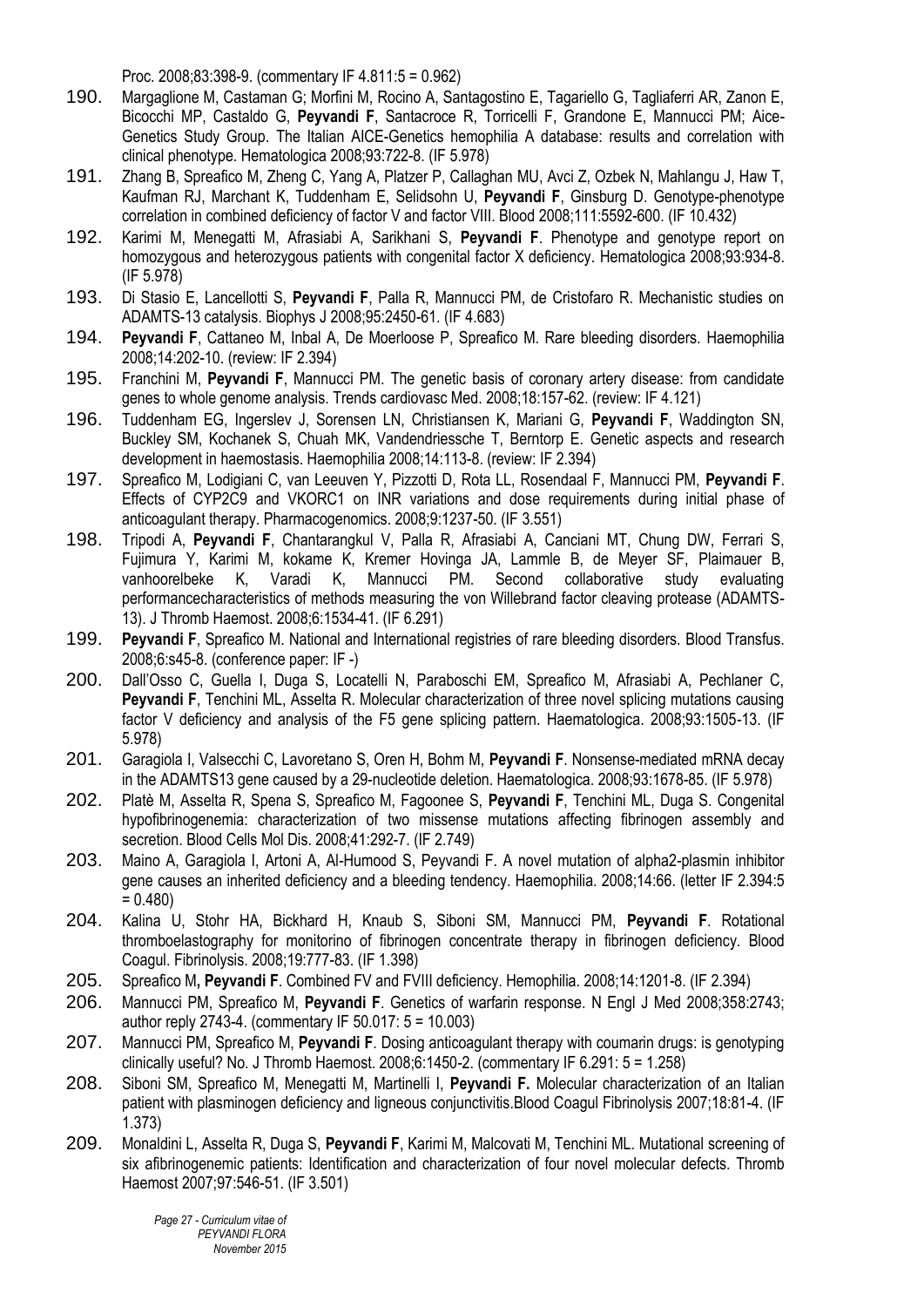Proc. 2008;83:398-9. (commentary IF 4.811:5 = 0.962)

190. Margaglione M, Castaman G; Morfini M, Rocino A, Santagostino E, Tagariello G, Tagliaferri AR, Zanon E, Bicocchi MP, Castaldo G, **Peyvandi F**, Santacroce R, Torricelli F, Grandone E, Mannucci PM; Aice-Genetics Study Group. The Italian AICE-Genetics hemophilia A database: results and correlation with clinical phenotype. Hematologica 2008;93:722-8. (IF 5.978)

191. Zhang B, Spreafico M, Zheng C, Yang A, Platzer P, Callaghan MU, Avci Z, Ozbek N, Mahlangu J, Haw T, Kaufman RJ, Marchant K, Tuddenham E, Selidsohn U, **Peyvandi F**, Ginsburg D. Genotype-phenotype correlation in combined deficiency of factor V and factor VIII. Blood 2008;111:5592-600. (IF 10.432)

192. Karimi M, Menegatti M, Afrasiabi A, Sarikhani S, **Peyvandi F**. Phenotype and genotype report on homozygous and heterozygous patients with congenital factor X deficiency. Hematologica 2008;93:934-8. (IF 5.978)

193. Di Stasio E, Lancellotti S, **Peyvandi F**, Palla R, Mannucci PM, de Cristofaro R. Mechanistic studies on ADAMTS-13 catalysis. Biophys J 2008;95:2450-61. (IF 4.683)

194. **Peyvandi F**, Cattaneo M, Inbal A, De Moerloose P, Spreafico M. Rare bleeding disorders. Haemophilia 2008;14:202-10. (review: IF 2.394)

195. Franchini M, **Peyvandi F**, Mannucci PM. The genetic basis of coronary artery disease: from candidate genes to whole genome analysis. Trends cardiovasc Med. 2008;18:157-62. (review: IF 4.121)

196. Tuddenham EG, Ingerslev J, Sorensen LN, Christiansen K, Mariani G, **Peyvandi F**, Waddington SN, Buckley SM, Kochanek S, Chuah MK, Vandendriessche T, Berntorp E. Genetic aspects and research development in haemostasis. Haemophilia 2008;14:113-8. (review: IF 2.394)

197. Spreafico M, Lodigiani C, van Leeuven Y, Pizzotti D, Rota LL, Rosendaal F, Mannucci PM, **Peyvandi F**. Effects of CYP2C9 and VKORC1 on INR variations and dose requirements during initial phase of anticoagulant therapy. Pharmacogenomics. 2008;9:1237-50. (IF 3.551)

198. Tripodi A, **Peyvandi F**, Chantarangkul V, Palla R, Afrasiabi A, Canciani MT, Chung DW, Ferrari S, Fujimura Y, Karimi M, kokame K, Kremer Hovinga JA, Lammle B, de Meyer SF, Plaimauer B, vanhoorelbeke K, Varadi K, Mannucci PM. Second collaborative study evaluating performancecharacteristics of methods measuring the von Willebrand factor cleaving protease (ADAMTS-13). J Thromb Haemost. 2008;6:1534-41. (IF 6.291)

199. **Peyvandi F**, Spreafico M. National and International registries of rare bleeding disorders. Blood Transfus. 2008;6:s45-8. (conference paper: IF -)

200. Dall'Osso C, Guella I, Duga S, Locatelli N, Paraboschi EM, Spreafico M, Afrasiabi A, Pechlaner C, **Peyvandi F**, Tenchini ML, Asselta R. Molecular characterization of three novel splicing mutations causing factor V deficiency and analysis of the F5 gene splicing pattern. Haematologica. 2008;93:1505-13. (IF 5.978)

201. Garagiola I, Valsecchi C, Lavoretano S, Oren H, Bohm M, **Peyvandi F**. Nonsense-mediated mRNA decay in the ADAMTS13 gene caused by a 29-nucleotide deletion. Haematologica. 2008;93:1678-85. (IF 5.978)

202. Platè M, Asselta R, Spena S, Spreafico M, Fagoonee S, **Peyvandi F**, Tenchini ML, Duga S. Congenital hypofibrinogenemia: characterization of two missense mutations affecting fibrinogen assembly and secretion. Blood Cells Mol Dis. 2008;41:292-7. (IF 2.749)

203. Maino A, Garagiola I, Artoni A, Al-Humood S, Peyvandi F. A novel mutation of alpha2-plasmin inhibitor gene causes an inherited deficiency and a bleeding tendency. Haemophilia. 2008;14:66. (letter IF 2.394:5 = 0.480)

204. Kalina U, Stohr HA, Bickhard H, Knaub S, Siboni SM, Mannucci PM, **Peyvandi F**. Rotational thromboelastography for monitorino of fibrinogen concentrate therapy in fibrinogen deficiency. Blood Coagul. Fibrinolysis. 2008;19:777-83. (IF 1.398)

205. Spreafico M**, Peyvandi F**. Combined FV and FVIII deficiency. Hemophilia. 2008;14:1201-8. (IF 2.394)

206. Mannucci PM, Spreafico M, **Peyvandi F**. Genetics of warfarin response. N Engl J Med 2008;358:2743; author reply 2743-4. (commentary IF 50.017: 5 = 10.003)

207. Mannucci PM, Spreafico M, **Peyvandi F**. Dosing anticoagulant therapy with coumarin drugs: is genotyping clinically useful? No. J Thromb Haemost. 2008;6:1450-2. (commentary IF 6.291: 5 = 1.258)

208. Siboni SM, Spreafico M, Menegatti M, Martinelli I, **Peyvandi F.** Molecular characterization of an Italian patient with plasminogen deficiency and ligneous conjunctivitis.Blood Coagul Fibrinolysis 2007;18:81-4. (IF 1.373)

209. Monaldini L, Asselta R, Duga S, **Peyvandi F**, Karimi M, Malcovati M, Tenchini ML. Mutational screening of six afibrinogenemic patients: Identification and characterization of four novel molecular defects. Thromb Haemost 2007;97:546-51. (IF 3.501)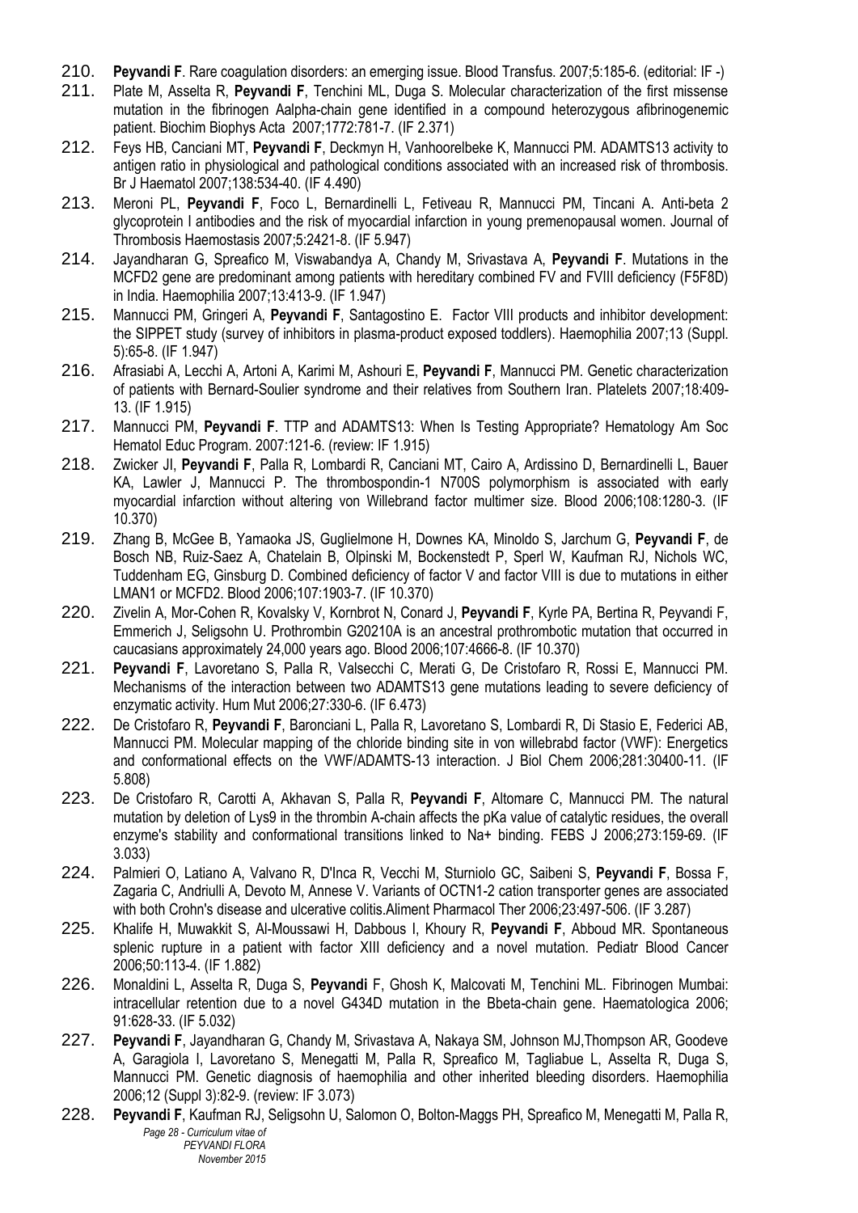210. **Peyvandi F**. Rare coagulation disorders: an emerging issue. Blood Transfus. 2007;5:185-6. (editorial: IF -)
211. Plate M, Asselta R, **Peyvandi F**, Tenchini ML, Duga S. Molecular characterization of the first missense mutation in the fibrinogen Aalpha-chain gene identified in a compound heterozygous afibrinogenemic patient. Biochim Biophys Acta 2007;1772:781-7. (IF 2.371)
212. Feys HB, Canciani MT, **Peyvandi F**, Deckmyn H, Vanhoorelbeke K, Mannucci PM. ADAMTS13 activity to antigen ratio in physiological and pathological conditions associated with an increased risk of thrombosis. Br J Haematol 2007;138:534-40. (IF 4.490)
213. Meroni PL, **Peyvandi F**, Foco L, Bernardinelli L, Fetiveau R, Mannucci PM, Tincani A. Anti-beta 2 glycoprotein I antibodies and the risk of myocardial infarction in young premenopausal women. Journal of Thrombosis Haemostasis 2007;5:2421-8. (IF 5.947)
214. Jayandharan G, Spreafico M, Viswabandya A, Chandy M, Srivastava A, **Peyvandi F**. Mutations in the MCFD2 gene are predominant among patients with hereditary combined FV and FVIII deficiency (F5F8D) in India. Haemophilia 2007;13:413-9. (IF 1.947)
215. Mannucci PM, Gringeri A, **Peyvandi F**, Santagostino E. Factor VIII products and inhibitor development: the SIPPET study (survey of inhibitors in plasma-product exposed toddlers). Haemophilia 2007;13 (Suppl. 5):65-8. (IF 1.947)
216. Afrasiabi A, Lecchi A, Artoni A, Karimi M, Ashouri E, **Peyvandi F**, Mannucci PM. Genetic characterization of patients with Bernard-Soulier syndrome and their relatives from Southern Iran. Platelets 2007;18:409-13. (IF 1.915)
217. Mannucci PM, **Peyvandi F**. TTP and ADAMTS13: When Is Testing Appropriate? Hematology Am Soc Hematol Educ Program. 2007:121-6. (review: IF 1.915)
218. Zwicker JI, **Peyvandi F**, Palla R, Lombardi R, Canciani MT, Cairo A, Ardissino D, Bernardinelli L, Bauer KA, Lawler J, Mannucci P. The thrombospondin-1 N700S polymorphism is associated with early myocardial infarction without altering von Willebrand factor multimer size. Blood 2006;108:1280-3. (IF 10.370)
219. Zhang B, McGee B, Yamaoka JS, Guglielmone H, Downes KA, Minoldo S, Jarchum G, **Peyvandi F**, de Bosch NB, Ruiz-Saez A, Chatelain B, Olpinski M, Bockenstedt P, Sperl W, Kaufman RJ, Nichols WC, Tuddenham EG, Ginsburg D. Combined deficiency of factor V and factor VIII is due to mutations in either LMAN1 or MCFD2. Blood 2006;107:1903-7. (IF 10.370)
220. Zivelin A, Mor-Cohen R, Kovalsky V, Kornbrot N, Conard J, **Peyvandi F**, Kyrle PA, Bertina R, Peyvandi F, Emmerich J, Seligsohn U. Prothrombin G20210A is an ancestral prothrombotic mutation that occurred in caucasians approximately 24,000 years ago. Blood 2006;107:4666-8. (IF 10.370)
221. **Peyvandi F**, Lavoretano S, Palla R, Valsecchi C, Merati G, De Cristofaro R, Rossi E, Mannucci PM. Mechanisms of the interaction between two ADAMTS13 gene mutations leading to severe deficiency of enzymatic activity. Hum Mut 2006;27:330-6. (IF 6.473)
222. De Cristofaro R, **Peyvandi F**, Baronciani L, Palla R, Lavoretano S, Lombardi R, Di Stasio E, Federici AB, Mannucci PM. Molecular mapping of the chloride binding site in von willebrabd factor (VWF): Energetics and conformational effects on the VWF/ADAMTS-13 interaction. J Biol Chem 2006;281:30400-11. (IF 5.808)
223. De Cristofaro R, Carotti A, Akhavan S, Palla R, **Peyvandi F**, Altomare C, Mannucci PM. The natural mutation by deletion of Lys9 in the thrombin A-chain affects the pKa value of catalytic residues, the overall enzyme's stability and conformational transitions linked to Na+ binding. FEBS J 2006;273:159-69. (IF 3.033)
224. Palmieri O, Latiano A, Valvano R, D'Inca R, Vecchi M, Sturniolo GC, Saibeni S, **Peyvandi F**, Bossa F, Zagaria C, Andriulli A, Devoto M, Annese V. Variants of OCTN1-2 cation transporter genes are associated with both Crohn's disease and ulcerative colitis.Aliment Pharmacol Ther 2006;23:497-506. (IF 3.287)
225. Khalife H, Muwakkit S, Al-Moussawi H, Dabbous I, Khoury R, **Peyvandi F**, Abboud MR. Spontaneous splenic rupture in a patient with factor XIII deficiency and a novel mutation. Pediatr Blood Cancer 2006;50:113-4. (IF 1.882)
226. Monaldini L, Asselta R, Duga S, **Peyvandi** F, Ghosh K, Malcovati M, Tenchini ML. Fibrinogen Mumbai: intracellular retention due to a novel G434D mutation in the Bbeta-chain gene. Haematologica 2006; 91:628-33. (IF 5.032)
227. **Peyvandi F**, Jayandharan G, Chandy M, Srivastava A, Nakaya SM, Johnson MJ,Thompson AR, Goodeve A, Garagiola I, Lavoretano S, Menegatti M, Palla R, Spreafico M, Tagliabue L, Asselta R, Duga S, Mannucci PM. Genetic diagnosis of haemophilia and other inherited bleeding disorders. Haemophilia 2006;12 (Suppl 3):82-9. (review: IF 3.073)
228. **Peyvandi F**, Kaufman RJ, Seligsohn U, Salomon O, Bolton-Maggs PH, Spreafico M, Menegatti M, Palla R,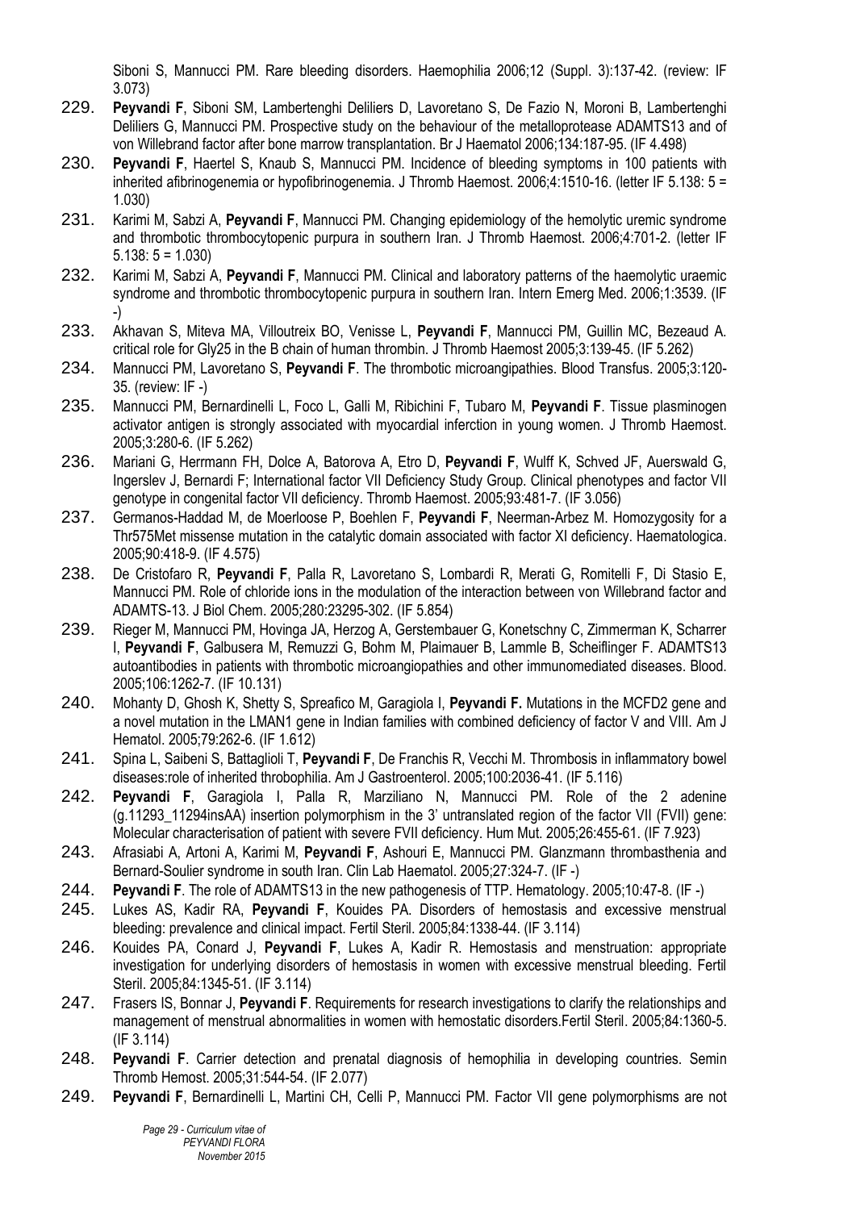Siboni S, Mannucci PM. Rare bleeding disorders. Haemophilia 2006;12 (Suppl. 3):137-42. (review: IF 3.073)

229. **Peyvandi F**, Siboni SM, Lambertenghi Deliliers D, Lavoretano S, De Fazio N, Moroni B, Lambertenghi Deliliers G, Mannucci PM. Prospective study on the behaviour of the metalloprotease ADAMTS13 and of von Willebrand factor after bone marrow transplantation. Br J Haematol 2006;134:187-95. (IF 4.498)
230. **Peyvandi F**, Haertel S, Knaub S, Mannucci PM. Incidence of bleeding symptoms in 100 patients with inherited afibrinogenemia or hypofibrinogenemia. J Thromb Haemost. 2006;4:1510-16. (letter IF 5.138: 5 = 1.030)
231. Karimi M, Sabzi A, **Peyvandi F**, Mannucci PM. Changing epidemiology of the hemolytic uremic syndrome and thrombotic thrombocytopenic purpura in southern Iran. J Thromb Haemost. 2006;4:701-2. (letter IF 5.138: 5 = 1.030)
232. Karimi M, Sabzi A, **Peyvandi F**, Mannucci PM. Clinical and laboratory patterns of the haemolytic uraemic syndrome and thrombotic thrombocytopenic purpura in southern Iran. Intern Emerg Med. 2006;1:3539. (IF -)
233. Akhavan S, Miteva MA, Villoutreix BO, Venisse L, **Peyvandi F**, Mannucci PM, Guillin MC, Bezeaud A. critical role for Gly25 in the B chain of human thrombin. J Thromb Haemost 2005;3:139-45. (IF 5.262)
234. Mannucci PM, Lavoretano S, **Peyvandi F**. The thrombotic microangiopathies. Blood Transfus. 2005;3:120-35. (review: IF -)
235. Mannucci PM, Bernardinelli L, Foco L, Galli M, Ribichini F, Tubaro M, **Peyvandi F**. Tissue plasminogen activator antigen is strongly associated with myocardial inferction in young women. J Thromb Haemost. 2005;3:280-6. (IF 5.262)
236. Mariani G, Herrmann FH, Dolce A, Batorova A, Etro D, **Peyvandi F**, Wulff K, Schved JF, Auerswald G, Ingerslev J, Bernardi F; International factor VII Deficiency Study Group. Clinical phenotypes and factor VII genotype in congenital factor VII deficiency. Thromb Haemost. 2005;93:481-7. (IF 3.056)
237. Germanos-Haddad M, de Moerloose P, Boehlen F, **Peyvandi F**, Neerman-Arbez M. Homozygosity for a Thr575Met missense mutation in the catalytic domain associated with factor XI deficiency. Haematologica. 2005;90:418-9. (IF 4.575)
238. De Cristofaro R, **Peyvandi F**, Palla R, Lavoretano S, Lombardi R, Merati G, Romitelli F, Di Stasio E, Mannucci PM. Role of chloride ions in the modulation of the interaction between von Willebrand factor and ADAMTS-13. J Biol Chem. 2005;280:23295-302. (IF 5.854)
239. Rieger M, Mannucci PM, Hovinga JA, Herzog A, Gerstembauer G, Konetschny C, Zimmerman K, Scharrer I, **Peyvandi F**, Galbusera M, Remuzzi G, Bohm M, Plaimauer B, Lammle B, Scheiflinger F. ADAMTS13 autoantibodies in patients with thrombotic microangiopathies and other immunomediated diseases. Blood. 2005;106:1262-7. (IF 10.131)
240. Mohanty D, Ghosh K, Shetty S, Spreafico M, Garagiola I, **Peyvandi F.** Mutations in the MCFD2 gene and a novel mutation in the LMAN1 gene in Indian families with combined deficiency of factor V and VIII. Am J Hematol. 2005;79:262-6. (IF 1.612)
241. Spina L, Saibeni S, Battaglioli T, **Peyvandi F**, De Franchis R, Vecchi M. Thrombosis in inflammatory bowel diseases:role of inherited throbophilia. Am J Gastroenterol. 2005;100:2036-41. (IF 5.116)
242. **Peyvandi F**, Garagiola I, Palla R, Marziliano N, Mannucci PM. Role of the 2 adenine (g.11293_11294insAA) insertion polymorphism in the 3' untranslated region of the factor VII (FVII) gene: Molecular characterisation of patient with severe FVII deficiency. Hum Mut. 2005;26:455-61. (IF 7.923)
243. Afrasiabi A, Artoni A, Karimi M, **Peyvandi F**, Ashouri E, Mannucci PM. Glanzmann thrombasthenia and Bernard-Soulier syndrome in south Iran. Clin Lab Haematol. 2005;27:324-7. (IF -)
244. **Peyvandi F**. The role of ADAMTS13 in the new pathogenesis of TTP. Hematology. 2005;10:47-8. (IF -)
245. Lukes AS, Kadir RA, **Peyvandi F**, Kouides PA. Disorders of hemostasis and excessive menstrual bleeding: prevalence and clinical impact. Fertil Steril. 2005;84:1338-44. (IF 3.114)
246. Kouides PA, Conard J, **Peyvandi F**, Lukes A, Kadir R. Hemostasis and menstruation: appropriate investigation for underlying disorders of hemostasis in women with excessive menstrual bleeding. Fertil Steril. 2005;84:1345-51. (IF 3.114)
247. Frasers IS, Bonnar J, **Peyvandi F**. Requirements for research investigations to clarify the relationships and management of menstrual abnormalities in women with hemostatic disorders.Fertil Steril. 2005;84:1360-5. (IF 3.114)
248. **Peyvandi F**. Carrier detection and prenatal diagnosis of hemophilia in developing countries. Semin Thromb Hemost. 2005;31:544-54. (IF 2.077)
249. **Peyvandi F**, Bernardinelli L, Martini CH, Celli P, Mannucci PM. Factor VII gene polymorphisms are not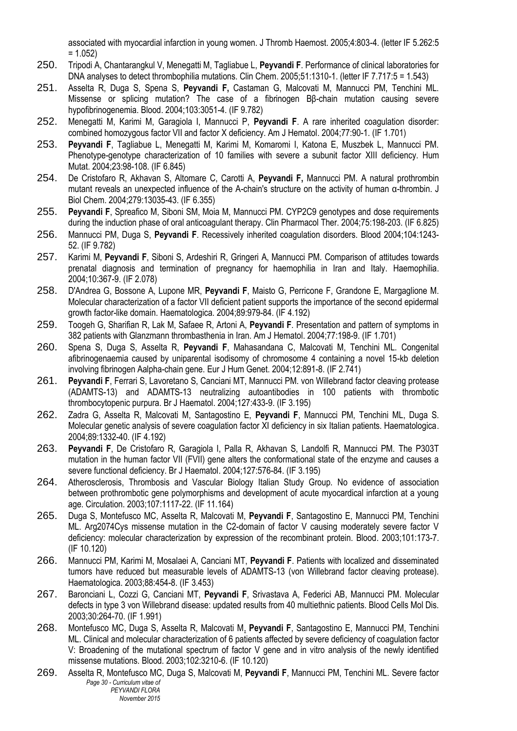associated with myocardial infarction in young women. J Thromb Haemost. 2005;4:803-4. (letter IF 5.262:5 = 1.052)

250. Tripodi A, Chantarangkul V, Menegatti M, Tagliabue L, **Peyvandi F**. Performance of clinical laboratories for DNA analyses to detect thrombophilia mutations. Clin Chem. 2005;51:1310-1. (letter IF 7.717:5 = 1.543)

251. Asselta R, Duga S, Spena S, **Peyvandi F,** Castaman G, Malcovati M, Mannucci PM, Tenchini ML. Missense or splicing mutation? The case of a fibrinogen Bβ-chain mutation causing severe hypofibrinogenemia. Blood. 2004;103:3051-4. (IF 9.782)

252. Menegatti M, Karimi M, Garagiola I, Mannucci P, **Peyvandi F**. A rare inherited coagulation disorder: combined homozygous factor VII and factor X deficiency. Am J Hematol. 2004;77:90-1. (IF 1.701)

253. **Peyvandi F**, Tagliabue L, Menegatti M, Karimi M, Komaromi I, Katona E, Muszbek L, Mannucci PM. Phenotype-genotype characterization of 10 families with severe a subunit factor XIII deficiency. Hum Mutat. 2004;23:98-108. (IF 6.845)

254. De Cristofaro R, Akhavan S, Altomare C, Carotti A, **Peyvandi F,** Mannucci PM. A natural prothrombin mutant reveals an unexpected influence of the A-chain's structure on the activity of human α-thrombin. J Biol Chem. 2004;279:13035-43. (IF 6.355)

255. **Peyvandi F**, Spreafico M, Siboni SM, Moia M, Mannucci PM. CYP2C9 genotypes and dose requirements during the induction phase of oral anticoagulant therapy. Clin Pharmacol Ther. 2004;75:198-203. (IF 6.825)

256. Mannucci PM, Duga S, **Peyvandi F**. Recessively inherited coagulation disorders. Blood 2004;104:1243-52. (IF 9.782)

257. Karimi M, **Peyvandi F**, Siboni S, Ardeshiri R, Gringeri A, Mannucci PM. Comparison of attitudes towards prenatal diagnosis and termination of pregnancy for haemophilia in Iran and Italy. Haemophilia. 2004;10:367-9. (IF 2.078)

258. D'Andrea G, Bossone A, Lupone MR, **Peyvandi F**, Maisto G, Perricone F, Grandone E, Margaglione M. Molecular characterization of a factor VII deficient patient supports the importance of the second epidermal growth factor-like domain. Haematologica. 2004;89:979-84. (IF 4.192)

259. Toogeh G, Sharifian R, Lak M, Safaee R, Artoni A, **Peyvandi F**. Presentation and pattern of symptoms in 382 patients with Glanzmann thrombasthenia in Iran. Am J Hematol. 2004;77:198-9. (IF 1.701)

260. Spena S, Duga S, Asselta R, **Peyvandi F**, Mahasandana C, Malcovati M, Tenchini ML. Congenital afibrinogenaemia caused by uniparental isodisomy of chromosome 4 containing a novel 15-kb deletion involving fibrinogen Aalpha-chain gene. Eur J Hum Genet. 2004;12:891-8. (IF 2.741)

261. **Peyvandi F**, Ferrari S, Lavoretano S, Canciani MT, Mannucci PM. von Willebrand factor cleaving protease (ADAMTS-13) and ADAMTS-13 neutralizing autoantibodies in 100 patients with thrombotic thrombocytopenic purpura. Br J Haematol. 2004;127:433-9. (IF 3.195)

262. Zadra G, Asselta R, Malcovati M, Santagostino E, **Peyvandi F**, Mannucci PM, Tenchini ML, Duga S. Molecular genetic analysis of severe coagulation factor XI deficiency in six Italian patients. Haematologica. 2004;89:1332-40. (IF 4.192)

263. **Peyvandi F**, De Cristofaro R, Garagiola I, Palla R, Akhavan S, Landolfi R, Mannucci PM. The P303T mutation in the human factor VII (FVII) gene alters the conformational state of the enzyme and causes a severe functional deficiency. Br J Haematol. 2004;127:576-84. (IF 3.195)

264. Atherosclerosis, Thrombosis and Vascular Biology Italian Study Group. No evidence of association between prothrombotic gene polymorphisms and development of acute myocardical infarction at a young age. Circulation. 2003;107:1117-22. (IF 11.164)

265. Duga S, Montefusco MC, Asselta R, Malcovati M, **Peyvandi F**, Santagostino E, Mannucci PM, Tenchini ML. Arg2074Cys missense mutation in the C2-domain of factor V causing moderately severe factor V deficiency: molecular characterization by expression of the recombinant protein. Blood. 2003;101:173-7. (IF 10.120)

266. Mannucci PM, Karimi M, Mosalaei A, Canciani MT, **Peyvandi F**. Patients with localized and disseminated tumors have reduced but measurable levels of ADAMTS-13 (von Willebrand factor cleaving protease). Haematologica. 2003;88:454-8. (IF 3.453)

267. Baronciani L, Cozzi G, Canciani MT, **Peyvandi F**, Srivastava A, Federici AB, Mannucci PM. Molecular defects in type 3 von Willebrand disease: updated results from 40 multiethnic patients. Blood Cells Mol Dis. 2003;30:264-70. (IF 1.991)

268. Montefusco MC, Duga S, Asselta R, Malcovati M, **Peyvandi F**, Santagostino E, Mannucci PM, Tenchini ML. Clinical and molecular characterization of 6 patients affected by severe deficiency of coagulation factor V: Broadening of the mutational spectrum of factor V gene and in vitro analysis of the newly identified missense mutations. Blood. 2003;102:3210-6. (IF 10.120)

269. Asselta R, Montefusco MC, Duga S, Malcovati M, **Peyvandi F**, Mannucci PM, Tenchini ML. Severe factor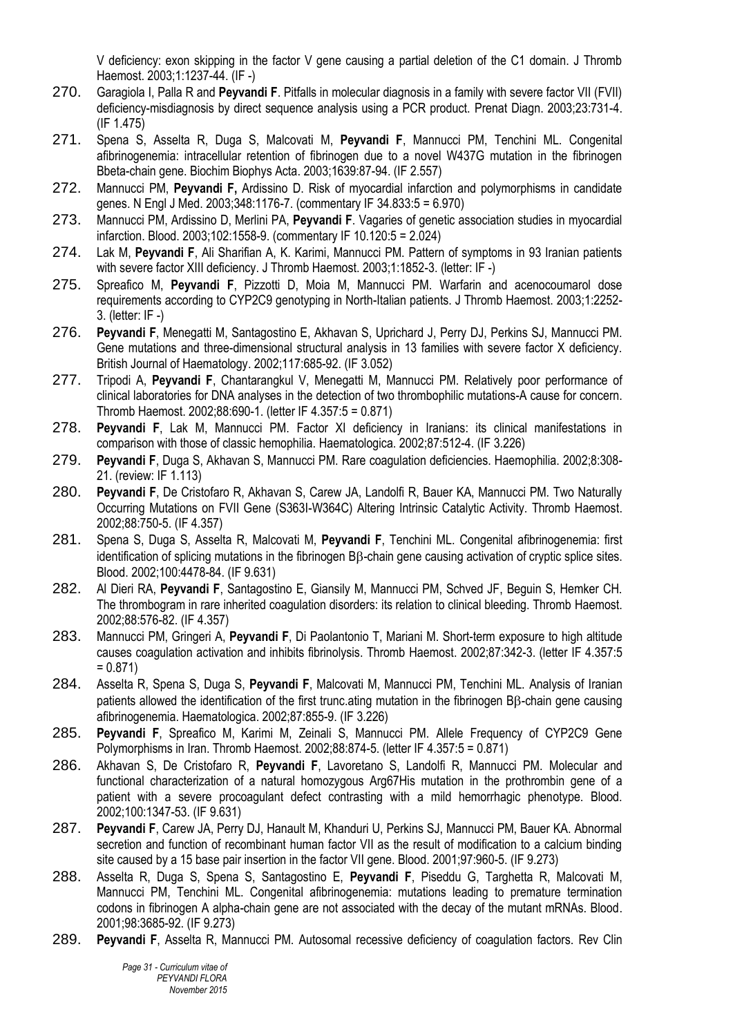V deficiency: exon skipping in the factor V gene causing a partial deletion of the C1 domain. J Thromb Haemost. 2003;1:1237-44. (IF -)

270. Garagiola I, Palla R and **Peyvandi F**. Pitfalls in molecular diagnosis in a family with severe factor VII (FVII) deficiency-misdiagnosis by direct sequence analysis using a PCR product. Prenat Diagn. 2003;23:731-4. (IF 1.475)

271. Spena S, Asselta R, Duga S, Malcovati M, **Peyvandi F**, Mannucci PM, Tenchini ML. Congenital afibrinogenemia: intracellular retention of fibrinogen due to a novel W437G mutation in the fibrinogen Bbeta-chain gene. Biochim Biophys Acta. 2003;1639:87-94. (IF 2.557)

272. Mannucci PM, **Peyvandi F,** Ardissino D. Risk of myocardial infarction and polymorphisms in candidate genes. N Engl J Med. 2003;348:1176-7. (commentary IF 34.833:5 = 6.970)

273. Mannucci PM, Ardissino D, Merlini PA, **Peyvandi F**. Vagaries of genetic association studies in myocardial infarction. Blood. 2003;102:1558-9. (commentary IF 10.120:5 = 2.024)

274. Lak M, **Peyvandi F**, Ali Sharifian A, K. Karimi, Mannucci PM. Pattern of symptoms in 93 Iranian patients with severe factor XIII deficiency. J Thromb Haemost. 2003;1:1852-3. (letter: IF -)

275. Spreafico M, **Peyvandi F**, Pizzotti D, Moia M, Mannucci PM. Warfarin and acenocoumarol dose requirements according to CYP2C9 genotyping in North-Italian patients. J Thromb Haemost. 2003;1:2252-3. (letter: IF -)

276. **Peyvandi F**, Menegatti M, Santagostino E, Akhavan S, Uprichard J, Perry DJ, Perkins SJ, Mannucci PM. Gene mutations and three-dimensional structural analysis in 13 families with severe factor X deficiency. British Journal of Haematology. 2002;117:685-92. (IF 3.052)

277. Tripodi A, **Peyvandi F**, Chantarangkul V, Menegatti M, Mannucci PM. Relatively poor performance of clinical laboratories for DNA analyses in the detection of two thrombophilic mutations-A cause for concern. Thromb Haemost. 2002;88:690-1. (letter IF 4.357:5 = 0.871)

278. **Peyvandi F**, Lak M, Mannucci PM. Factor XI deficiency in Iranians: its clinical manifestations in comparison with those of classic hemophilia. Haematologica. 2002;87:512-4. (IF 3.226)

279. **Peyvandi F**, Duga S, Akhavan S, Mannucci PM. Rare coagulation deficiencies. Haemophilia. 2002;8:308-21. (review: IF 1.113)

280. **Peyvandi F**, De Cristofaro R, Akhavan S, Carew JA, Landolfi R, Bauer KA, Mannucci PM. Two Naturally Occurring Mutations on FVII Gene (S363I-W364C) Altering Intrinsic Catalytic Activity. Thromb Haemost. 2002;88:750-5. (IF 4.357)

281. Spena S, Duga S, Asselta R, Malcovati M, **Peyvandi F**, Tenchini ML. Congenital afibrinogenemia: first identification of splicing mutations in the fibrinogen Bβ-chain gene causing activation of cryptic splice sites. Blood. 2002;100:4478-84. (IF 9.631)

282. Al Dieri RA, **Peyvandi F**, Santagostino E, Giansily M, Mannucci PM, Schved JF, Beguin S, Hemker CH. The thrombogram in rare inherited coagulation disorders: its relation to clinical bleeding. Thromb Haemost. 2002;88:576-82. (IF 4.357)

283. Mannucci PM, Gringeri A, **Peyvandi F**, Di Paolantonio T, Mariani M. Short-term exposure to high altitude causes coagulation activation and inhibits fibrinolysis. Thromb Haemost. 2002;87:342-3. (letter IF 4.357:5 = 0.871)

284. Asselta R, Spena S, Duga S, **Peyvandi F**, Malcovati M, Mannucci PM, Tenchini ML. Analysis of Iranian patients allowed the identification of the first trunc.ating mutation in the fibrinogen Bβ-chain gene causing afibrinogenemia. Haematologica. 2002;87:855-9. (IF 3.226)

285. **Peyvandi F**, Spreafico M, Karimi M, Zeinali S, Mannucci PM. Allele Frequency of CYP2C9 Gene Polymorphisms in Iran. Thromb Haemost. 2002;88:874-5. (letter IF 4.357:5 = 0.871)

286. Akhavan S, De Cristofaro R, **Peyvandi F**, Lavoretano S, Landolfi R, Mannucci PM. Molecular and functional characterization of a natural homozygous Arg67His mutation in the prothrombin gene of a patient with a severe procoagulant defect contrasting with a mild hemorrhagic phenotype. Blood. 2002;100:1347-53. (IF 9.631)

287. **Peyvandi F**, Carew JA, Perry DJ, Hanault M, Khanduri U, Perkins SJ, Mannucci PM, Bauer KA. Abnormal secretion and function of recombinant human factor VII as the result of modification to a calcium binding site caused by a 15 base pair insertion in the factor VII gene. Blood. 2001;97:960-5. (IF 9.273)

288. Asselta R, Duga S, Spena S, Santagostino E, **Peyvandi F**, Piseddu G, Targhetta R, Malcovati M, Mannucci PM, Tenchini ML. Congenital afibrinogenemia: mutations leading to premature termination codons in fibrinogen A alpha-chain gene are not associated with the decay of the mutant mRNAs. Blood. 2001;98:3685-92. (IF 9.273)

289. **Peyvandi F**, Asselta R, Mannucci PM. Autosomal recessive deficiency of coagulation factors. Rev Clin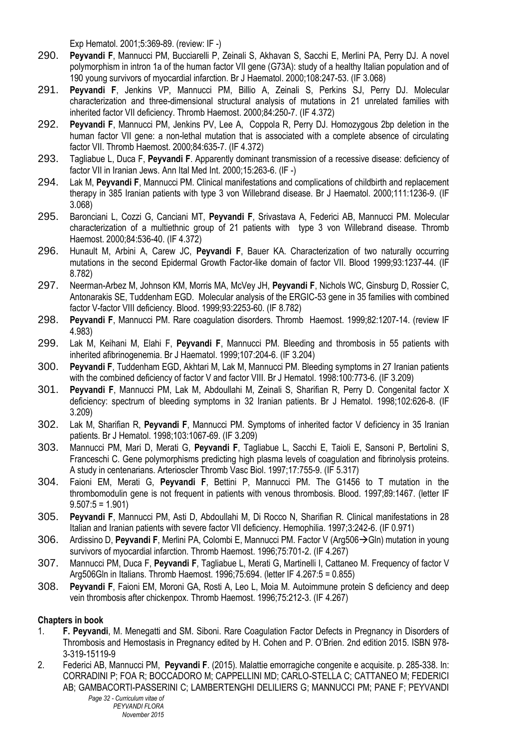Exp Hematol. 2001;5:369-89. (review: IF -)

290. **Peyvandi F**, Mannucci PM, Bucciarelli P, Zeinali S, Akhavan S, Sacchi E, Merlini PA, Perry DJ. A novel polymorphism in intron 1a of the human factor VII gene (G73A): study of a healthy Italian population and of 190 young survivors of myocardial infarction. Br J Haematol. 2000;108:247-53. (IF 3.068)
291. **Peyvandi F**, Jenkins VP, Mannucci PM, Billio A, Zeinali S, Perkins SJ, Perry DJ. Molecular characterization and three-dimensional structural analysis of mutations in 21 unrelated families with inherited factor VII deficiency. Thromb Haemost. 2000;84:250-7. (IF 4.372)
292. **Peyvandi F**, Mannucci PM, Jenkins PV, Lee A, Coppola R, Perry DJ. Homozygous 2bp deletion in the human factor VII gene: a non-lethal mutation that is associated with a complete absence of circulating factor VII. Thromb Haemost. 2000;84:635-7. (IF 4.372)
293. Tagliabue L, Duca F, **Peyvandi F**. Apparently dominant transmission of a recessive disease: deficiency of factor VII in Iranian Jews. Ann Ital Med Int. 2000;15:263-6. (IF -)
294. Lak M, **Peyvandi F**, Mannucci PM. Clinical manifestations and complications of childbirth and replacement therapy in 385 Iranian patients with type 3 von Willebrand disease. Br J Haematol. 2000;111:1236-9. (IF 3.068)
295. Baronciani L, Cozzi G, Canciani MT, **Peyvandi F**, Srivastava A, Federici AB, Mannucci PM. Molecular characterization of a multiethnic group of 21 patients with type 3 von Willebrand disease. Thromb Haemost. 2000;84:536-40. (IF 4.372)
296. Hunault M, Arbini A, Carew JC, **Peyvandi F**, Bauer KA. Characterization of two naturally occurring mutations in the second Epidermal Growth Factor-like domain of factor VII. Blood 1999;93:1237-44. (IF 8.782)
297. Neerman-Arbez M, Johnson KM, Morris MA, McVey JH, **Peyvandi F**, Nichols WC, Ginsburg D, Rossier C, Antonarakis SE, Tuddenham EGD. Molecular analysis of the ERGIC-53 gene in 35 families with combined factor V-factor VIII deficiency. Blood. 1999;93:2253-60. (IF 8.782)
298. **Peyvandi F**, Mannucci PM. Rare coagulation disorders. Thromb Haemost. 1999;82:1207-14. (review IF 4.983)
299. Lak M, Keihani M, Elahi F, **Peyvandi F**, Mannucci PM. Bleeding and thrombosis in 55 patients with inherited afibrinogenemia. Br J Haematol. 1999;107:204-6. (IF 3.204)
300. **Peyvandi F**, Tuddenham EGD, Akhtari M, Lak M, Mannucci PM. Bleeding symptoms in 27 Iranian patients with the combined deficiency of factor V and factor VIII. Br J Hematol. 1998:100:773-6. (IF 3.209)
301. **Peyvandi F**, Mannucci PM, Lak M, Abdoullahi M, Zeinali S, Sharifian R, Perry D. Congenital factor X deficiency: spectrum of bleeding symptoms in 32 Iranian patients. Br J Hematol. 1998;102:626-8. (IF 3.209)
302. Lak M, Sharifian R, **Peyvandi F**, Mannucci PM. Symptoms of inherited factor V deficiency in 35 Iranian patients. Br J Hematol. 1998;103:1067-69. (IF 3.209)
303. Mannucci PM, Mari D, Merati G, **Peyvandi F**, Tagliabue L, Sacchi E, Taioli E, Sansoni P, Bertolini S, Franceschi C. Gene polymorphisms predicting high plasma levels of coagulation and fibrinolysis proteins. A study in centenarians. Arterioscler Thromb Vasc Biol. 1997;17:755-9. (IF 5.317)
304. Faioni EM, Merati G, **Peyvandi F**, Bettini P, Mannucci PM. The G1456 to T mutation in the thrombomodulin gene is not frequent in patients with venous thrombosis. Blood. 1997;89:1467. (letter IF 9.507:5 = 1.901)
305. **Peyvandi F**, Mannucci PM, Asti D, Abdoullahi M, Di Rocco N, Sharifian R. Clinical manifestations in 28 Italian and Iranian patients with severe factor VII deficiency. Hemophilia. 1997;3:242-6. (IF 0.971)
306. Ardissino D, **Peyvandi F**, Merlini PA, Colombi E, Mannucci PM. Factor V (Arg506→Gln) mutation in young survivors of myocardial infarction. Thromb Haemost. 1996;75:701-2. (IF 4.267)
307. Mannucci PM, Duca F, **Peyvandi F**, Tagliabue L, Merati G, Martinelli I, Cattaneo M. Frequency of factor V Arg506Gln in Italians. Thromb Haemost. 1996;75:694. (letter IF 4.267:5 = 0.855)
308. **Peyvandi F**, Faioni EM, Moroni GA, Rosti A, Leo L, Moia M. Autoimmune protein S deficiency and deep vein thrombosis after chickenpox. Thromb Haemost. 1996;75:212-3. (IF 4.267)

**Chapters in book**

1. **F. Peyvandi**, M. Menegatti and SM. Siboni. Rare Coagulation Factor Defects in Pregnancy in Disorders of Thrombosis and Hemostasis in Pregnancy edited by H. Cohen and P. O'Brien. 2nd edition 2015. ISBN 978-3-319-15119-9
2. Federici AB, Mannucci PM, **Peyvandi F**. (2015). Malattie emorragiche congenite e acquisite. p. 285-338. In: CORRADINI P; FOA R; BOCCADORO M; CAPPELLINI MD; CARLO-STELLA C; CATTANEO M; FEDERICI AB; GAMBACORTI-PASSERINI C; LAMBERTENGHI DELILIERS G; MANNUCCI PM; PANE F; PEYVANDI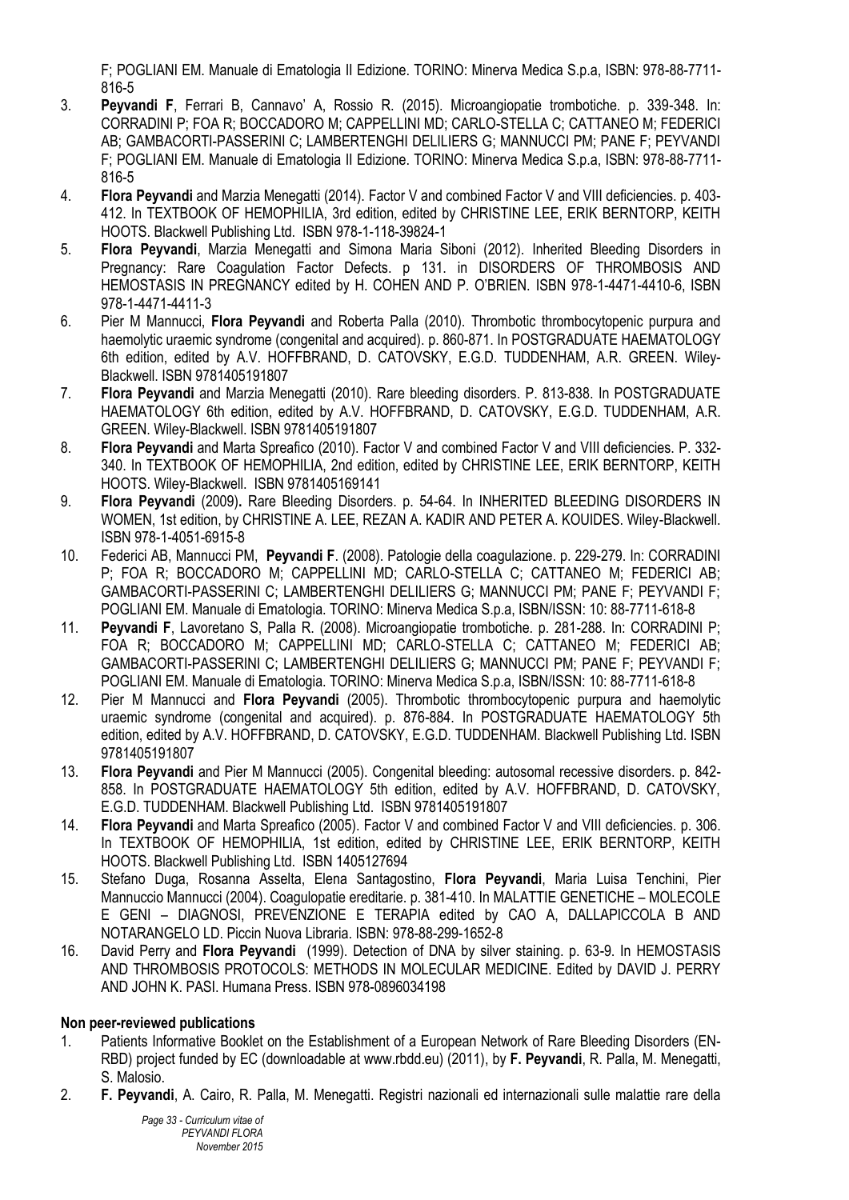F; POGLIANI EM. Manuale di Ematologia II Edizione. TORINO: Minerva Medica S.p.a, ISBN: 978-88-7711-816-5

3. **Peyvandi F**, Ferrari B, Cannavo' A, Rossio R. (2015). Microangiopatie trombotiche. p. 339-348. In: CORRADINI P; FOA R; BOCCADORO M; CAPPELLINI MD; CARLO-STELLA C; CATTANEO M; FEDERICI AB; GAMBACORTI-PASSERINI C; LAMBERTENGHI DELILIERS G; MANNUCCI PM; PANE F; PEYVANDI F; POGLIANI EM. Manuale di Ematologia II Edizione. TORINO: Minerva Medica S.p.a, ISBN: 978-88-7711-816-5
4. **Flora Peyvandi** and Marzia Menegatti (2014). Factor V and combined Factor V and VIII deficiencies. p. 403-412. In TEXTBOOK OF HEMOPHILIA, 3rd edition, edited by CHRISTINE LEE, ERIK BERNTORP, KEITH HOOTS. Blackwell Publishing Ltd. ISBN 978-1-118-39824-1
5. **Flora Peyvandi**, Marzia Menegatti and Simona Maria Siboni (2012). Inherited Bleeding Disorders in Pregnancy: Rare Coagulation Factor Defects. p 131. in DISORDERS OF THROMBOSIS AND HEMOSTASIS IN PREGNANCY edited by H. COHEN AND P. O'BRIEN. ISBN 978-1-4471-4410-6, ISBN 978-1-4471-4411-3
6. Pier M Mannucci, **Flora Peyvandi** and Roberta Palla (2010). Thrombotic thrombocytopenic purpura and haemolytic uraemic syndrome (congenital and acquired). p. 860-871. In POSTGRADUATE HAEMATOLOGY 6th edition, edited by A.V. HOFFBRAND, D. CATOVSKY, E.G.D. TUDDENHAM, A.R. GREEN. Wiley-Blackwell. ISBN 9781405191807
7. **Flora Peyvandi** and Marzia Menegatti (2010). Rare bleeding disorders. P. 813-838. In POSTGRADUATE HAEMATOLOGY 6th edition, edited by A.V. HOFFBRAND, D. CATOVSKY, E.G.D. TUDDENHAM, A.R. GREEN. Wiley-Blackwell. ISBN 9781405191807
8. **Flora Peyvandi** and Marta Spreafico (2010). Factor V and combined Factor V and VIII deficiencies. P. 332-340. In TEXTBOOK OF HEMOPHILIA, 2nd edition, edited by CHRISTINE LEE, ERIK BERNTORP, KEITH HOOTS. Wiley-Blackwell. ISBN 9781405169141
9. **Flora Peyvandi** (2009). Rare Bleeding Disorders. p. 54-64. In INHERITED BLEEDING DISORDERS IN WOMEN, 1st edition, by CHRISTINE A. LEE, REZAN A. KADIR AND PETER A. KOUIDES. Wiley-Blackwell. ISBN 978-1-4051-6915-8
10. Federici AB, Mannucci PM, **Peyvandi F**. (2008). Patologie della coagulazione. p. 229-279. In: CORRADINI P; FOA R; BOCCADORO M; CAPPELLINI MD; CARLO-STELLA C; CATTANEO M; FEDERICI AB; GAMBACORTI-PASSERINI C; LAMBERTENGHI DELILIERS G; MANNUCCI PM; PANE F; PEYVANDI F; POGLIANI EM. Manuale di Ematologia. TORINO: Minerva Medica S.p.a, ISBN/ISSN: 10: 88-7711-618-8
11. **Peyvandi F**, Lavoretano S, Palla R. (2008). Microangiopatie trombotiche. p. 281-288. In: CORRADINI P; FOA R; BOCCADORO M; CAPPELLINI MD; CARLO-STELLA C; CATTANEO M; FEDERICI AB; GAMBACORTI-PASSERINI C; LAMBERTENGHI DELILIERS G; MANNUCCI PM; PANE F; PEYVANDI F; POGLIANI EM. Manuale di Ematologia. TORINO: Minerva Medica S.p.a, ISBN/ISSN: 10: 88-7711-618-8
12. Pier M Mannucci and **Flora Peyvandi** (2005). Thrombotic thrombocytopenic purpura and haemolytic uraemic syndrome (congenital and acquired). p. 876-884. In POSTGRADUATE HAEMATOLOGY 5th edition, edited by A.V. HOFFBRAND, D. CATOVSKY, E.G.D. TUDDENHAM. Blackwell Publishing Ltd. ISBN 9781405191807
13. **Flora Peyvandi** and Pier M Mannucci (2005). Congenital bleeding: autosomal recessive disorders. p. 842-858. In POSTGRADUATE HAEMATOLOGY 5th edition, edited by A.V. HOFFBRAND, D. CATOVSKY, E.G.D. TUDDENHAM. Blackwell Publishing Ltd. ISBN 9781405191807
14. **Flora Peyvandi** and Marta Spreafico (2005). Factor V and combined Factor V and VIII deficiencies. p. 306. In TEXTBOOK OF HEMOPHILIA, 1st edition, edited by CHRISTINE LEE, ERIK BERNTORP, KEITH HOOTS. Blackwell Publishing Ltd. ISBN 1405127694
15. Stefano Duga, Rosanna Asselta, Elena Santagostino, **Flora Peyvandi**, Maria Luisa Tenchini, Pier Mannuccio Mannucci (2004). Coagulopatie ereditarie. p. 381-410. In MALATTIE GENETICHE – MOLECOLE E GENI – DIAGNOSI, PREVENZIONE E TERAPIA edited by CAO A, DALLAPICCOLA B AND NOTARANGELO LD. Piccin Nuova Libraria. ISBN: 978-88-299-1652-8
16. David Perry and **Flora Peyvandi** (1999). Detection of DNA by silver staining. p. 63-9. In HEMOSTASIS AND THROMBOSIS PROTOCOLS: METHODS IN MOLECULAR MEDICINE. Edited by DAVID J. PERRY AND JOHN K. PASI. Humana Press. ISBN 978-0896034198

**Non peer-reviewed publications**

1. Patients Informative Booklet on the Establishment of a European Network of Rare Bleeding Disorders (EN-RBD) project funded by EC (downloadable at www.rbdd.eu) (2011), by **F. Peyvandi**, R. Palla, M. Menegatti, S. Malosio.
2. **F. Peyvandi**, A. Cairo, R. Palla, M. Menegatti. Registri nazionali ed internazionali sulle malattie rare della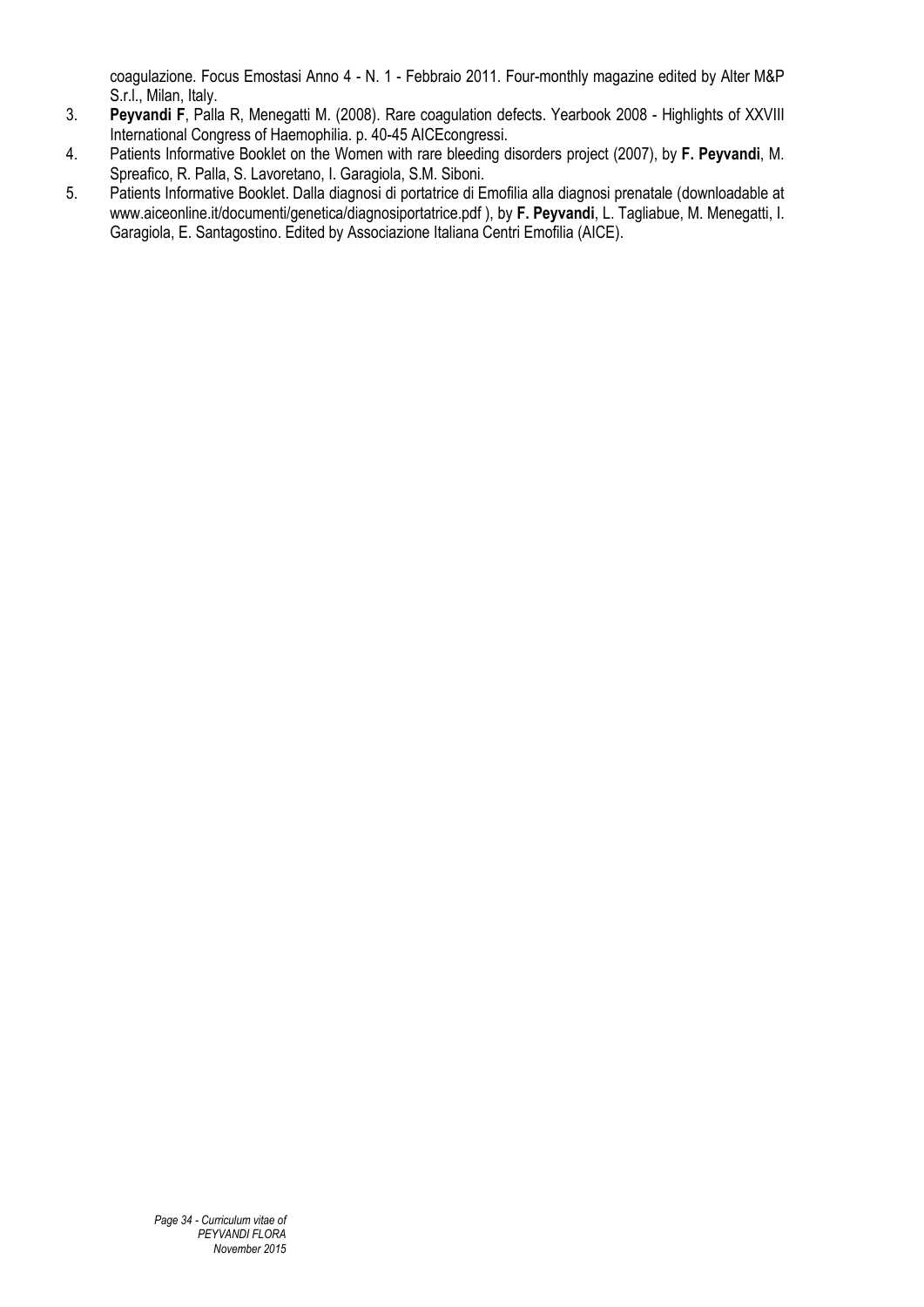coagulazione. Focus Emostasi Anno 4 - N. 1 - Febbraio 2011. Four-monthly magazine edited by Alter M&P S.r.l., Milan, Italy.

3. **Peyvandi F**, Palla R, Menegatti M. (2008). Rare coagulation defects. Yearbook 2008 - Highlights of XXVIII International Congress of Haemophilia. p. 40-45 AICEcongressi.
4. Patients Informative Booklet on the Women with rare bleeding disorders project (2007), by **F. Peyvandi**, M. Spreafico, R. Palla, S. Lavoretano, I. Garagiola, S.M. Siboni.
5. Patients Informative Booklet. Dalla diagnosi di portatrice di Emofilia alla diagnosi prenatale (downloadable at www.aiceonline.it/documenti/genetica/diagnosiportatrice.pdf ), by **F. Peyvandi**, L. Tagliabue, M. Menegatti, I. Garagiola, E. Santagostino. Edited by Associazione Italiana Centri Emofilia (AICE).